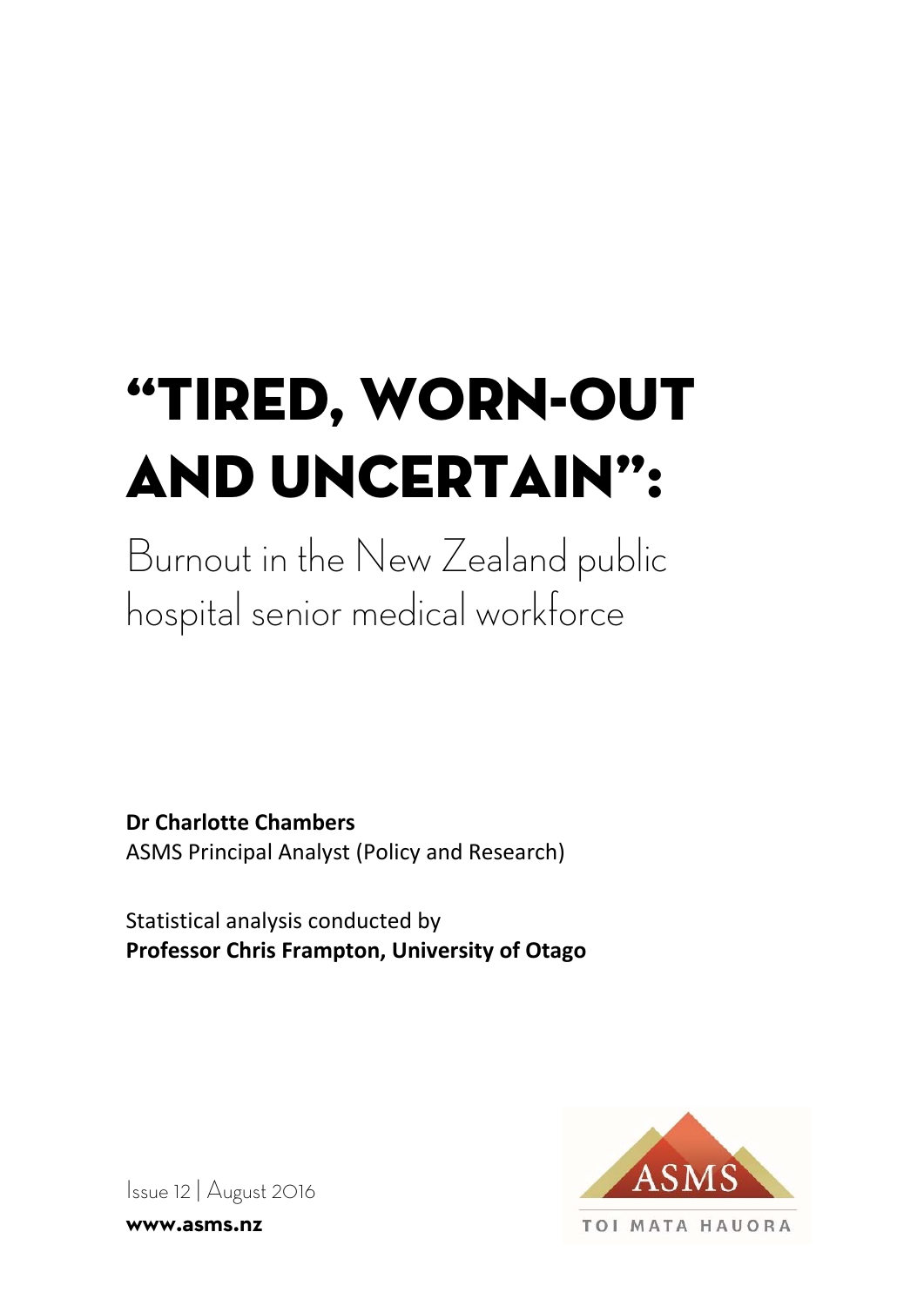# "TIRED, WORN-OUT AND UNCERTAIN":

## Burnout in the New Zealand public hospital senior medical workforce

**Dr Charlotte Chambers**
ASMS Principal Analyst (Policy and Research)

Statistical analysis conducted by
**Professor Chris Frampton, University of Otago**

Issue 12 | August 2016

**www.asms.nz**

ASMS
TOI MATA HAUORA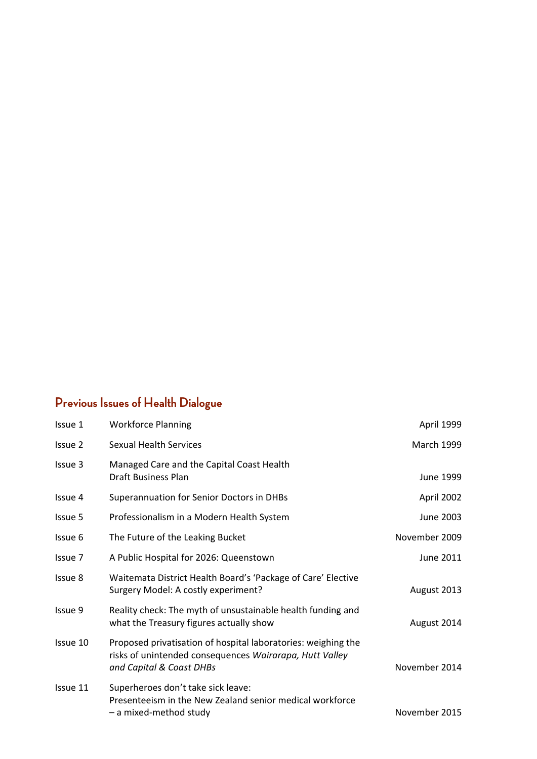## Previous Issues of Health Dialogue

| | | |
|---|---|---|
| Issue 1 | Workforce Planning | April 1999 |
| Issue 2 | Sexual Health Services | March 1999 |
| Issue 3 | Managed Care and the Capital Coast Health Draft Business Plan | June 1999 |
| Issue 4 | Superannuation for Senior Doctors in DHBs | April 2002 |
| Issue 5 | Professionalism in a Modern Health System | June 2003 |
| Issue 6 | The Future of the Leaking Bucket | November 2009 |
| Issue 7 | A Public Hospital for 2026: Queenstown | June 2011 |
| Issue 8 | Waitemata District Health Board's 'Package of Care' Elective Surgery Model: A costly experiment? | August 2013 |
| Issue 9 | Reality check: The myth of unsustainable health funding and what the Treasury figures actually show | August 2014 |
| Issue 10 | Proposed privatisation of hospital laboratories: weighing the risks of unintended consequences *Wairarapa, Hutt Valley and Capital & Coast DHBs* | November 2014 |
| Issue 11 | Superheroes don't take sick leave: Presenteeism in the New Zealand senior medical workforce – a mixed-method study | November 2015 |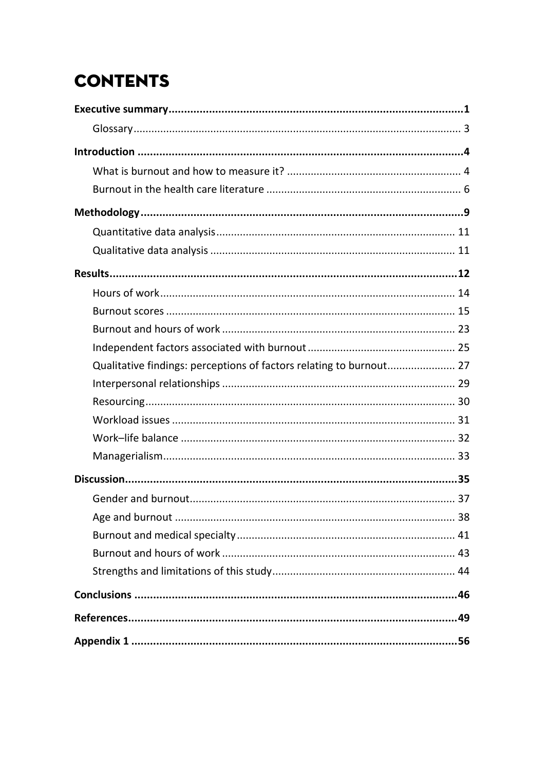# CONTENTS

**Executive summary** ........ **1**

- Glossary ........ 3

**Introduction** ........ **4**

- What is burnout and how to measure it? ........ 4
- Burnout in the health care literature ........ 6

**Methodology** ........ **9**

- Quantitative data analysis ........ 11
- Qualitative data analysis ........ 11

**Results** ........ **12**

- Hours of work ........ 14
- Burnout scores ........ 15
- Burnout and hours of work ........ 23
- Independent factors associated with burnout ........ 25
- Qualitative findings: perceptions of factors relating to burnout ........ 27
- Interpersonal relationships ........ 29
- Resourcing ........ 30
- Workload issues ........ 31
- Work–life balance ........ 32
- Managerialism ........ 33

**Discussion** ........ **35**

- Gender and burnout ........ 37
- Age and burnout ........ 38
- Burnout and medical specialty ........ 41
- Burnout and hours of work ........ 43
- Strengths and limitations of this study ........ 44

**Conclusions** ........ **46**

**References** ........ **49**

**Appendix 1** ........ **56**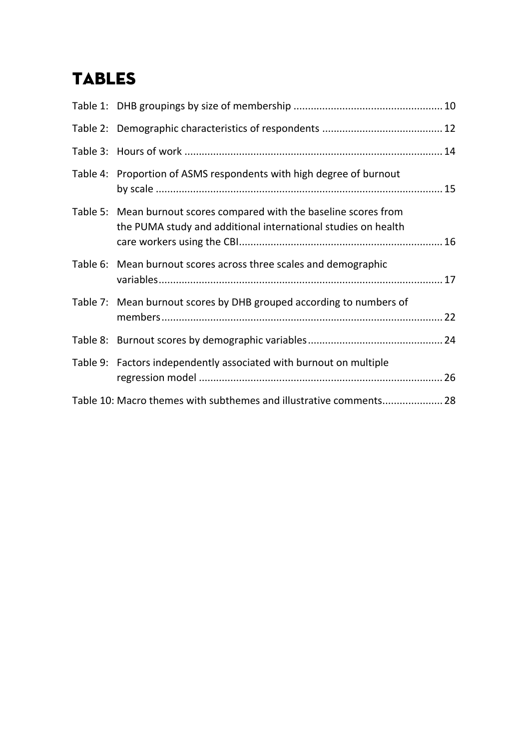# TABLES

Table 1: DHB groupings by size of membership .................................................... 10

Table 2: Demographic characteristics of respondents .......................................... 12

Table 3: Hours of work .......................................................................................... 14

Table 4: Proportion of ASMS respondents with high degree of burnout by scale ................................................................................................... 15

Table 5: Mean burnout scores compared with the baseline scores from the PUMA study and additional international studies on health care workers using the CBI....................................................................... 16

Table 6: Mean burnout scores across three scales and demographic variables.................................................................................................. 17

Table 7: Mean burnout scores by DHB grouped according to numbers of members................................................................................................. 22

Table 8: Burnout scores by demographic variables............................................... 24

Table 9: Factors independently associated with burnout on multiple regression model .................................................................................... 26

Table 10: Macro themes with subthemes and illustrative comments..................... 28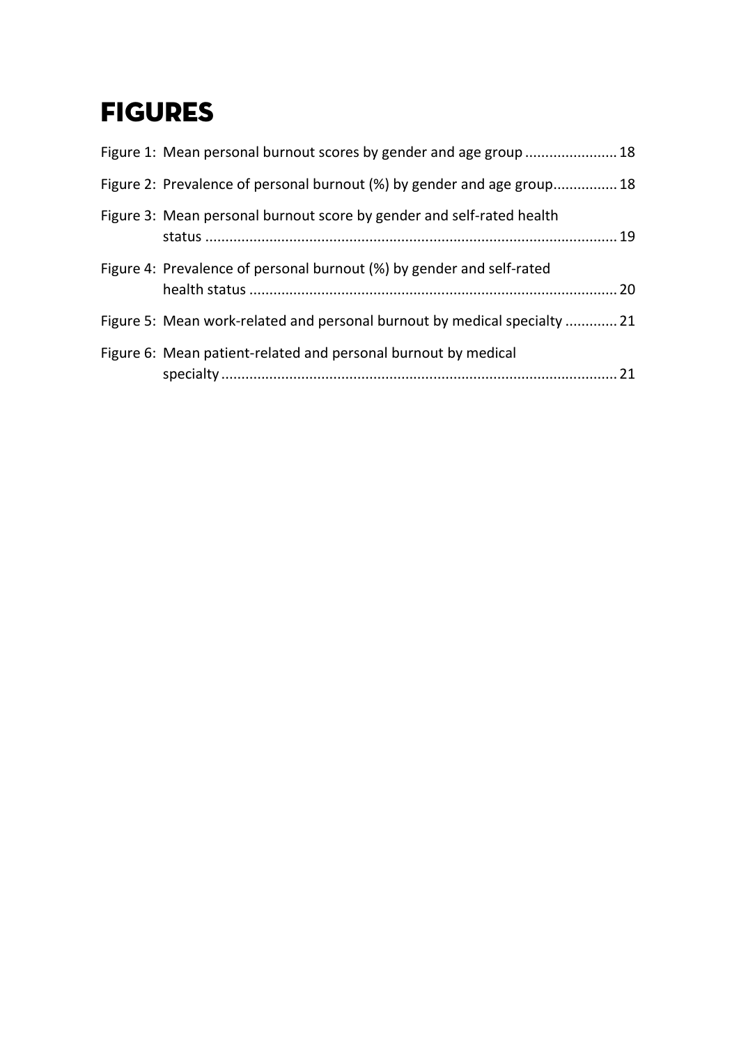# FIGURES

Figure 1: Mean personal burnout scores by gender and age group ....................... 18

Figure 2: Prevalence of personal burnout (%) by gender and age group................ 18

Figure 3: Mean personal burnout score by gender and self-rated health status ...................................................................................................... 19

Figure 4: Prevalence of personal burnout (%) by gender and self-rated health status ........................................................................................... 20

Figure 5: Mean work-related and personal burnout by medical specialty ............. 21

Figure 6: Mean patient-related and personal burnout by medical specialty ................................................................................................... 21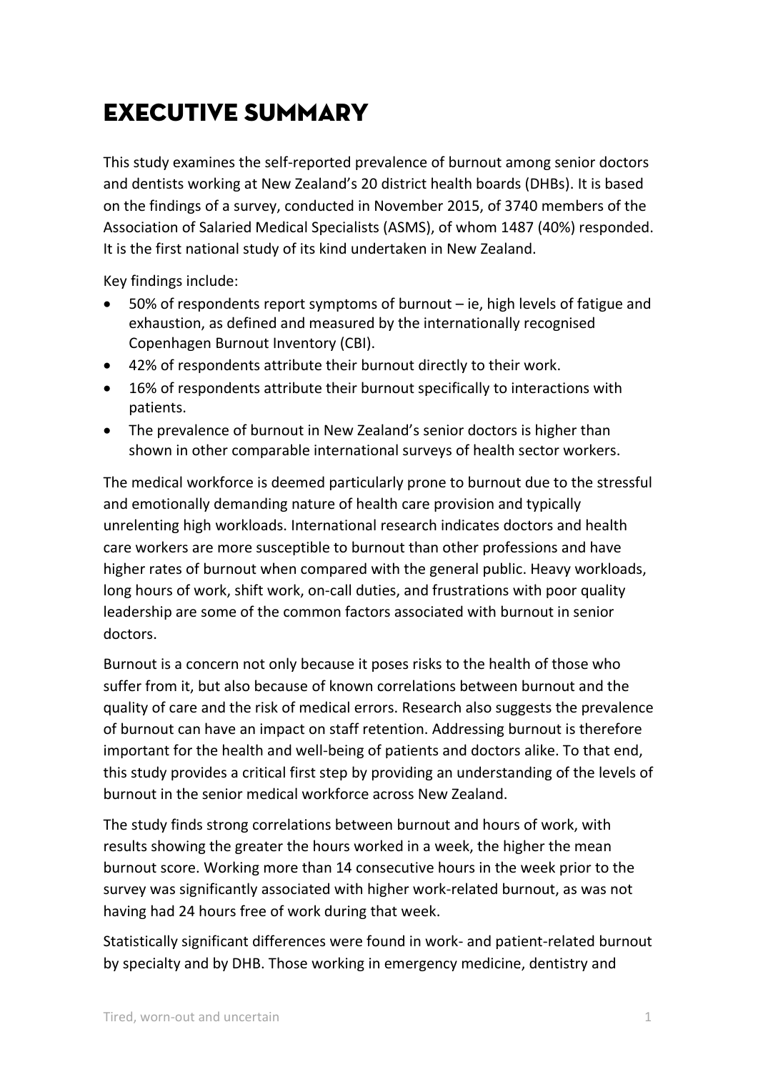# EXECUTIVE SUMMARY

This study examines the self-reported prevalence of burnout among senior doctors and dentists working at New Zealand's 20 district health boards (DHBs). It is based on the findings of a survey, conducted in November 2015, of 3740 members of the Association of Salaried Medical Specialists (ASMS), of whom 1487 (40%) responded. It is the first national study of its kind undertaken in New Zealand.

Key findings include:

- 50% of respondents report symptoms of burnout – ie, high levels of fatigue and exhaustion, as defined and measured by the internationally recognised Copenhagen Burnout Inventory (CBI).
- 42% of respondents attribute their burnout directly to their work.
- 16% of respondents attribute their burnout specifically to interactions with patients.
- The prevalence of burnout in New Zealand's senior doctors is higher than shown in other comparable international surveys of health sector workers.

The medical workforce is deemed particularly prone to burnout due to the stressful and emotionally demanding nature of health care provision and typically unrelenting high workloads. International research indicates doctors and health care workers are more susceptible to burnout than other professions and have higher rates of burnout when compared with the general public. Heavy workloads, long hours of work, shift work, on-call duties, and frustrations with poor quality leadership are some of the common factors associated with burnout in senior doctors.

Burnout is a concern not only because it poses risks to the health of those who suffer from it, but also because of known correlations between burnout and the quality of care and the risk of medical errors. Research also suggests the prevalence of burnout can have an impact on staff retention. Addressing burnout is therefore important for the health and well-being of patients and doctors alike. To that end, this study provides a critical first step by providing an understanding of the levels of burnout in the senior medical workforce across New Zealand.

The study finds strong correlations between burnout and hours of work, with results showing the greater the hours worked in a week, the higher the mean burnout score. Working more than 14 consecutive hours in the week prior to the survey was significantly associated with higher work-related burnout, as was not having had 24 hours free of work during that week.

Statistically significant differences were found in work- and patient-related burnout by specialty and by DHB. Those working in emergency medicine, dentistry and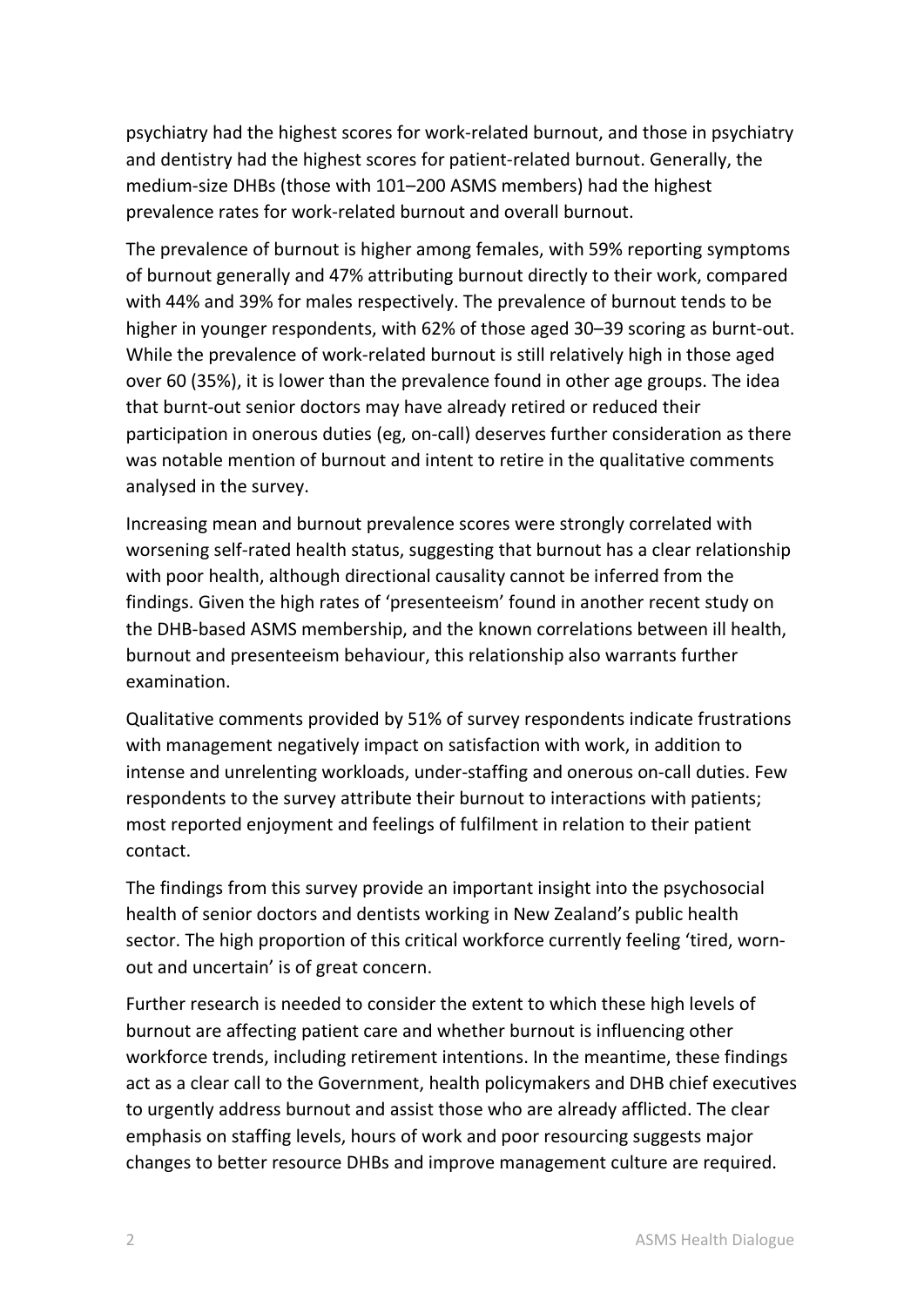psychiatry had the highest scores for work-related burnout, and those in psychiatry and dentistry had the highest scores for patient-related burnout. Generally, the medium-size DHBs (those with 101–200 ASMS members) had the highest prevalence rates for work-related burnout and overall burnout.

The prevalence of burnout is higher among females, with 59% reporting symptoms of burnout generally and 47% attributing burnout directly to their work, compared with 44% and 39% for males respectively. The prevalence of burnout tends to be higher in younger respondents, with 62% of those aged 30–39 scoring as burnt-out. While the prevalence of work-related burnout is still relatively high in those aged over 60 (35%), it is lower than the prevalence found in other age groups. The idea that burnt-out senior doctors may have already retired or reduced their participation in onerous duties (eg, on-call) deserves further consideration as there was notable mention of burnout and intent to retire in the qualitative comments analysed in the survey.

Increasing mean and burnout prevalence scores were strongly correlated with worsening self-rated health status, suggesting that burnout has a clear relationship with poor health, although directional causality cannot be inferred from the findings. Given the high rates of 'presenteeism' found in another recent study on the DHB-based ASMS membership, and the known correlations between ill health, burnout and presenteeism behaviour, this relationship also warrants further examination.

Qualitative comments provided by 51% of survey respondents indicate frustrations with management negatively impact on satisfaction with work, in addition to intense and unrelenting workloads, under-staffing and onerous on-call duties. Few respondents to the survey attribute their burnout to interactions with patients; most reported enjoyment and feelings of fulfilment in relation to their patient contact.

The findings from this survey provide an important insight into the psychosocial health of senior doctors and dentists working in New Zealand's public health sector. The high proportion of this critical workforce currently feeling 'tired, worn-out and uncertain' is of great concern.

Further research is needed to consider the extent to which these high levels of burnout are affecting patient care and whether burnout is influencing other workforce trends, including retirement intentions. In the meantime, these findings act as a clear call to the Government, health policymakers and DHB chief executives to urgently address burnout and assist those who are already afflicted. The clear emphasis on staffing levels, hours of work and poor resourcing suggests major changes to better resource DHBs and improve management culture are required.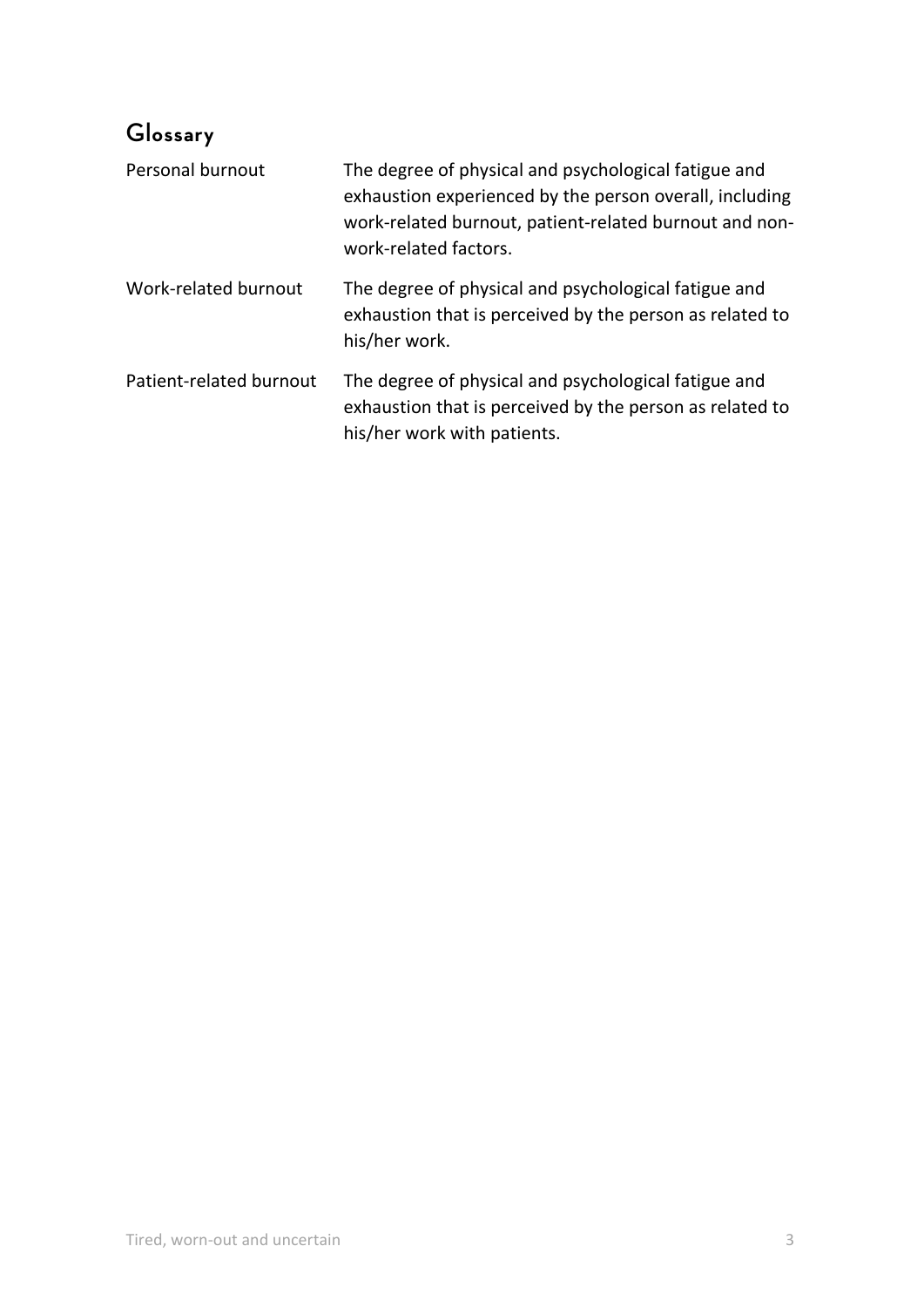## Glossary

| | |
|---|---|
| Personal burnout | The degree of physical and psychological fatigue and exhaustion experienced by the person overall, including work-related burnout, patient-related burnout and non-work-related factors. |
| Work-related burnout | The degree of physical and psychological fatigue and exhaustion that is perceived by the person as related to his/her work. |
| Patient-related burnout | The degree of physical and psychological fatigue and exhaustion that is perceived by the person as related to his/her work with patients. |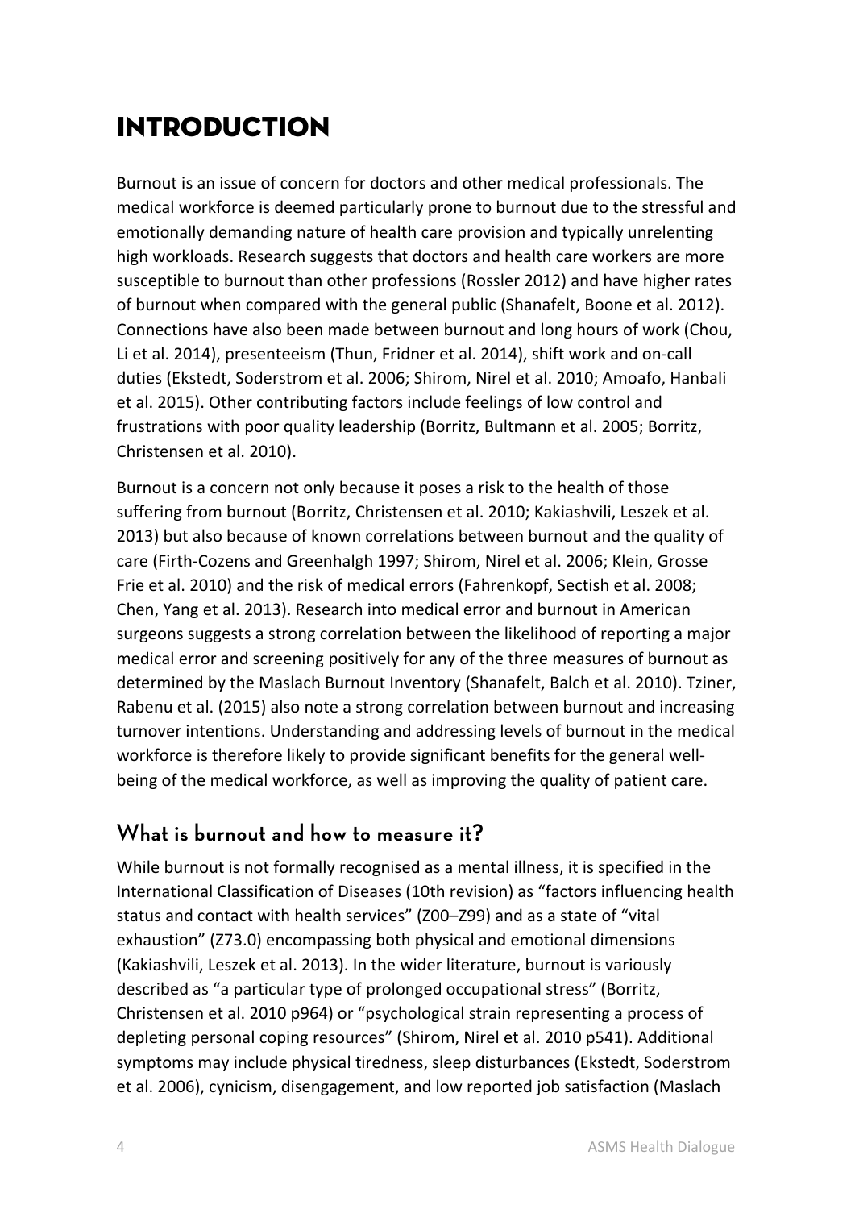# INTRODUCTION

Burnout is an issue of concern for doctors and other medical professionals. The medical workforce is deemed particularly prone to burnout due to the stressful and emotionally demanding nature of health care provision and typically unrelenting high workloads. Research suggests that doctors and health care workers are more susceptible to burnout than other professions (Rossler 2012) and have higher rates of burnout when compared with the general public (Shanafelt, Boone et al. 2012). Connections have also been made between burnout and long hours of work (Chou, Li et al. 2014), presenteeism (Thun, Fridner et al. 2014), shift work and on-call duties (Ekstedt, Soderstrom et al. 2006; Shirom, Nirel et al. 2010; Amoafo, Hanbali et al. 2015). Other contributing factors include feelings of low control and frustrations with poor quality leadership (Borritz, Bultmann et al. 2005; Borritz, Christensen et al. 2010).

Burnout is a concern not only because it poses a risk to the health of those suffering from burnout (Borritz, Christensen et al. 2010; Kakiashvili, Leszek et al. 2013) but also because of known correlations between burnout and the quality of care (Firth-Cozens and Greenhalgh 1997; Shirom, Nirel et al. 2006; Klein, Grosse Frie et al. 2010) and the risk of medical errors (Fahrenkopf, Sectish et al. 2008; Chen, Yang et al. 2013). Research into medical error and burnout in American surgeons suggests a strong correlation between the likelihood of reporting a major medical error and screening positively for any of the three measures of burnout as determined by the Maslach Burnout Inventory (Shanafelt, Balch et al. 2010). Tziner, Rabenu et al. (2015) also note a strong correlation between burnout and increasing turnover intentions. Understanding and addressing levels of burnout in the medical workforce is therefore likely to provide significant benefits for the general well-being of the medical workforce, as well as improving the quality of patient care.

## What is burnout and how to measure it?

While burnout is not formally recognised as a mental illness, it is specified in the International Classification of Diseases (10th revision) as "factors influencing health status and contact with health services" (Z00–Z99) and as a state of "vital exhaustion" (Z73.0) encompassing both physical and emotional dimensions (Kakiashvili, Leszek et al. 2013). In the wider literature, burnout is variously described as "a particular type of prolonged occupational stress" (Borritz, Christensen et al. 2010 p964) or "psychological strain representing a process of depleting personal coping resources" (Shirom, Nirel et al. 2010 p541). Additional symptoms may include physical tiredness, sleep disturbances (Ekstedt, Soderstrom et al. 2006), cynicism, disengagement, and low reported job satisfaction (Maslach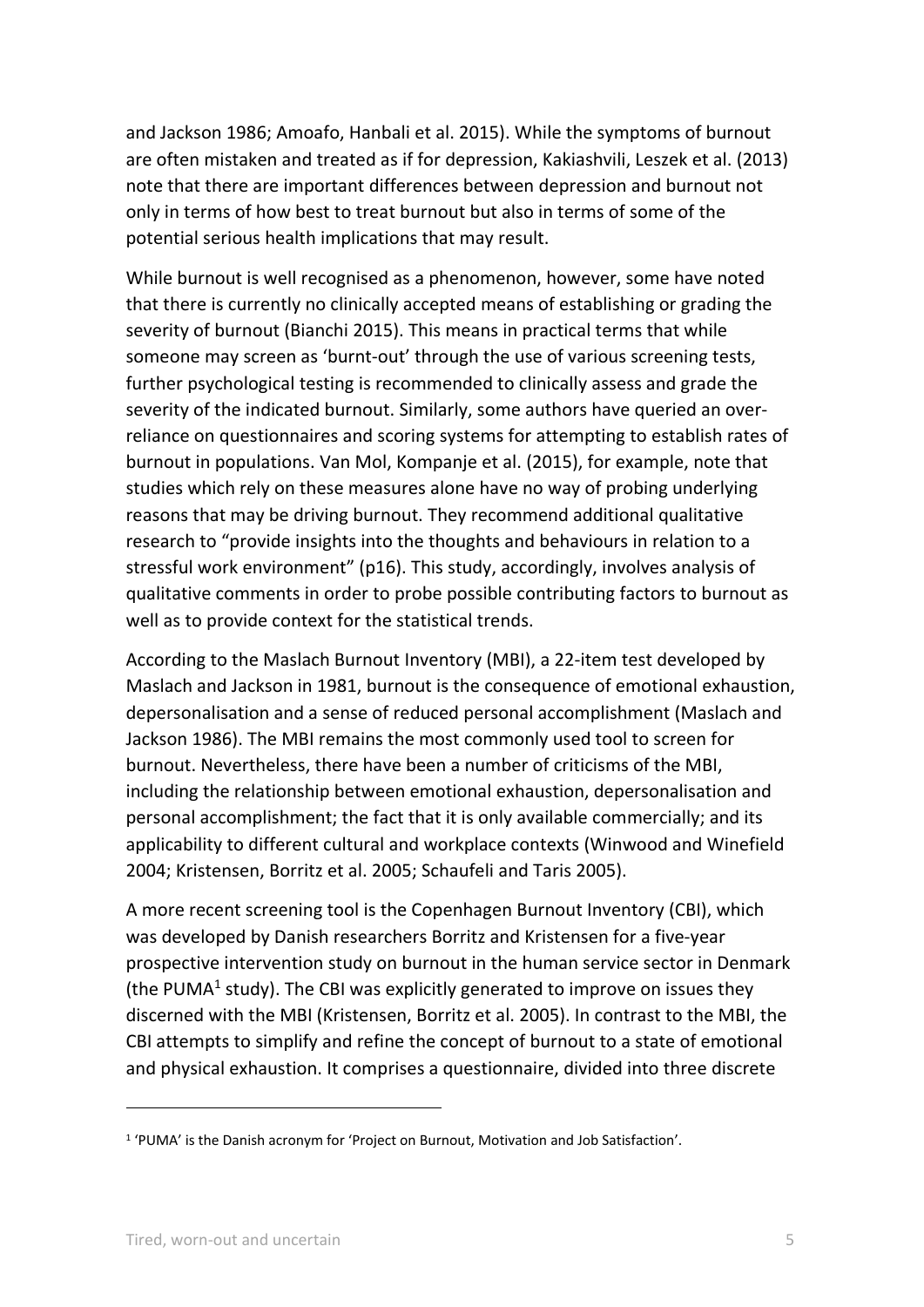and Jackson 1986; Amoafo, Hanbali et al. 2015). While the symptoms of burnout are often mistaken and treated as if for depression, Kakiashvili, Leszek et al. (2013) note that there are important differences between depression and burnout not only in terms of how best to treat burnout but also in terms of some of the potential serious health implications that may result.

While burnout is well recognised as a phenomenon, however, some have noted that there is currently no clinically accepted means of establishing or grading the severity of burnout (Bianchi 2015). This means in practical terms that while someone may screen as 'burnt-out' through the use of various screening tests, further psychological testing is recommended to clinically assess and grade the severity of the indicated burnout. Similarly, some authors have queried an over-reliance on questionnaires and scoring systems for attempting to establish rates of burnout in populations. Van Mol, Kompanje et al. (2015), for example, note that studies which rely on these measures alone have no way of probing underlying reasons that may be driving burnout. They recommend additional qualitative research to "provide insights into the thoughts and behaviours in relation to a stressful work environment" (p16). This study, accordingly, involves analysis of qualitative comments in order to probe possible contributing factors to burnout as well as to provide context for the statistical trends.

According to the Maslach Burnout Inventory (MBI), a 22-item test developed by Maslach and Jackson in 1981, burnout is the consequence of emotional exhaustion, depersonalisation and a sense of reduced personal accomplishment (Maslach and Jackson 1986). The MBI remains the most commonly used tool to screen for burnout. Nevertheless, there have been a number of criticisms of the MBI, including the relationship between emotional exhaustion, depersonalisation and personal accomplishment; the fact that it is only available commercially; and its applicability to different cultural and workplace contexts (Winwood and Winefield 2004; Kristensen, Borritz et al. 2005; Schaufeli and Taris 2005).

A more recent screening tool is the Copenhagen Burnout Inventory (CBI), which was developed by Danish researchers Borritz and Kristensen for a five-year prospective intervention study on burnout in the human service sector in Denmark (the PUMA[1] study). The CBI was explicitly generated to improve on issues they discerned with the MBI (Kristensen, Borritz et al. 2005). In contrast to the MBI, the CBI attempts to simplify and refine the concept of burnout to a state of emotional and physical exhaustion. It comprises a questionnaire, divided into three discrete

[1] 'PUMA' is the Danish acronym for 'Project on Burnout, Motivation and Job Satisfaction'.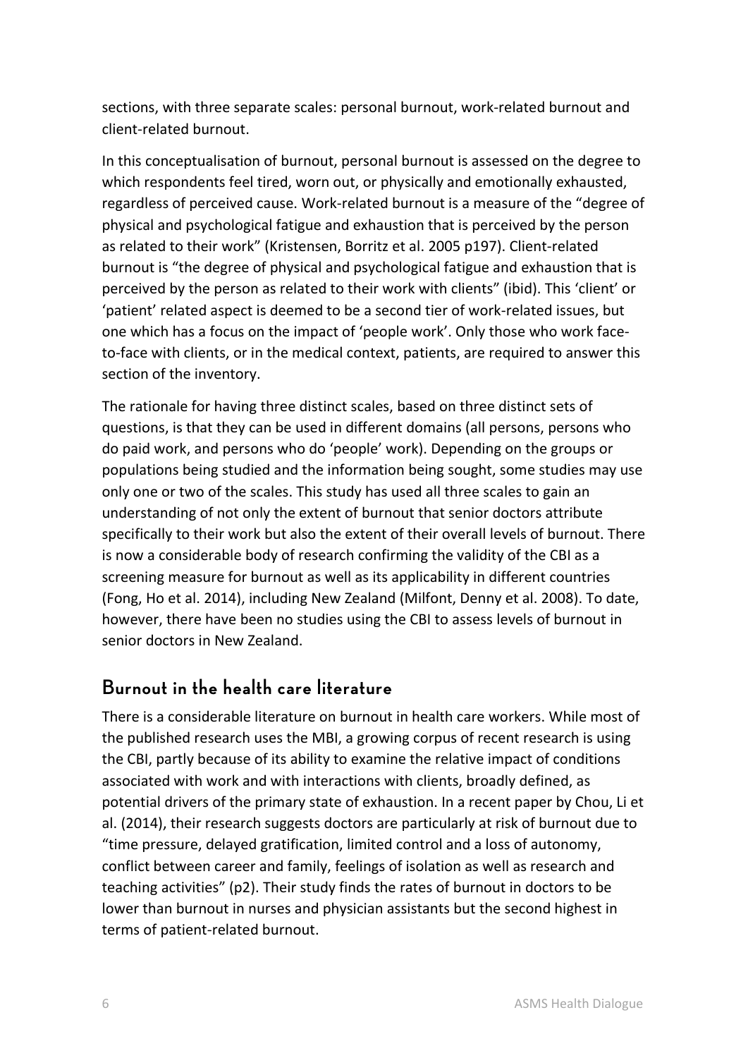sections, with three separate scales: personal burnout, work-related burnout and client-related burnout.

In this conceptualisation of burnout, personal burnout is assessed on the degree to which respondents feel tired, worn out, or physically and emotionally exhausted, regardless of perceived cause. Work-related burnout is a measure of the "degree of physical and psychological fatigue and exhaustion that is perceived by the person as related to their work" (Kristensen, Borritz et al. 2005 p197). Client-related burnout is "the degree of physical and psychological fatigue and exhaustion that is perceived by the person as related to their work with clients" (ibid). This 'client' or 'patient' related aspect is deemed to be a second tier of work-related issues, but one which has a focus on the impact of 'people work'. Only those who work face-to-face with clients, or in the medical context, patients, are required to answer this section of the inventory.

The rationale for having three distinct scales, based on three distinct sets of questions, is that they can be used in different domains (all persons, persons who do paid work, and persons who do 'people' work). Depending on the groups or populations being studied and the information being sought, some studies may use only one or two of the scales. This study has used all three scales to gain an understanding of not only the extent of burnout that senior doctors attribute specifically to their work but also the extent of their overall levels of burnout. There is now a considerable body of research confirming the validity of the CBI as a screening measure for burnout as well as its applicability in different countries (Fong, Ho et al. 2014), including New Zealand (Milfont, Denny et al. 2008). To date, however, there have been no studies using the CBI to assess levels of burnout in senior doctors in New Zealand.

## Burnout in the health care literature

There is a considerable literature on burnout in health care workers. While most of the published research uses the MBI, a growing corpus of recent research is using the CBI, partly because of its ability to examine the relative impact of conditions associated with work and with interactions with clients, broadly defined, as potential drivers of the primary state of exhaustion. In a recent paper by Chou, Li et al. (2014), their research suggests doctors are particularly at risk of burnout due to "time pressure, delayed gratification, limited control and a loss of autonomy, conflict between career and family, feelings of isolation as well as research and teaching activities" (p2). Their study finds the rates of burnout in doctors to be lower than burnout in nurses and physician assistants but the second highest in terms of patient-related burnout.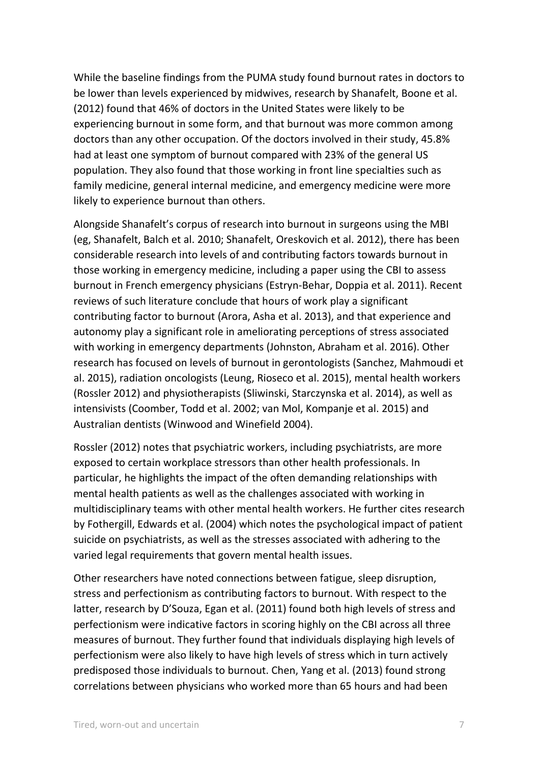While the baseline findings from the PUMA study found burnout rates in doctors to be lower than levels experienced by midwives, research by Shanafelt, Boone et al. (2012) found that 46% of doctors in the United States were likely to be experiencing burnout in some form, and that burnout was more common among doctors than any other occupation. Of the doctors involved in their study, 45.8% had at least one symptom of burnout compared with 23% of the general US population. They also found that those working in front line specialties such as family medicine, general internal medicine, and emergency medicine were more likely to experience burnout than others.

Alongside Shanafelt's corpus of research into burnout in surgeons using the MBI (eg, Shanafelt, Balch et al. 2010; Shanafelt, Oreskovich et al. 2012), there has been considerable research into levels of and contributing factors towards burnout in those working in emergency medicine, including a paper using the CBI to assess burnout in French emergency physicians (Estryn-Behar, Doppia et al. 2011). Recent reviews of such literature conclude that hours of work play a significant contributing factor to burnout (Arora, Asha et al. 2013), and that experience and autonomy play a significant role in ameliorating perceptions of stress associated with working in emergency departments (Johnston, Abraham et al. 2016). Other research has focused on levels of burnout in gerontologists (Sanchez, Mahmoudi et al. 2015), radiation oncologists (Leung, Rioseco et al. 2015), mental health workers (Rossler 2012) and physiotherapists (Sliwinski, Starczynska et al. 2014), as well as intensivists (Coomber, Todd et al. 2002; van Mol, Kompanje et al. 2015) and Australian dentists (Winwood and Winefield 2004).

Rossler (2012) notes that psychiatric workers, including psychiatrists, are more exposed to certain workplace stressors than other health professionals. In particular, he highlights the impact of the often demanding relationships with mental health patients as well as the challenges associated with working in multidisciplinary teams with other mental health workers. He further cites research by Fothergill, Edwards et al. (2004) which notes the psychological impact of patient suicide on psychiatrists, as well as the stresses associated with adhering to the varied legal requirements that govern mental health issues.

Other researchers have noted connections between fatigue, sleep disruption, stress and perfectionism as contributing factors to burnout. With respect to the latter, research by D'Souza, Egan et al. (2011) found both high levels of stress and perfectionism were indicative factors in scoring highly on the CBI across all three measures of burnout. They further found that individuals displaying high levels of perfectionism were also likely to have high levels of stress which in turn actively predisposed those individuals to burnout. Chen, Yang et al. (2013) found strong correlations between physicians who worked more than 65 hours and had been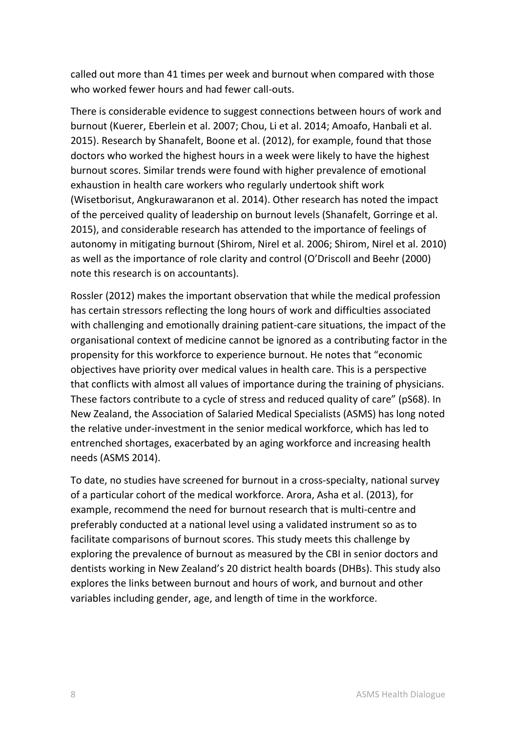called out more than 41 times per week and burnout when compared with those who worked fewer hours and had fewer call-outs.

There is considerable evidence to suggest connections between hours of work and burnout (Kuerer, Eberlein et al. 2007; Chou, Li et al. 2014; Amoafo, Hanbali et al. 2015). Research by Shanafelt, Boone et al. (2012), for example, found that those doctors who worked the highest hours in a week were likely to have the highest burnout scores. Similar trends were found with higher prevalence of emotional exhaustion in health care workers who regularly undertook shift work (Wisetborisut, Angkurawaranon et al. 2014). Other research has noted the impact of the perceived quality of leadership on burnout levels (Shanafelt, Gorringe et al. 2015), and considerable research has attended to the importance of feelings of autonomy in mitigating burnout (Shirom, Nirel et al. 2006; Shirom, Nirel et al. 2010) as well as the importance of role clarity and control (O'Driscoll and Beehr (2000) note this research is on accountants).

Rossler (2012) makes the important observation that while the medical profession has certain stressors reflecting the long hours of work and difficulties associated with challenging and emotionally draining patient-care situations, the impact of the organisational context of medicine cannot be ignored as a contributing factor in the propensity for this workforce to experience burnout. He notes that "economic objectives have priority over medical values in health care. This is a perspective that conflicts with almost all values of importance during the training of physicians. These factors contribute to a cycle of stress and reduced quality of care" (pS68). In New Zealand, the Association of Salaried Medical Specialists (ASMS) has long noted the relative under-investment in the senior medical workforce, which has led to entrenched shortages, exacerbated by an aging workforce and increasing health needs (ASMS 2014).

To date, no studies have screened for burnout in a cross-specialty, national survey of a particular cohort of the medical workforce. Arora, Asha et al. (2013), for example, recommend the need for burnout research that is multi-centre and preferably conducted at a national level using a validated instrument so as to facilitate comparisons of burnout scores. This study meets this challenge by exploring the prevalence of burnout as measured by the CBI in senior doctors and dentists working in New Zealand's 20 district health boards (DHBs). This study also explores the links between burnout and hours of work, and burnout and other variables including gender, age, and length of time in the workforce.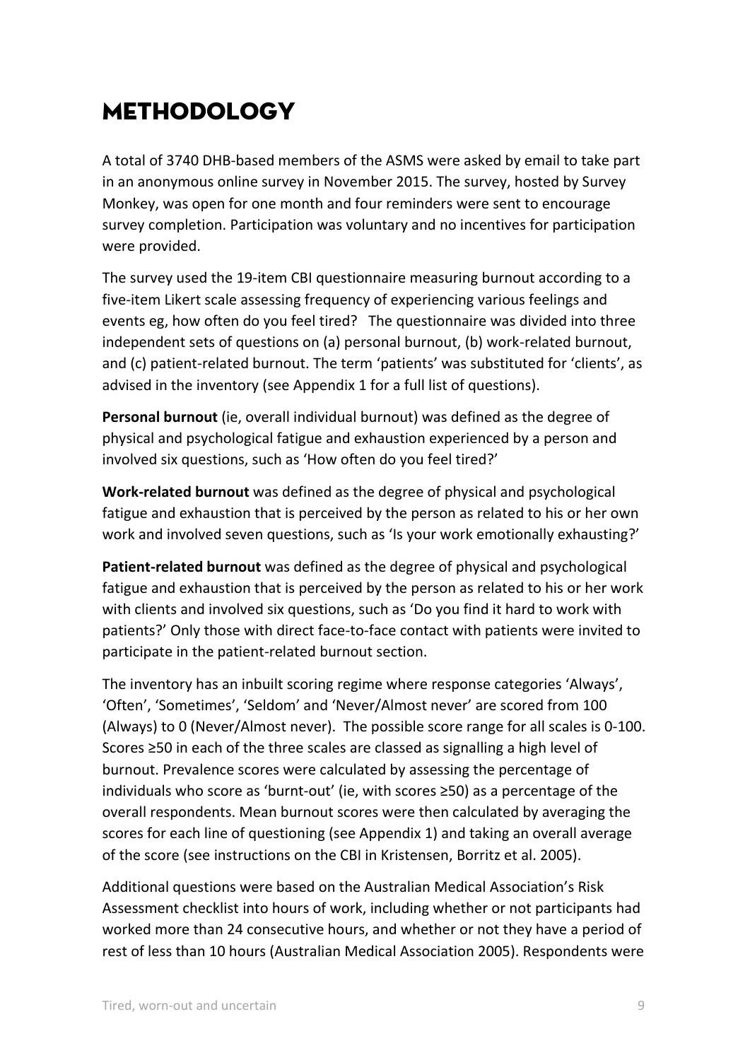# METHODOLOGY

A total of 3740 DHB-based members of the ASMS were asked by email to take part in an anonymous online survey in November 2015. The survey, hosted by Survey Monkey, was open for one month and four reminders were sent to encourage survey completion. Participation was voluntary and no incentives for participation were provided.

The survey used the 19-item CBI questionnaire measuring burnout according to a five-item Likert scale assessing frequency of experiencing various feelings and events eg, how often do you feel tired? The questionnaire was divided into three independent sets of questions on (a) personal burnout, (b) work-related burnout, and (c) patient-related burnout. The term 'patients' was substituted for 'clients', as advised in the inventory (see Appendix 1 for a full list of questions).

**Personal burnout** (ie, overall individual burnout) was defined as the degree of physical and psychological fatigue and exhaustion experienced by a person and involved six questions, such as 'How often do you feel tired?'

**Work-related burnout** was defined as the degree of physical and psychological fatigue and exhaustion that is perceived by the person as related to his or her own work and involved seven questions, such as 'Is your work emotionally exhausting?'

**Patient-related burnout** was defined as the degree of physical and psychological fatigue and exhaustion that is perceived by the person as related to his or her work with clients and involved six questions, such as 'Do you find it hard to work with patients?' Only those with direct face-to-face contact with patients were invited to participate in the patient-related burnout section.

The inventory has an inbuilt scoring regime where response categories 'Always', 'Often', 'Sometimes', 'Seldom' and 'Never/Almost never' are scored from 100 (Always) to 0 (Never/Almost never). The possible score range for all scales is 0-100. Scores ≥50 in each of the three scales are classed as signalling a high level of burnout. Prevalence scores were calculated by assessing the percentage of individuals who score as 'burnt-out' (ie, with scores ≥50) as a percentage of the overall respondents. Mean burnout scores were then calculated by averaging the scores for each line of questioning (see Appendix 1) and taking an overall average of the score (see instructions on the CBI in Kristensen, Borritz et al. 2005).

Additional questions were based on the Australian Medical Association's Risk Assessment checklist into hours of work, including whether or not participants had worked more than 24 consecutive hours, and whether or not they have a period of rest of less than 10 hours (Australian Medical Association 2005). Respondents were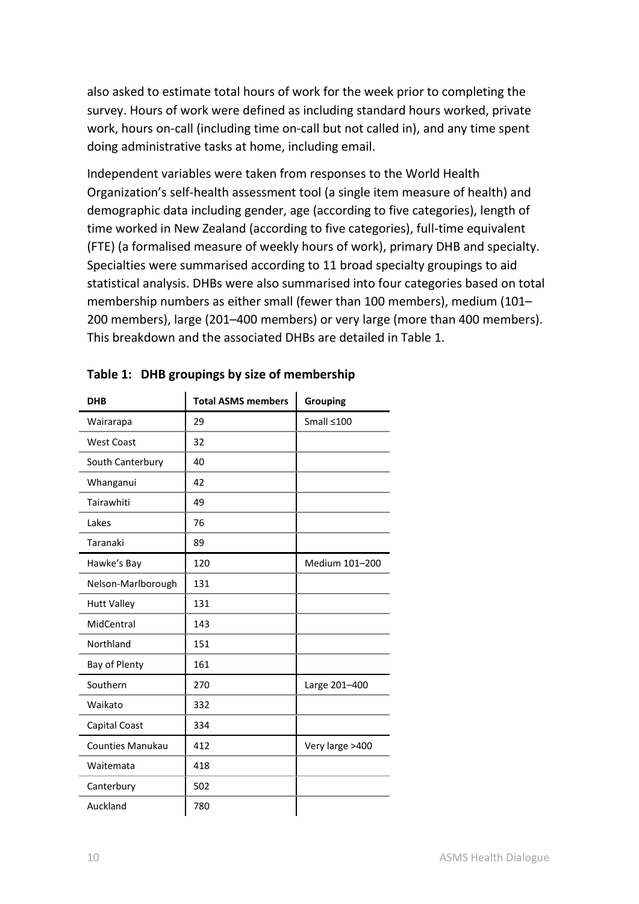also asked to estimate total hours of work for the week prior to completing the survey. Hours of work were defined as including standard hours worked, private work, hours on-call (including time on-call but not called in), and any time spent doing administrative tasks at home, including email.

Independent variables were taken from responses to the World Health Organization's self-health assessment tool (a single item measure of health) and demographic data including gender, age (according to five categories), length of time worked in New Zealand (according to five categories), full-time equivalent (FTE) (a formalised measure of weekly hours of work), primary DHB and specialty. Specialties were summarised according to 11 broad specialty groupings to aid statistical analysis. DHBs were also summarised into four categories based on total membership numbers as either small (fewer than 100 members), medium (101–200 members), large (201–400 members) or very large (more than 400 members). This breakdown and the associated DHBs are detailed in Table 1.

**Table 1: DHB groupings by size of membership**

| DHB | Total ASMS members | Grouping |
|---|---|---|
| Wairarapa | 29 | Small ≤100 |
| West Coast | 32 | |
| South Canterbury | 40 | |
| Whanganui | 42 | |
| Tairawhiti | 49 | |
| Lakes | 76 | |
| Taranaki | 89 | |
| Hawke's Bay | 120 | Medium 101–200 |
| Nelson-Marlborough | 131 | |
| Hutt Valley | 131 | |
| MidCentral | 143 | |
| Northland | 151 | |
| Bay of Plenty | 161 | |
| Southern | 270 | Large 201–400 |
| Waikato | 332 | |
| Capital Coast | 334 | |
| Counties Manukau | 412 | Very large >400 |
| Waitemata | 418 | |
| Canterbury | 502 | |
| Auckland | 780 | |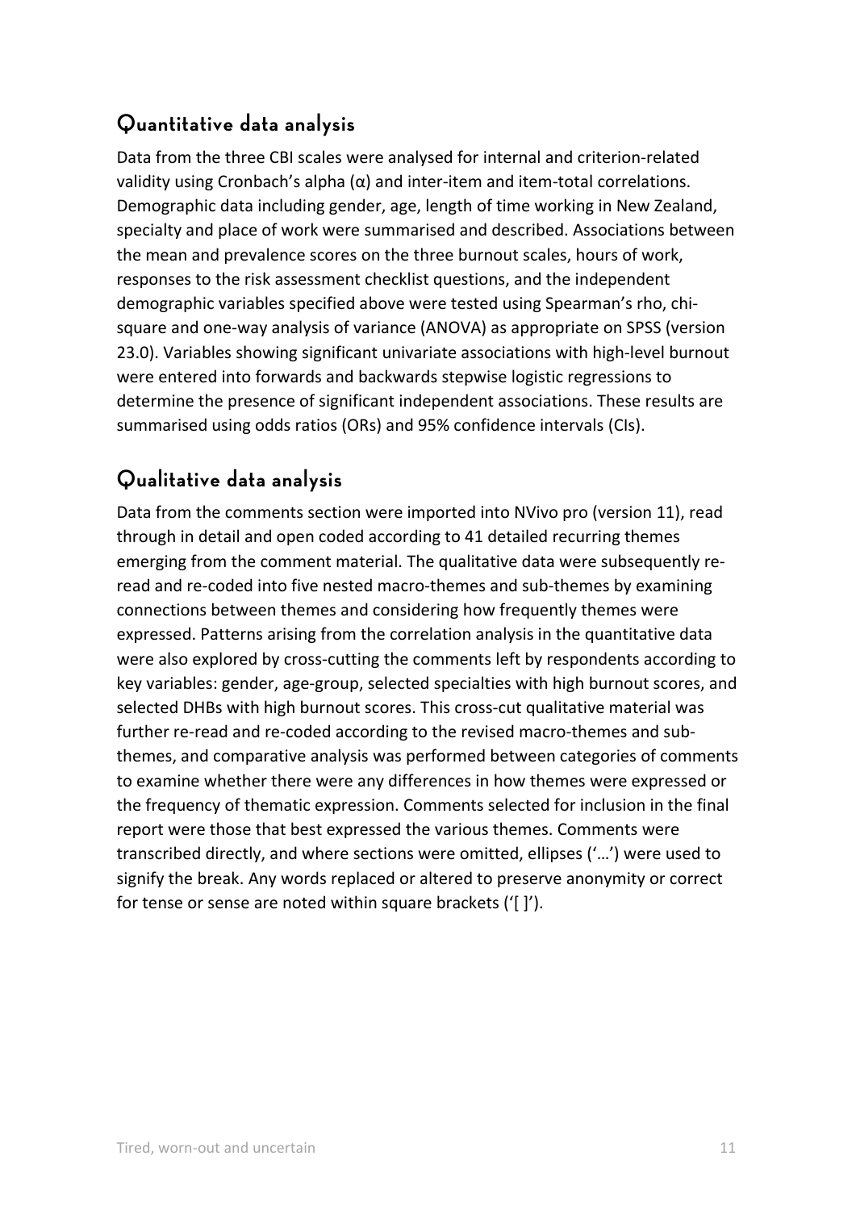## Quantitative data analysis

Data from the three CBI scales were analysed for internal and criterion-related validity using Cronbach's alpha (α) and inter-item and item-total correlations. Demographic data including gender, age, length of time working in New Zealand, specialty and place of work were summarised and described. Associations between the mean and prevalence scores on the three burnout scales, hours of work, responses to the risk assessment checklist questions, and the independent demographic variables specified above were tested using Spearman's rho, chi-square and one-way analysis of variance (ANOVA) as appropriate on SPSS (version 23.0). Variables showing significant univariate associations with high-level burnout were entered into forwards and backwards stepwise logistic regressions to determine the presence of significant independent associations. These results are summarised using odds ratios (ORs) and 95% confidence intervals (CIs).

## Qualitative data analysis

Data from the comments section were imported into NVivo pro (version 11), read through in detail and open coded according to 41 detailed recurring themes emerging from the comment material. The qualitative data were subsequently re-read and re-coded into five nested macro-themes and sub-themes by examining connections between themes and considering how frequently themes were expressed. Patterns arising from the correlation analysis in the quantitative data were also explored by cross-cutting the comments left by respondents according to key variables: gender, age-group, selected specialties with high burnout scores, and selected DHBs with high burnout scores. This cross-cut qualitative material was further re-read and re-coded according to the revised macro-themes and sub-themes, and comparative analysis was performed between categories of comments to examine whether there were any differences in how themes were expressed or the frequency of thematic expression. Comments selected for inclusion in the final report were those that best expressed the various themes. Comments were transcribed directly, and where sections were omitted, ellipses ('…') were used to signify the break. Any words replaced or altered to preserve anonymity or correct for tense or sense are noted within square brackets ('[ ]').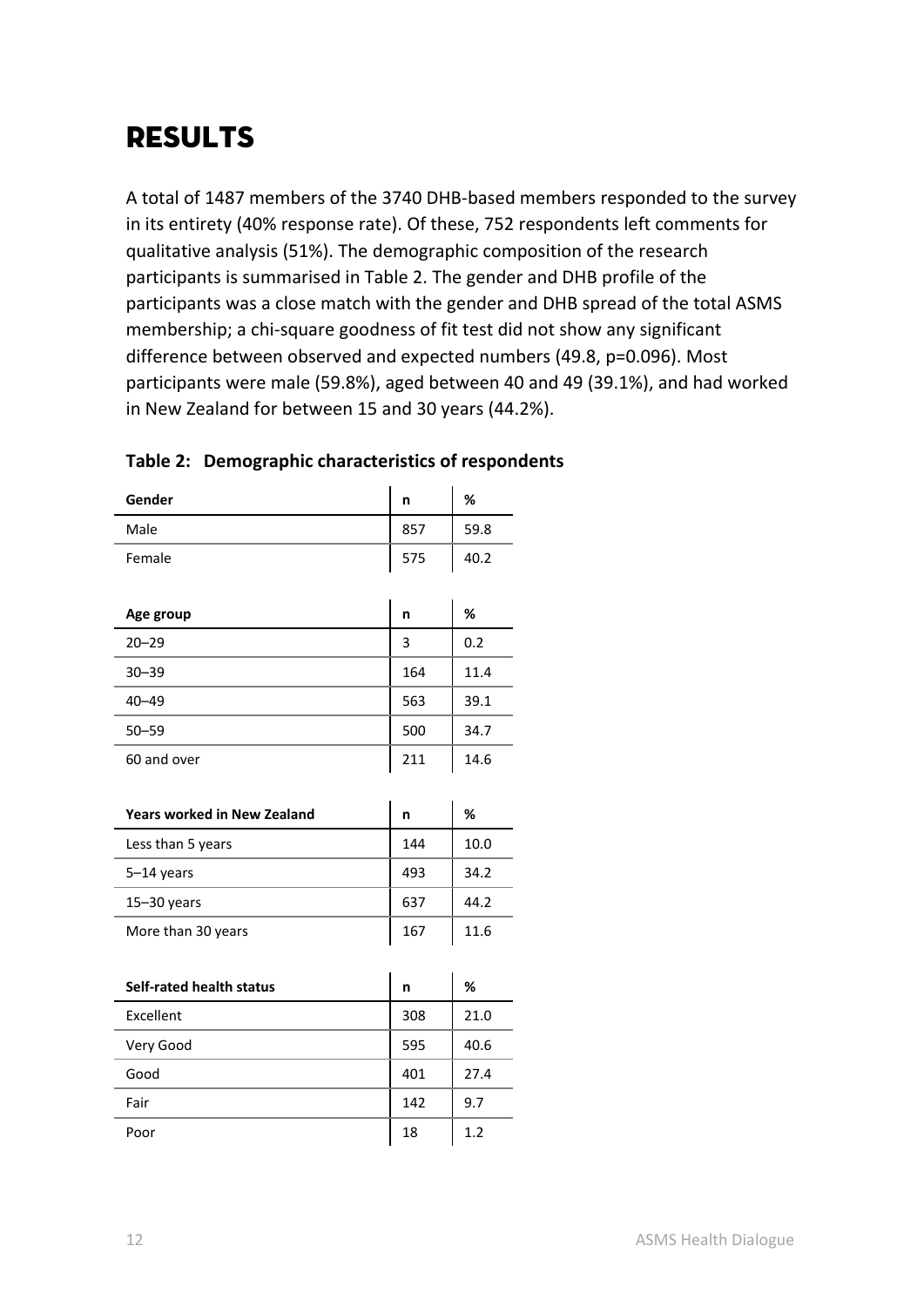# RESULTS

A total of 1487 members of the 3740 DHB-based members responded to the survey in its entirety (40% response rate). Of these, 752 respondents left comments for qualitative analysis (51%). The demographic composition of the research participants is summarised in Table 2. The gender and DHB profile of the participants was a close match with the gender and DHB spread of the total ASMS membership; a chi-square goodness of fit test did not show any significant difference between observed and expected numbers (49.8, p=0.096). Most participants were male (59.8%), aged between 40 and 49 (39.1%), and had worked in New Zealand for between 15 and 30 years (44.2%).

**Table 2: Demographic characteristics of respondents**

| **Gender** | **n** | **%** |
|---|---|---|
| Male | 857 | 59.8 |
| Female | 575 | 40.2 |

| **Age group** | **n** | **%** |
|---|---|---|
| 20–29 | 3 | 0.2 |
| 30–39 | 164 | 11.4 |
| 40–49 | 563 | 39.1 |
| 50–59 | 500 | 34.7 |
| 60 and over | 211 | 14.6 |

| **Years worked in New Zealand** | **n** | **%** |
|---|---|---|
| Less than 5 years | 144 | 10.0 |
| 5–14 years | 493 | 34.2 |
| 15–30 years | 637 | 44.2 |
| More than 30 years | 167 | 11.6 |

| **Self-rated health status** | **n** | **%** |
|---|---|---|
| Excellent | 308 | 21.0 |
| Very Good | 595 | 40.6 |
| Good | 401 | 27.4 |
| Fair | 142 | 9.7 |
| Poor | 18 | 1.2 |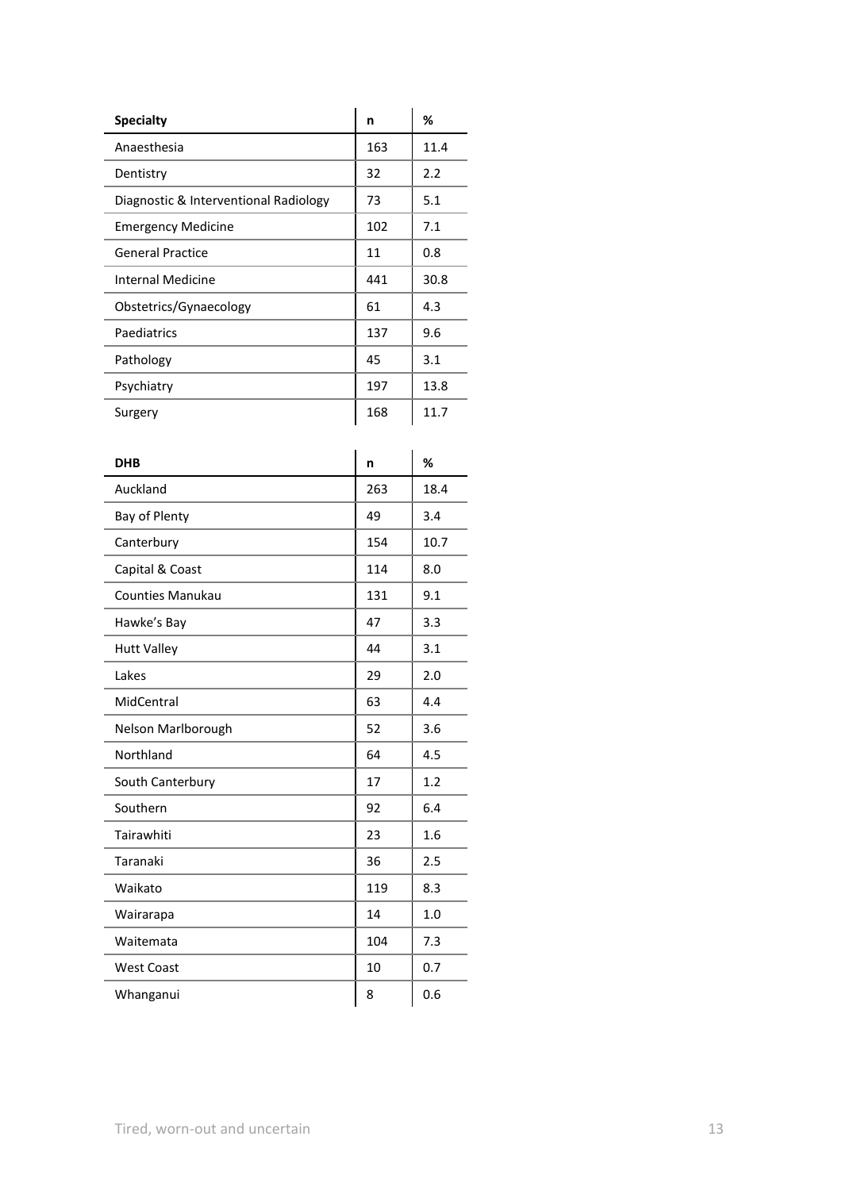| Specialty | n | % |
| --- | --- | --- |
| Anaesthesia | 163 | 11.4 |
| Dentistry | 32 | 2.2 |
| Diagnostic & Interventional Radiology | 73 | 5.1 |
| Emergency Medicine | 102 | 7.1 |
| General Practice | 11 | 0.8 |
| Internal Medicine | 441 | 30.8 |
| Obstetrics/Gynaecology | 61 | 4.3 |
| Paediatrics | 137 | 9.6 |
| Pathology | 45 | 3.1 |
| Psychiatry | 197 | 13.8 |
| Surgery | 168 | 11.7 |

| DHB | n | % |
| --- | --- | --- |
| Auckland | 263 | 18.4 |
| Bay of Plenty | 49 | 3.4 |
| Canterbury | 154 | 10.7 |
| Capital & Coast | 114 | 8.0 |
| Counties Manukau | 131 | 9.1 |
| Hawke's Bay | 47 | 3.3 |
| Hutt Valley | 44 | 3.1 |
| Lakes | 29 | 2.0 |
| MidCentral | 63 | 4.4 |
| Nelson Marlborough | 52 | 3.6 |
| Northland | 64 | 4.5 |
| South Canterbury | 17 | 1.2 |
| Southern | 92 | 6.4 |
| Tairawhiti | 23 | 1.6 |
| Taranaki | 36 | 2.5 |
| Waikato | 119 | 8.3 |
| Wairarapa | 14 | 1.0 |
| Waitemata | 104 | 7.3 |
| West Coast | 10 | 0.7 |
| Whanganui | 8 | 0.6 |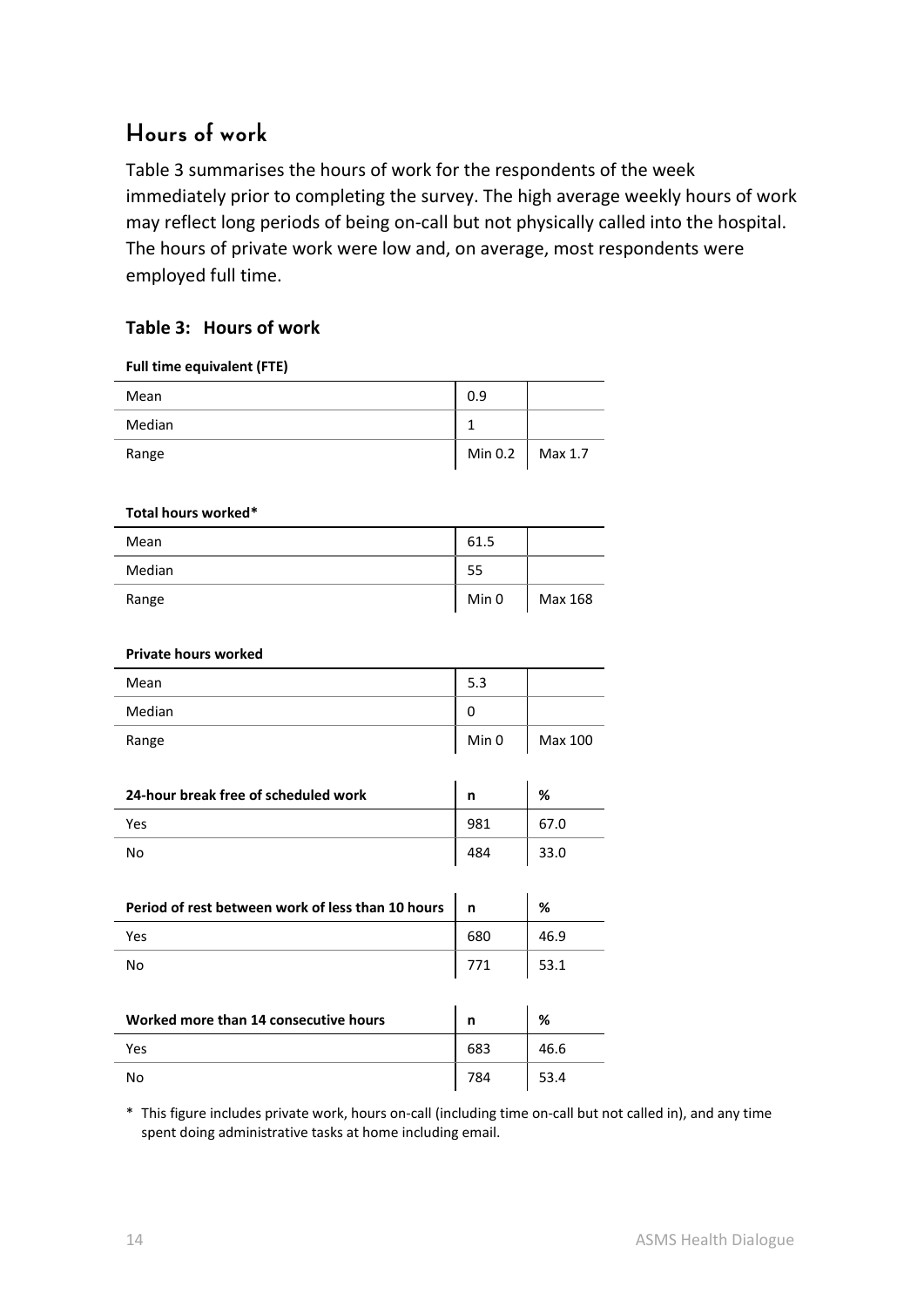## Hours of work

Table 3 summarises the hours of work for the respondents of the week immediately prior to completing the survey. The high average weekly hours of work may reflect long periods of being on-call but not physically called into the hospital. The hours of private work were low and, on average, most respondents were employed full time.

### Table 3: Hours of work

**Full time equivalent (FTE)**

| | | |
|---|---|---|
| Mean | 0.9 | |
| Median | 1 | |
| Range | Min 0.2 | Max 1.7 |

**Total hours worked***

| | | |
|---|---|---|
| Mean | 61.5 | |
| Median | 55 | |
| Range | Min 0 | Max 168 |

**Private hours worked**

| | | |
|---|---|---|
| Mean | 5.3 | |
| Median | 0 | |
| Range | Min 0 | Max 100 |

| 24-hour break free of scheduled work | n | % |
|---|---|---|
| Yes | 981 | 67.0 |
| No | 484 | 33.0 |

| Period of rest between work of less than 10 hours | n | % |
|---|---|---|
| Yes | 680 | 46.9 |
| No | 771 | 53.1 |

| Worked more than 14 consecutive hours | n | % |
|---|---|---|
| Yes | 683 | 46.6 |
| No | 784 | 53.4 |

\* This figure includes private work, hours on-call (including time on-call but not called in), and any time spent doing administrative tasks at home including email.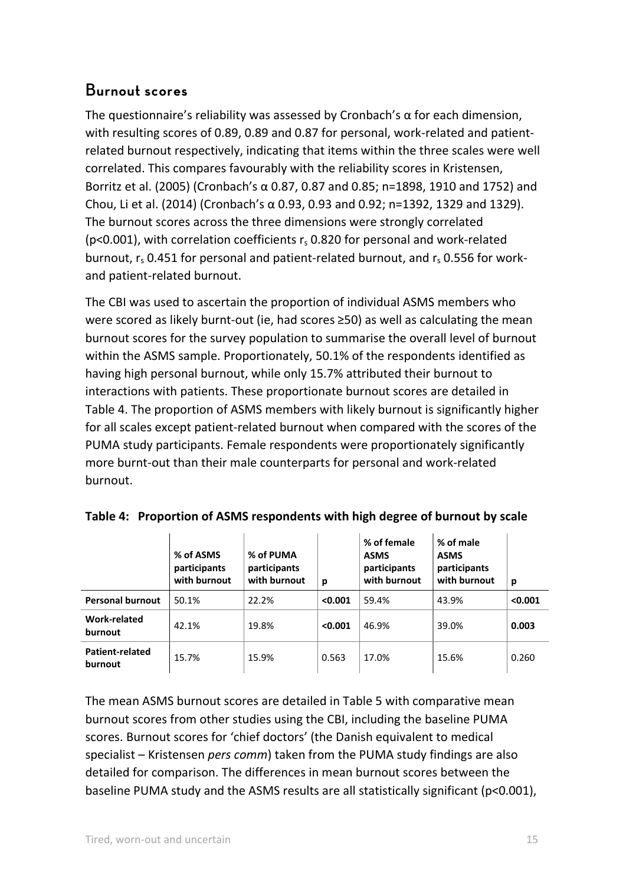## Burnout scores

The questionnaire's reliability was assessed by Cronbach's α for each dimension, with resulting scores of 0.89, 0.89 and 0.87 for personal, work-related and patient-related burnout respectively, indicating that items within the three scales were well correlated. This compares favourably with the reliability scores in Kristensen, Borritz et al. (2005) (Cronbach's α 0.87, 0.87 and 0.85; n=1898, 1910 and 1752) and Chou, Li et al. (2014) (Cronbach's α 0.93, 0.93 and 0.92; n=1392, 1329 and 1329). The burnout scores across the three dimensions were strongly correlated ($p<0.001$), with correlation coefficients $r_s$ 0.820 for personal and work-related burnout, $r_s$ 0.451 for personal and patient-related burnout, and $r_s$ 0.556 for work- and patient-related burnout.

The CBI was used to ascertain the proportion of individual ASMS members who were scored as likely burnt-out (ie, had scores ≥50) as well as calculating the mean burnout scores for the survey population to summarise the overall level of burnout within the ASMS sample. Proportionately, 50.1% of the respondents identified as having high personal burnout, while only 15.7% attributed their burnout to interactions with patients. These proportionate burnout scores are detailed in Table 4. The proportion of ASMS members with likely burnout is significantly higher for all scales except patient-related burnout when compared with the scores of the PUMA study participants. Female respondents were proportionately significantly more burnt-out than their male counterparts for personal and work-related burnout.

**Table 4: Proportion of ASMS respondents with high degree of burnout by scale**

| | % of ASMS participants with burnout | % of PUMA participants with burnout | p | % of female ASMS participants with burnout | % of male ASMS participants with burnout | p |
|---|---|---|---|---|---|---|
| **Personal burnout** | 50.1% | 22.2% | **<0.001** | 59.4% | 43.9% | **<0.001** |
| **Work-related burnout** | 42.1% | 19.8% | **<0.001** | 46.9% | 39.0% | **0.003** |
| **Patient-related burnout** | 15.7% | 15.9% | 0.563 | 17.0% | 15.6% | 0.260 |

The mean ASMS burnout scores are detailed in Table 5 with comparative mean burnout scores from other studies using the CBI, including the baseline PUMA scores. Burnout scores for 'chief doctors' (the Danish equivalent to medical specialist – Kristensen *pers comm*) taken from the PUMA study findings are also detailed for comparison. The differences in mean burnout scores between the baseline PUMA study and the ASMS results are all statistically significant ($p<0.001$),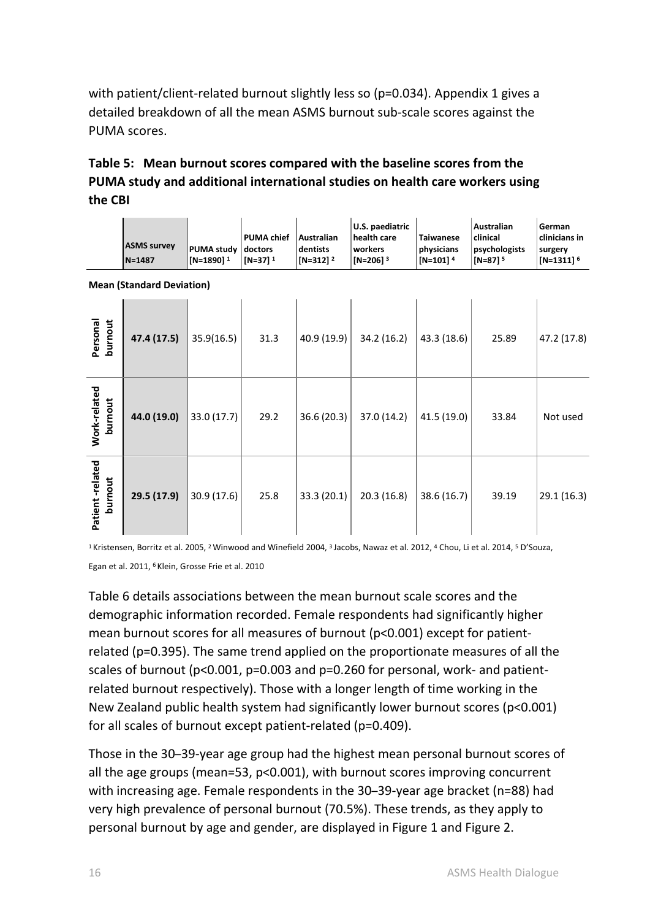with patient/client-related burnout slightly less so (p=0.034). Appendix 1 gives a detailed breakdown of all the mean ASMS burnout sub-scale scores against the PUMA scores.

**Table 5: Mean burnout scores compared with the baseline scores from the PUMA study and additional international studies on health care workers using the CBI**

| | ASMS survey N=1487 | PUMA study [N=1890] [1] | PUMA chief doctors [N=37] [1] | Australian dentists [N=312] [2] | U.S. paediatric health care workers [N=206] [3] | Taiwanese physicians [N=101] [4] | Australian clinical psychologists [N=87] [5] | German clinicians in surgery [N=1311] [6] |
|---|---|---|---|---|---|---|---|---|
| **Mean (Standard Deviation)** | | | | | | | | |
| **Personal burnout** | **47.4 (17.5)** | 35.9(16.5) | 31.3 | 40.9 (19.9) | 34.2 (16.2) | 43.3 (18.6) | 25.89 | 47.2 (17.8) |
| **Work-related burnout** | **44.0 (19.0)** | 33.0 (17.7) | 29.2 | 36.6 (20.3) | 37.0 (14.2) | 41.5 (19.0) | 33.84 | Not used |
| **Patient-related burnout** | **29.5 (17.9)** | 30.9 (17.6) | 25.8 | 33.3 (20.1) | 20.3 (16.8) | 38.6 (16.7) | 39.19 | 29.1 (16.3) |

[1] Kristensen, Borritz et al. 2005, [2] Winwood and Winefield 2004, [3] Jacobs, Nawaz et al. 2012, [4] Chou, Li et al. 2014, [5] D'Souza, Egan et al. 2011, [6] Klein, Grosse Frie et al. 2010

Table 6 details associations between the mean burnout scale scores and the demographic information recorded. Female respondents had significantly higher mean burnout scores for all measures of burnout (p<0.001) except for patient-related (p=0.395). The same trend applied on the proportionate measures of all the scales of burnout (p<0.001, p=0.003 and p=0.260 for personal, work- and patient-related burnout respectively). Those with a longer length of time working in the New Zealand public health system had significantly lower burnout scores (p<0.001) for all scales of burnout except patient-related (p=0.409).

Those in the 30–39-year age group had the highest mean personal burnout scores of all the age groups (mean=53, p<0.001), with burnout scores improving concurrent with increasing age. Female respondents in the 30–39-year age bracket (n=88) had very high prevalence of personal burnout (70.5%). These trends, as they apply to personal burnout by age and gender, are displayed in Figure 1 and Figure 2.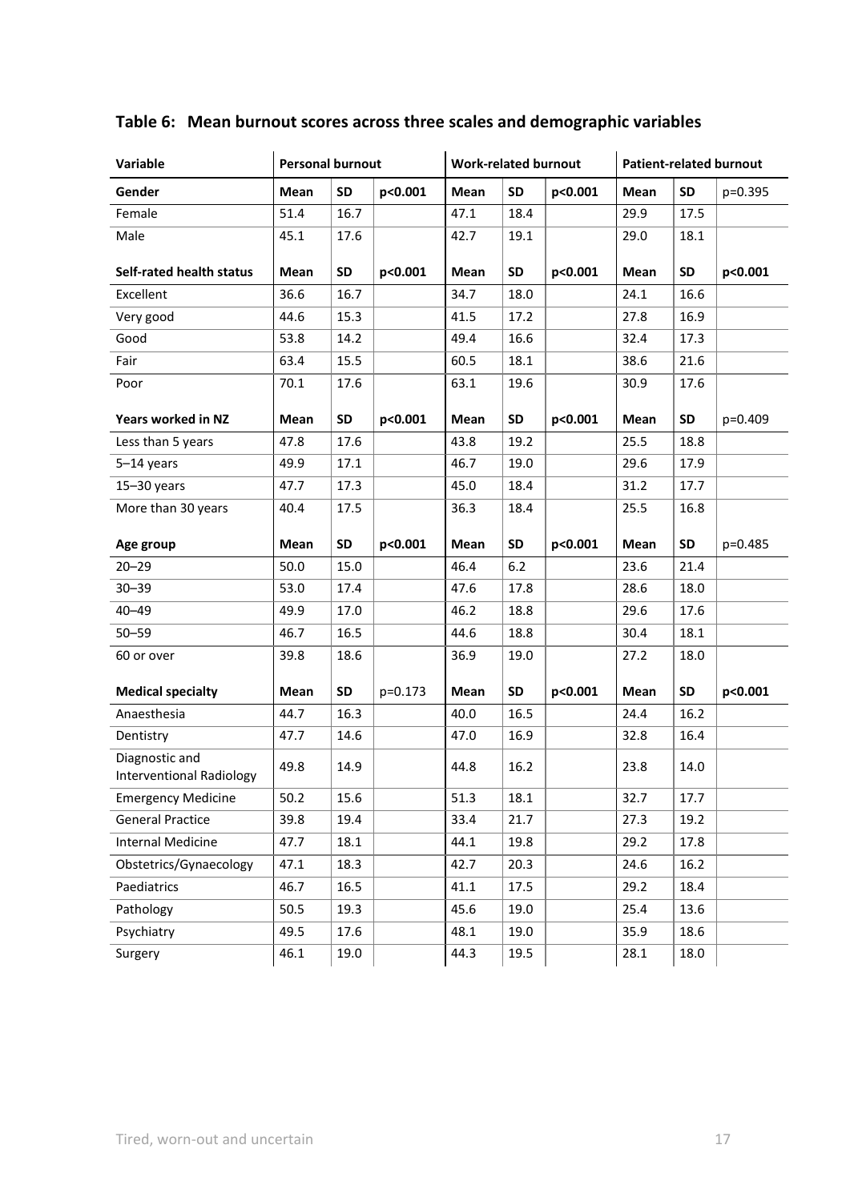## Table 6: Mean burnout scores across three scales and demographic variables

| Variable | Personal burnout | | | Work-related burnout | | | Patient-related burnout | | |
|---|---|---|---|---|---|---|---|---|---|
| **Gender** | **Mean** | **SD** | **p<0.001** | **Mean** | **SD** | **p<0.001** | **Mean** | **SD** | p=0.395 |
| Female | 51.4 | 16.7 | | 47.1 | 18.4 | | 29.9 | 17.5 | |
| Male | 45.1 | 17.6 | | 42.7 | 19.1 | | 29.0 | 18.1 | |
| **Self-rated health status** | **Mean** | **SD** | **p<0.001** | **Mean** | **SD** | **p<0.001** | **Mean** | **SD** | **p<0.001** |
| Excellent | 36.6 | 16.7 | | 34.7 | 18.0 | | 24.1 | 16.6 | |
| Very good | 44.6 | 15.3 | | 41.5 | 17.2 | | 27.8 | 16.9 | |
| Good | 53.8 | 14.2 | | 49.4 | 16.6 | | 32.4 | 17.3 | |
| Fair | 63.4 | 15.5 | | 60.5 | 18.1 | | 38.6 | 21.6 | |
| Poor | 70.1 | 17.6 | | 63.1 | 19.6 | | 30.9 | 17.6 | |
| **Years worked in NZ** | **Mean** | **SD** | **p<0.001** | **Mean** | **SD** | **p<0.001** | **Mean** | **SD** | p=0.409 |
| Less than 5 years | 47.8 | 17.6 | | 43.8 | 19.2 | | 25.5 | 18.8 | |
| 5–14 years | 49.9 | 17.1 | | 46.7 | 19.0 | | 29.6 | 17.9 | |
| 15–30 years | 47.7 | 17.3 | | 45.0 | 18.4 | | 31.2 | 17.7 | |
| More than 30 years | 40.4 | 17.5 | | 36.3 | 18.4 | | 25.5 | 16.8 | |
| **Age group** | **Mean** | **SD** | **p<0.001** | **Mean** | **SD** | **p<0.001** | **Mean** | **SD** | p=0.485 |
| 20–29 | 50.0 | 15.0 | | 46.4 | 6.2 | | 23.6 | 21.4 | |
| 30–39 | 53.0 | 17.4 | | 47.6 | 17.8 | | 28.6 | 18.0 | |
| 40–49 | 49.9 | 17.0 | | 46.2 | 18.8 | | 29.6 | 17.6 | |
| 50–59 | 46.7 | 16.5 | | 44.6 | 18.8 | | 30.4 | 18.1 | |
| 60 or over | 39.8 | 18.6 | | 36.9 | 19.0 | | 27.2 | 18.0 | |
| **Medical specialty** | **Mean** | **SD** | p=0.173 | **Mean** | **SD** | **p<0.001** | **Mean** | **SD** | **p<0.001** |
| Anaesthesia | 44.7 | 16.3 | | 40.0 | 16.5 | | 24.4 | 16.2 | |
| Dentistry | 47.7 | 14.6 | | 47.0 | 16.9 | | 32.8 | 16.4 | |
| Diagnostic and Interventional Radiology | 49.8 | 14.9 | | 44.8 | 16.2 | | 23.8 | 14.0 | |
| Emergency Medicine | 50.2 | 15.6 | | 51.3 | 18.1 | | 32.7 | 17.7 | |
| General Practice | 39.8 | 19.4 | | 33.4 | 21.7 | | 27.3 | 19.2 | |
| Internal Medicine | 47.7 | 18.1 | | 44.1 | 19.8 | | 29.2 | 17.8 | |
| Obstetrics/Gynaecology | 47.1 | 18.3 | | 42.7 | 20.3 | | 24.6 | 16.2 | |
| Paediatrics | 46.7 | 16.5 | | 41.1 | 17.5 | | 29.2 | 18.4 | |
| Pathology | 50.5 | 19.3 | | 45.6 | 19.0 | | 25.4 | 13.6 | |
| Psychiatry | 49.5 | 17.6 | | 48.1 | 19.0 | | 35.9 | 18.6 | |
| Surgery | 46.1 | 19.0 | | 44.3 | 19.5 | | 28.1 | 18.0 | |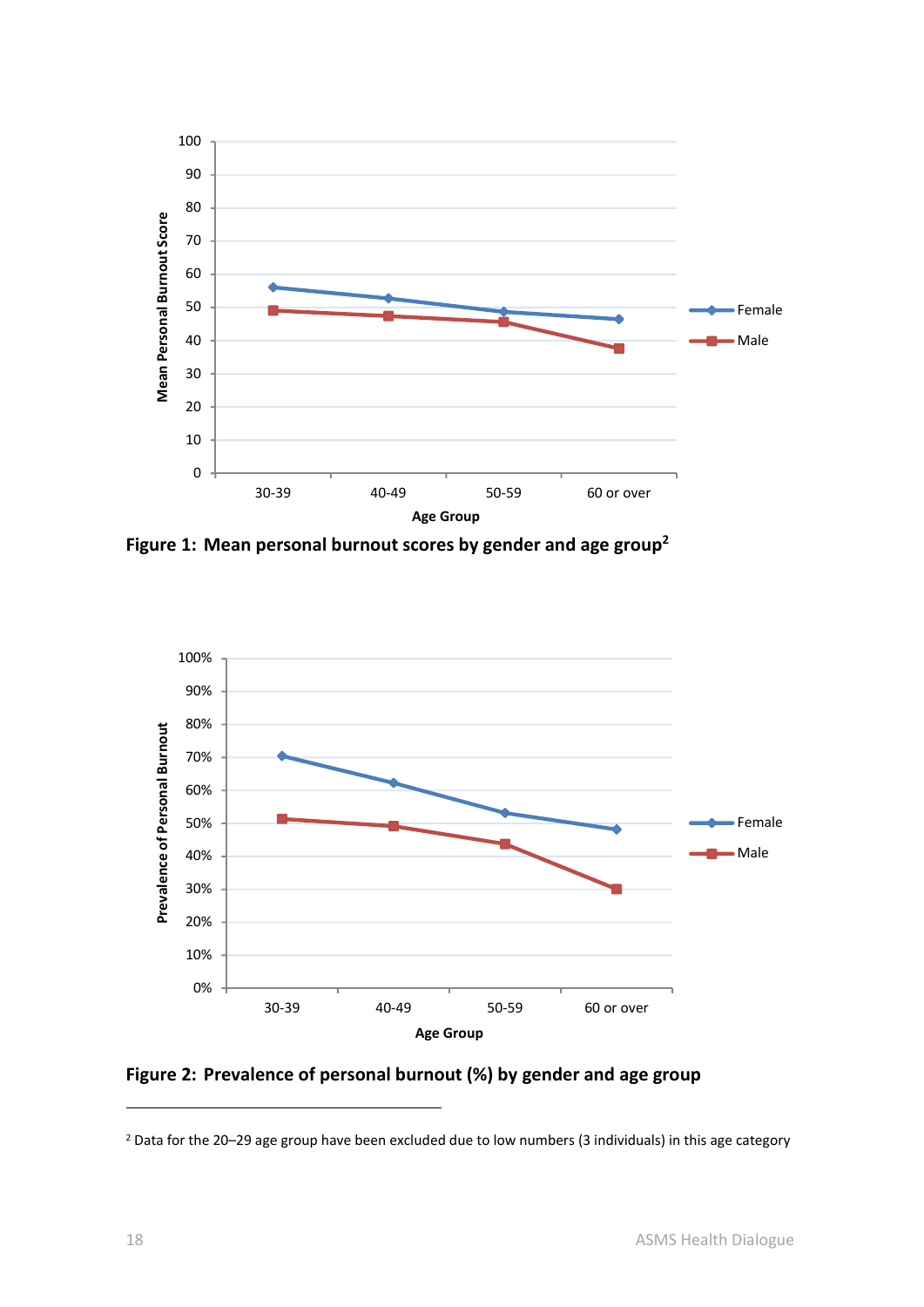**Figure 1: Mean personal burnout scores by gender and age group[2]**

**Figure 2: Prevalence of personal burnout (%) by gender and age group**

---

[2] Data for the 20–29 age group have been excluded due to low numbers (3 individuals) in this age category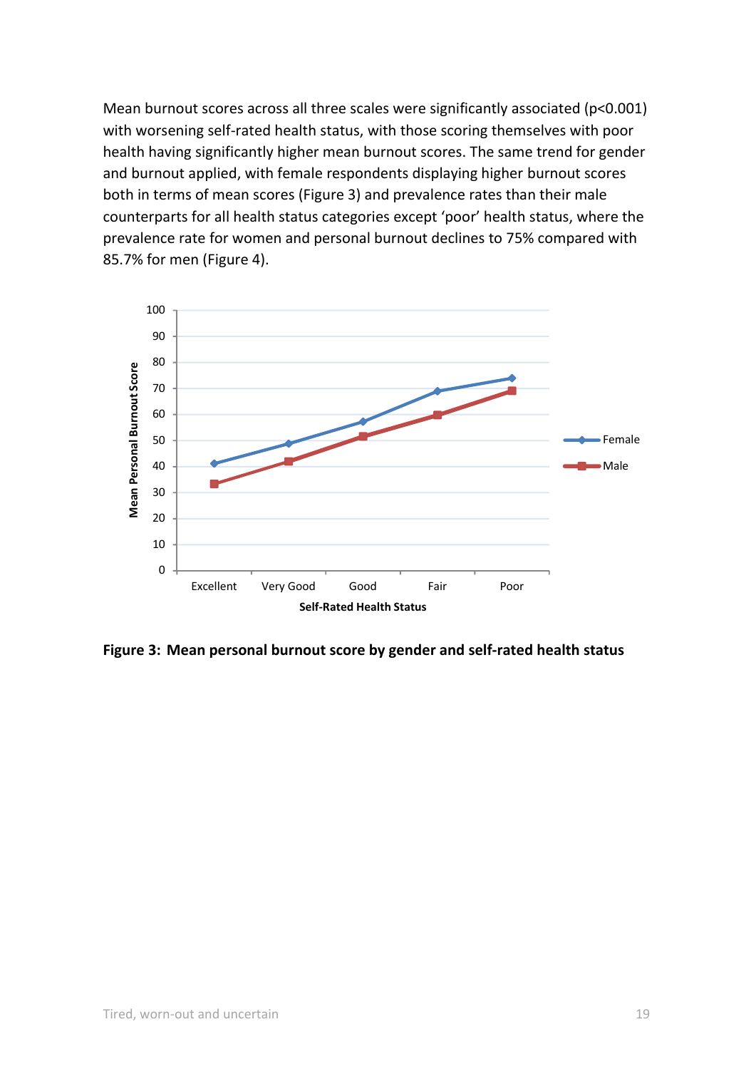Mean burnout scores across all three scales were significantly associated ($p<0.001$) with worsening self-rated health status, with those scoring themselves with poor health having significantly higher mean burnout scores. The same trend for gender and burnout applied, with female respondents displaying higher burnout scores both in terms of mean scores (Figure 3) and prevalence rates than their male counterparts for all health status categories except 'poor' health status, where the prevalence rate for women and personal burnout declines to 75% compared with 85.7% for men (Figure 4).

**Figure 3: Mean personal burnout score by gender and self-rated health status**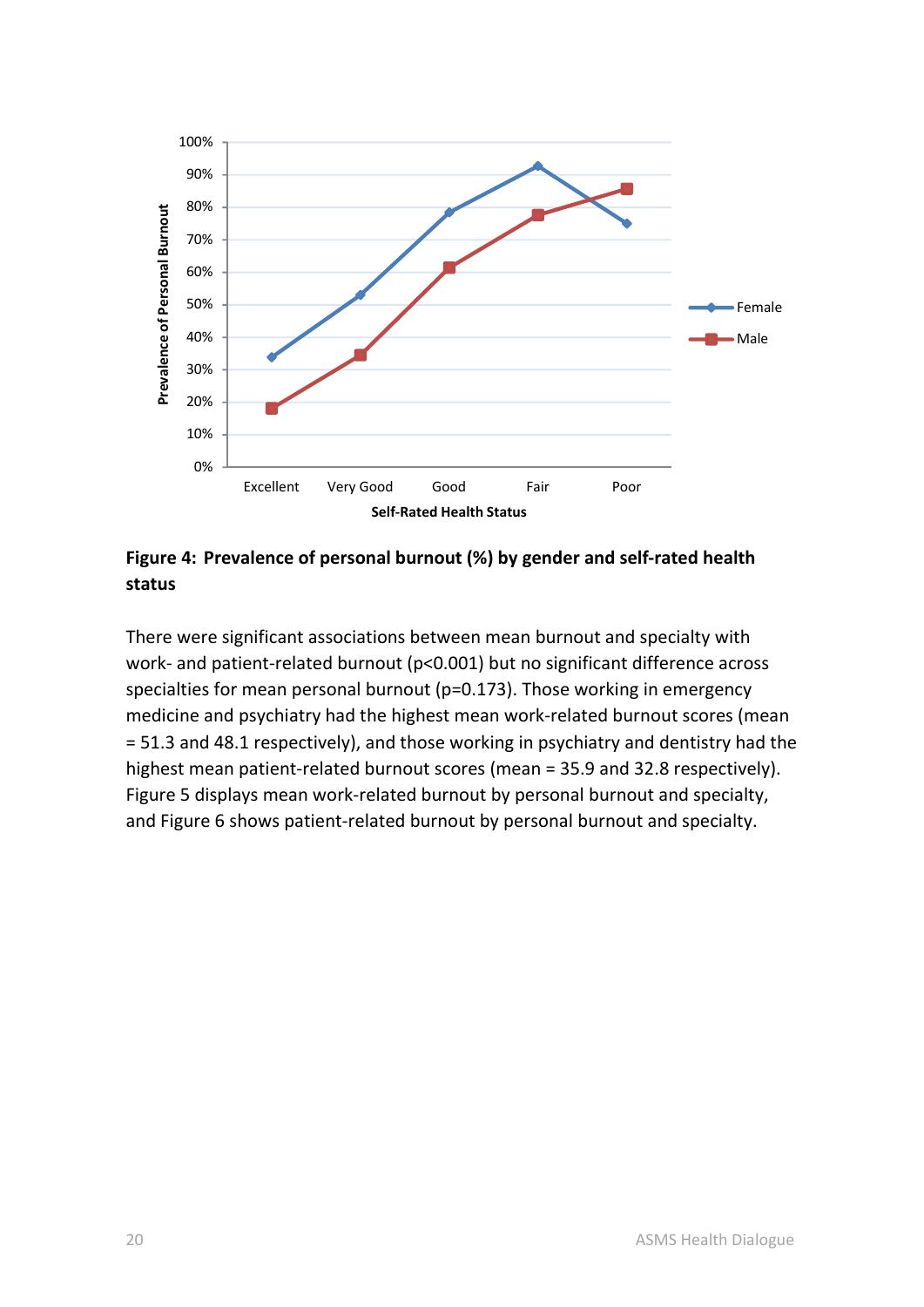**Figure 4: Prevalence of personal burnout (%) by gender and self-rated health status**

There were significant associations between mean burnout and specialty with work- and patient-related burnout ($p<0.001$) but no significant difference across specialties for mean personal burnout ($p=0.173$). Those working in emergency medicine and psychiatry had the highest mean work-related burnout scores (mean = 51.3 and 48.1 respectively), and those working in psychiatry and dentistry had the highest mean patient-related burnout scores (mean = 35.9 and 32.8 respectively). Figure 5 displays mean work-related burnout by personal burnout and specialty, and Figure 6 shows patient-related burnout by personal burnout and specialty.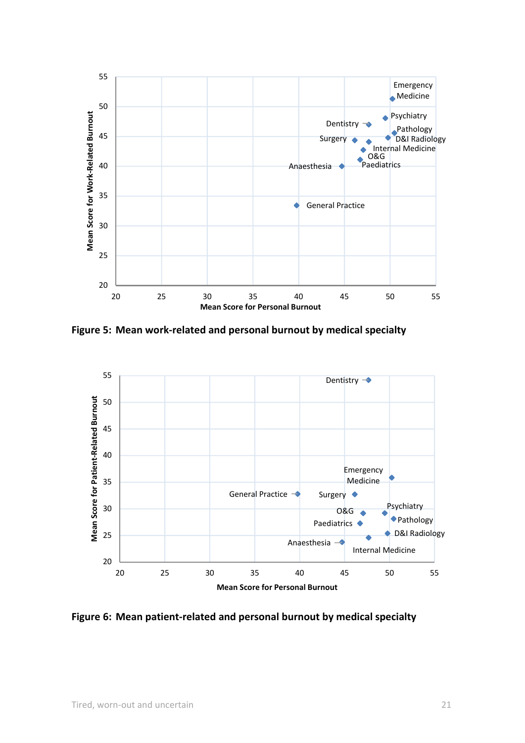**Figure 5: Mean work-related and personal burnout by medical specialty**

**Figure 6: Mean patient-related and personal burnout by medical specialty**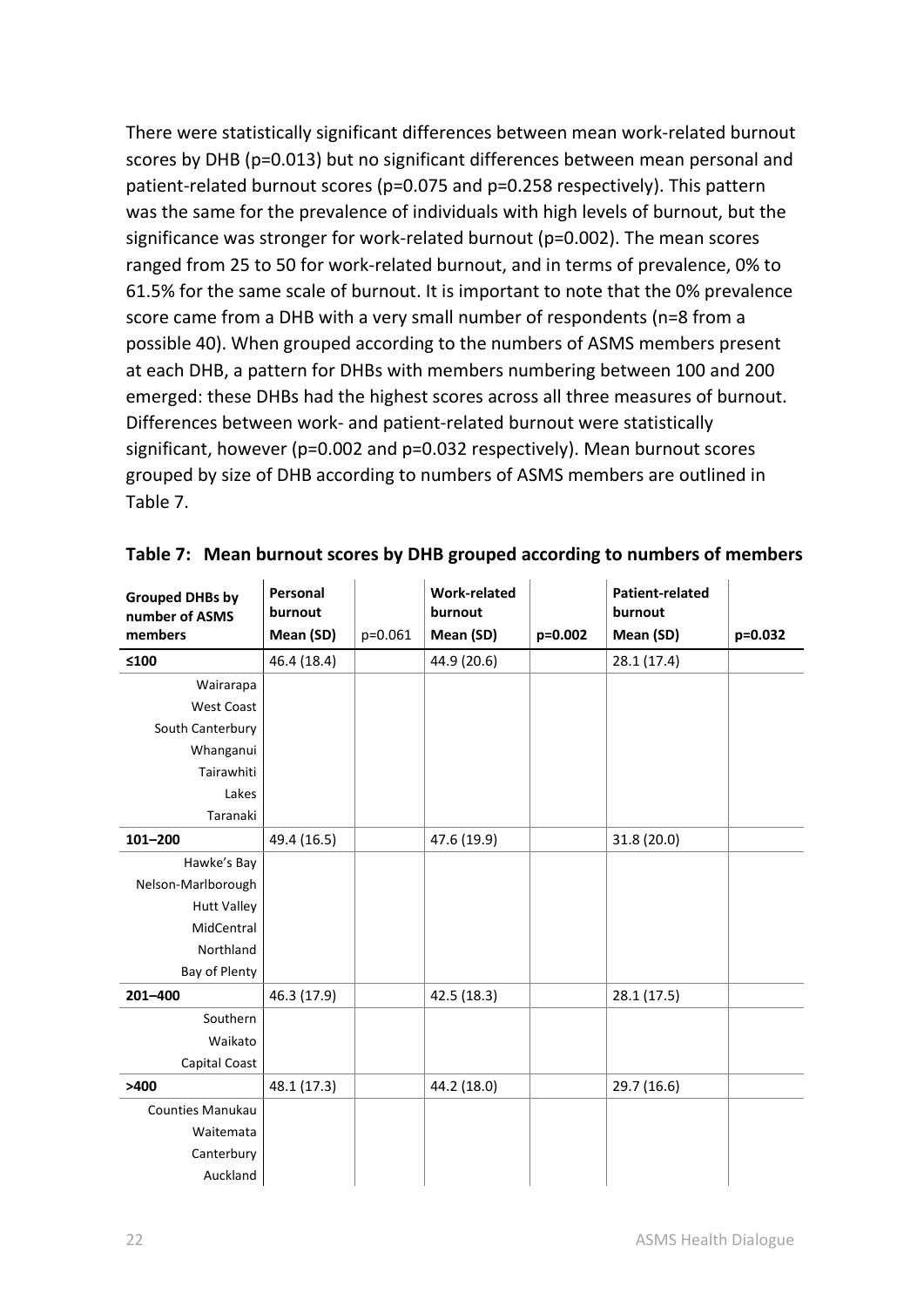There were statistically significant differences between mean work-related burnout scores by DHB (p=0.013) but no significant differences between mean personal and patient-related burnout scores (p=0.075 and p=0.258 respectively). This pattern was the same for the prevalence of individuals with high levels of burnout, but the significance was stronger for work-related burnout (p=0.002). The mean scores ranged from 25 to 50 for work-related burnout, and in terms of prevalence, 0% to 61.5% for the same scale of burnout. It is important to note that the 0% prevalence score came from a DHB with a very small number of respondents (n=8 from a possible 40). When grouped according to the numbers of ASMS members present at each DHB, a pattern for DHBs with members numbering between 100 and 200 emerged: these DHBs had the highest scores across all three measures of burnout. Differences between work- and patient-related burnout were statistically significant, however (p=0.002 and p=0.032 respectively). Mean burnout scores grouped by size of DHB according to numbers of ASMS members are outlined in Table 7.

**Table 7: Mean burnout scores by DHB grouped according to numbers of members**

| Grouped DHBs by number of ASMS members | Personal burnout Mean (SD) | p=0.061 | Work-related burnout Mean (SD) | p=0.002 | Patient-related burnout Mean (SD) | p=0.032 |
|---|---|---|---|---|---|---|
| **≤100** | 46.4 (18.4) | | 44.9 (20.6) | | 28.1 (17.4) | |
| Wairarapa | | | | | | |
| West Coast | | | | | | |
| South Canterbury | | | | | | |
| Whanganui | | | | | | |
| Tairawhiti | | | | | | |
| Lakes | | | | | | |
| Taranaki | | | | | | |
| **101–200** | 49.4 (16.5) | | 47.6 (19.9) | | 31.8 (20.0) | |
| Hawke's Bay | | | | | | |
| Nelson-Marlborough | | | | | | |
| Hutt Valley | | | | | | |
| MidCentral | | | | | | |
| Northland | | | | | | |
| Bay of Plenty | | | | | | |
| **201–400** | 46.3 (17.9) | | 42.5 (18.3) | | 28.1 (17.5) | |
| Southern | | | | | | |
| Waikato | | | | | | |
| Capital Coast | | | | | | |
| **>400** | 48.1 (17.3) | | 44.2 (18.0) | | 29.7 (16.6) | |
| Counties Manukau | | | | | | |
| Waitemata | | | | | | |
| Canterbury | | | | | | |
| Auckland | | | | | | |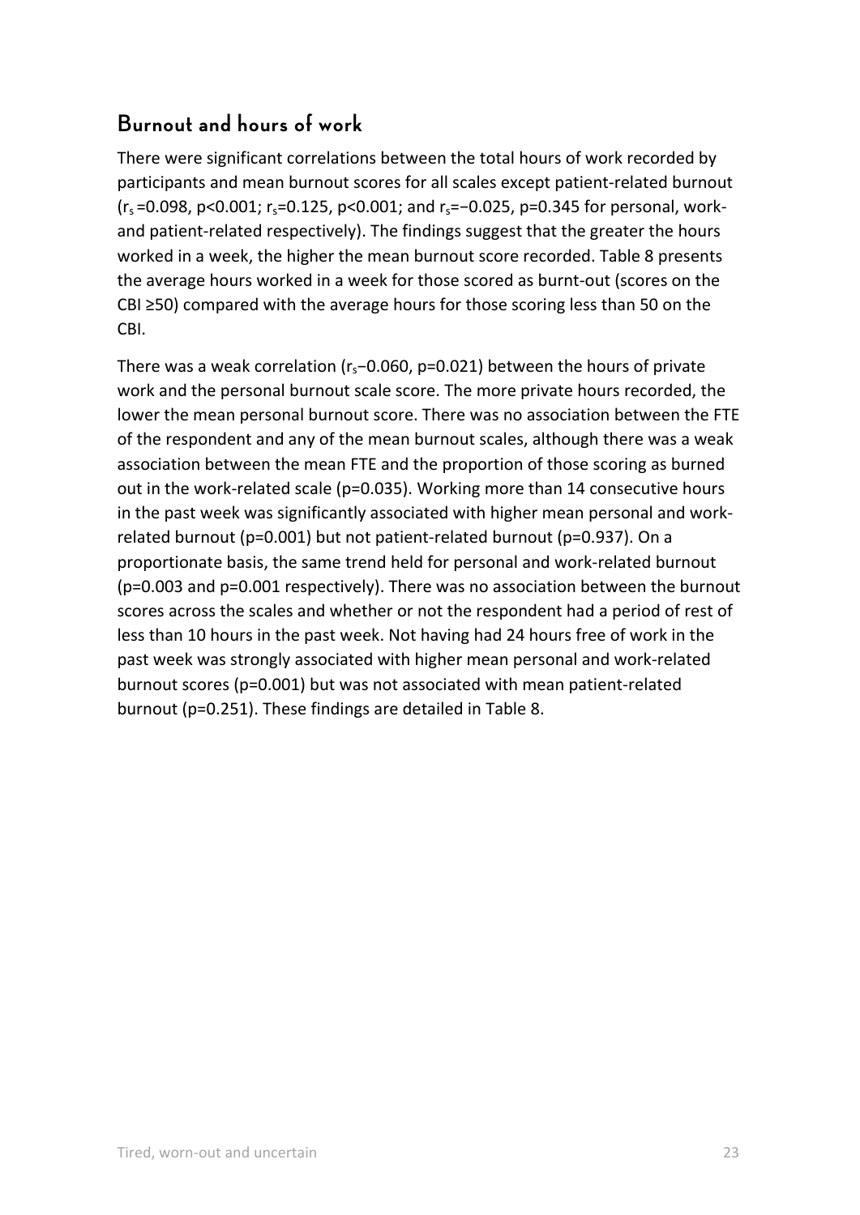## Burnout and hours of work

There were significant correlations between the total hours of work recorded by participants and mean burnout scores for all scales except patient-related burnout ($r_s$ =0.098, p<0.001; $r_s$=0.125, p<0.001; and $r_s$=−0.025, p=0.345 for personal, work- and patient-related respectively). The findings suggest that the greater the hours worked in a week, the higher the mean burnout score recorded. Table 8 presents the average hours worked in a week for those scored as burnt-out (scores on the CBI ≥50) compared with the average hours for those scoring less than 50 on the CBI.

There was a weak correlation ($r_s$−0.060, p=0.021) between the hours of private work and the personal burnout scale score. The more private hours recorded, the lower the mean personal burnout score. There was no association between the FTE of the respondent and any of the mean burnout scales, although there was a weak association between the mean FTE and the proportion of those scoring as burned out in the work-related scale (p=0.035). Working more than 14 consecutive hours in the past week was significantly associated with higher mean personal and work-related burnout (p=0.001) but not patient-related burnout (p=0.937). On a proportionate basis, the same trend held for personal and work-related burnout (p=0.003 and p=0.001 respectively). There was no association between the burnout scores across the scales and whether or not the respondent had a period of rest of less than 10 hours in the past week. Not having had 24 hours free of work in the past week was strongly associated with higher mean personal and work-related burnout scores (p=0.001) but was not associated with mean patient-related burnout (p=0.251). These findings are detailed in Table 8.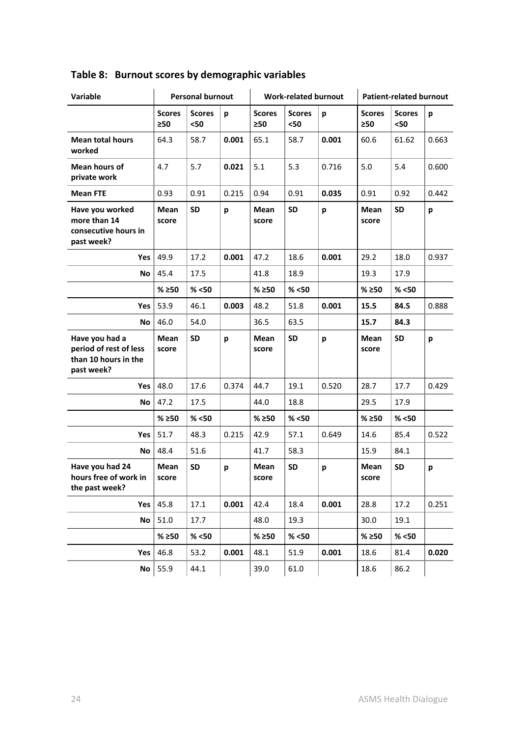## Table 8: Burnout scores by demographic variables

| Variable | Personal burnout | | | Work-related burnout | | | Patient-related burnout | | |
|---|---|---|---|---|---|---|---|---|---|
| | **Scores ≥50** | **Scores <50** | **p** | **Scores ≥50** | **Scores <50** | **p** | **Scores ≥50** | **Scores <50** | **p** |
| **Mean total hours worked** | 64.3 | 58.7 | **0.001** | 65.1 | 58.7 | **0.001** | 60.6 | 61.62 | 0.663 |
| **Mean hours of private work** | 4.7 | 5.7 | **0.021** | 5.1 | 5.3 | 0.716 | 5.0 | 5.4 | 0.600 |
| **Mean FTE** | 0.93 | 0.91 | 0.215 | 0.94 | 0.91 | **0.035** | 0.91 | 0.92 | 0.442 |
| **Have you worked more than 14 consecutive hours in past week?** | **Mean score** | **SD** | **p** | **Mean score** | **SD** | **p** | **Mean score** | **SD** | **p** |
| **Yes** | 49.9 | 17.2 | **0.001** | 47.2 | 18.6 | **0.001** | 29.2 | 18.0 | 0.937 |
| **No** | 45.4 | 17.5 | | 41.8 | 18.9 | | 19.3 | 17.9 | |
| | **% ≥50** | **% <50** | | **% ≥50** | **% <50** | | **% ≥50** | **% <50** | |
| **Yes** | 53.9 | 46.1 | **0.003** | 48.2 | 51.8 | **0.001** | **15.5** | **84.5** | 0.888 |
| **No** | 46.0 | 54.0 | | 36.5 | 63.5 | | **15.7** | **84.3** | |
| **Have you had a period of rest of less than 10 hours in the past week?** | **Mean score** | **SD** | **p** | **Mean score** | **SD** | **p** | **Mean score** | **SD** | **p** |
| **Yes** | 48.0 | 17.6 | 0.374 | 44.7 | 19.1 | 0.520 | 28.7 | 17.7 | 0.429 |
| **No** | 47.2 | 17.5 | | 44.0 | 18.8 | | 29.5 | 17.9 | |
| | **% ≥50** | **% <50** | | **% ≥50** | **% <50** | | **% ≥50** | **% <50** | |
| **Yes** | 51.7 | 48.3 | 0.215 | 42.9 | 57.1 | 0.649 | 14.6 | 85.4 | 0.522 |
| **No** | 48.4 | 51.6 | | 41.7 | 58.3 | | 15.9 | 84.1 | |
| **Have you had 24 hours free of work in the past week?** | **Mean score** | **SD** | **p** | **Mean score** | **SD** | **p** | **Mean score** | **SD** | **p** |
| **Yes** | 45.8 | 17.1 | **0.001** | 42.4 | 18.4 | **0.001** | 28.8 | 17.2 | 0.251 |
| **No** | 51.0 | 17.7 | | 48.0 | 19.3 | | 30.0 | 19.1 | |
| | **% ≥50** | **% <50** | | **% ≥50** | **% <50** | | **% ≥50** | **% <50** | |
| **Yes** | 46.8 | 53.2 | **0.001** | 48.1 | 51.9 | **0.001** | 18.6 | 81.4 | **0.020** |
| **No** | 55.9 | 44.1 | | 39.0 | 61.0 | | 18.6 | 86.2 | |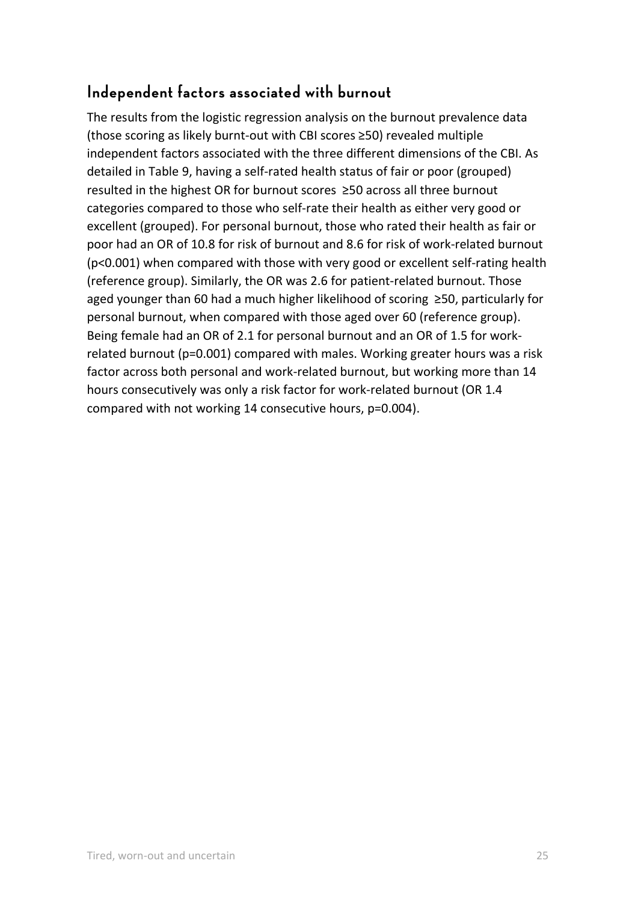## Independent factors associated with burnout

The results from the logistic regression analysis on the burnout prevalence data (those scoring as likely burnt-out with CBI scores ≥50) revealed multiple independent factors associated with the three different dimensions of the CBI. As detailed in Table 9, having a self-rated health status of fair or poor (grouped) resulted in the highest OR for burnout scores ≥50 across all three burnout categories compared to those who self-rate their health as either very good or excellent (grouped). For personal burnout, those who rated their health as fair or poor had an OR of 10.8 for risk of burnout and 8.6 for risk of work-related burnout (p<0.001) when compared with those with very good or excellent self-rating health (reference group). Similarly, the OR was 2.6 for patient-related burnout. Those aged younger than 60 had a much higher likelihood of scoring ≥50, particularly for personal burnout, when compared with those aged over 60 (reference group). Being female had an OR of 2.1 for personal burnout and an OR of 1.5 for work-related burnout (p=0.001) compared with males. Working greater hours was a risk factor across both personal and work-related burnout, but working more than 14 hours consecutively was only a risk factor for work-related burnout (OR 1.4 compared with not working 14 consecutive hours, p=0.004).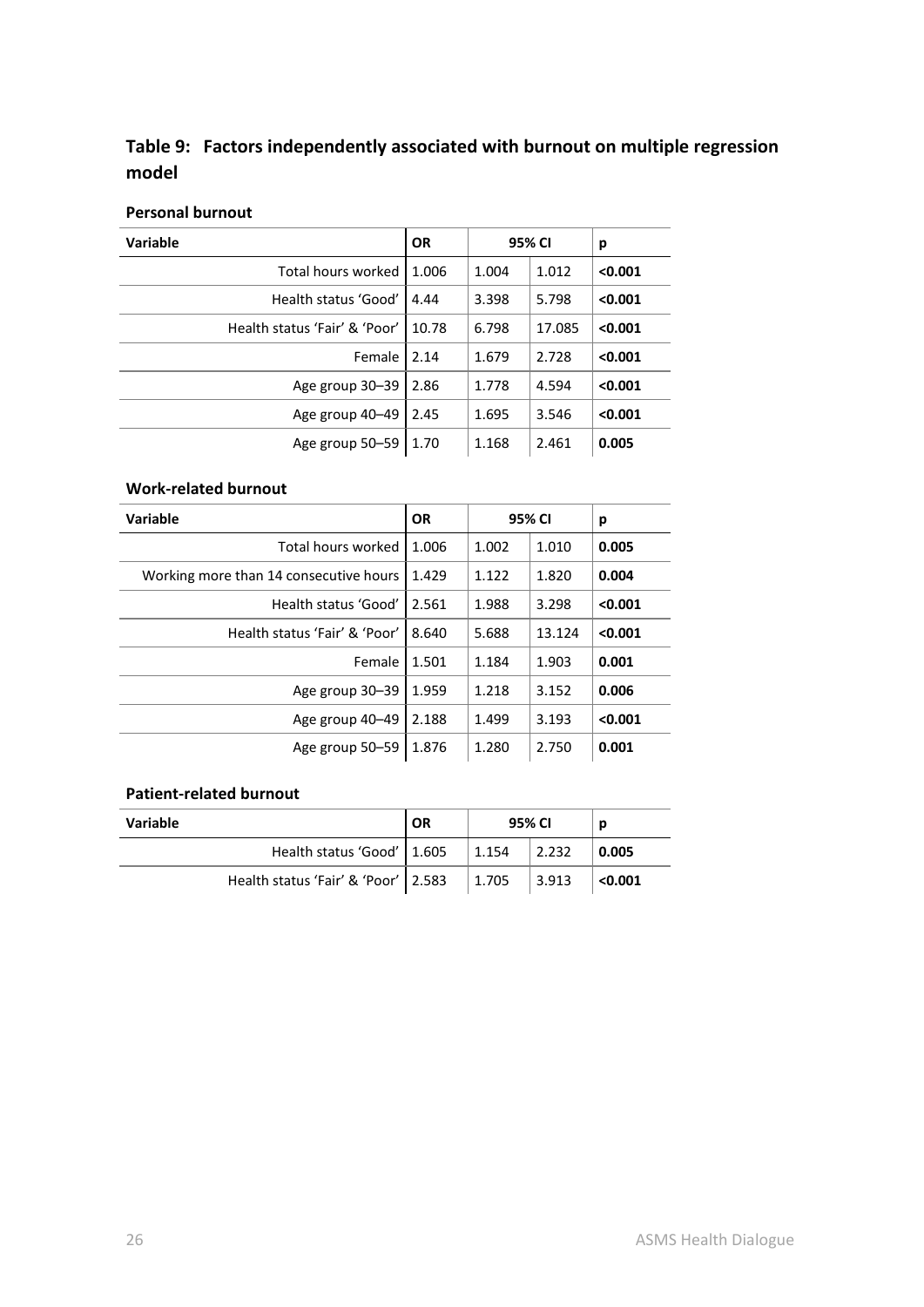## Table 9: Factors independently associated with burnout on multiple regression model

### Personal burnout

| Variable | OR | 95% CI | | p |
|---|---|---|---|---|
| Total hours worked | 1.006 | 1.004 | 1.012 | **<0.001** |
| Health status 'Good' | 4.44 | 3.398 | 5.798 | **<0.001** |
| Health status 'Fair' & 'Poor' | 10.78 | 6.798 | 17.085 | **<0.001** |
| Female | 2.14 | 1.679 | 2.728 | **<0.001** |
| Age group 30–39 | 2.86 | 1.778 | 4.594 | **<0.001** |
| Age group 40–49 | 2.45 | 1.695 | 3.546 | **<0.001** |
| Age group 50–59 | 1.70 | 1.168 | 2.461 | **0.005** |

### Work-related burnout

| Variable | OR | 95% CI | | p |
|---|---|---|---|---|
| Total hours worked | 1.006 | 1.002 | 1.010 | **0.005** |
| Working more than 14 consecutive hours | 1.429 | 1.122 | 1.820 | **0.004** |
| Health status 'Good' | 2.561 | 1.988 | 3.298 | **<0.001** |
| Health status 'Fair' & 'Poor' | 8.640 | 5.688 | 13.124 | **<0.001** |
| Female | 1.501 | 1.184 | 1.903 | **0.001** |
| Age group 30–39 | 1.959 | 1.218 | 3.152 | **0.006** |
| Age group 40–49 | 2.188 | 1.499 | 3.193 | **<0.001** |
| Age group 50–59 | 1.876 | 1.280 | 2.750 | **0.001** |

### Patient-related burnout

| Variable | OR | 95% CI | | p |
|---|---|---|---|---|
| Health status 'Good' | 1.605 | 1.154 | 2.232 | **0.005** |
| Health status 'Fair' & 'Poor' | 2.583 | 1.705 | 3.913 | **<0.001** |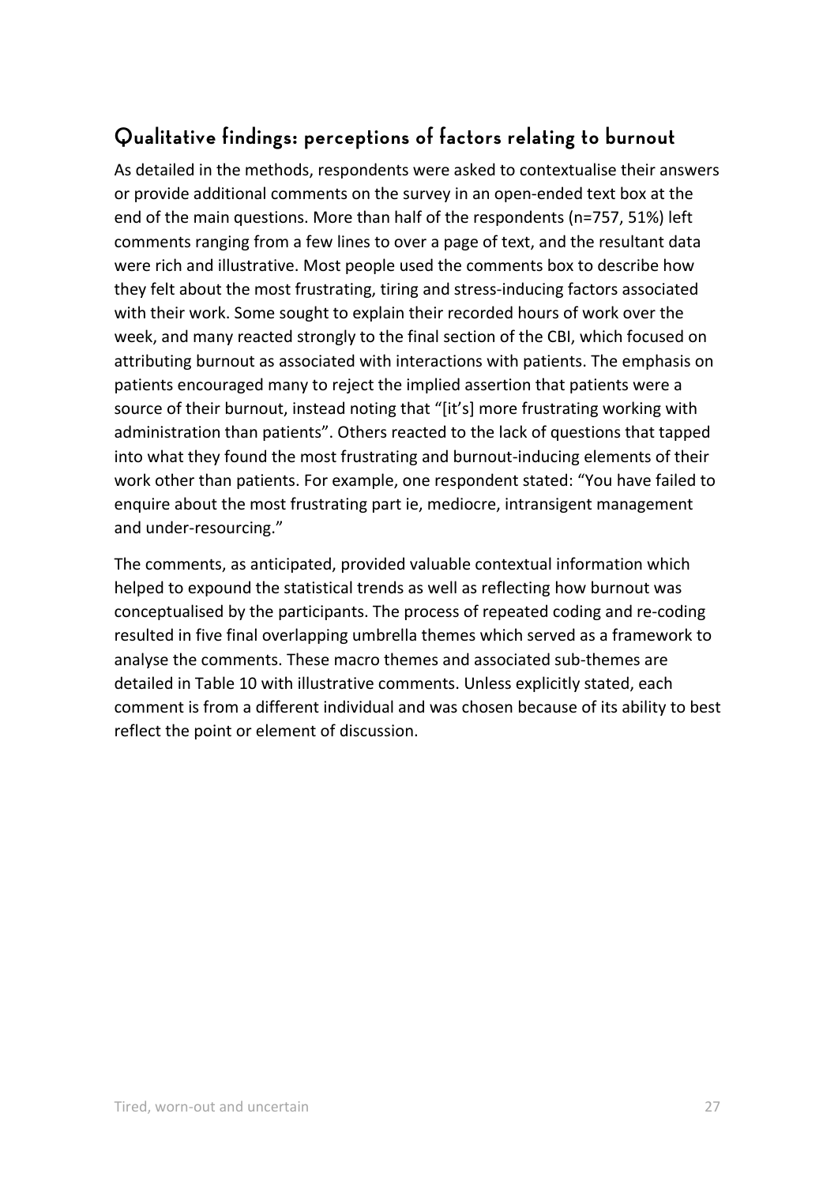## Qualitative findings: perceptions of factors relating to burnout

As detailed in the methods, respondents were asked to contextualise their answers or provide additional comments on the survey in an open-ended text box at the end of the main questions. More than half of the respondents (n=757, 51%) left comments ranging from a few lines to over a page of text, and the resultant data were rich and illustrative. Most people used the comments box to describe how they felt about the most frustrating, tiring and stress-inducing factors associated with their work. Some sought to explain their recorded hours of work over the week, and many reacted strongly to the final section of the CBI, which focused on attributing burnout as associated with interactions with patients. The emphasis on patients encouraged many to reject the implied assertion that patients were a source of their burnout, instead noting that "[it's] more frustrating working with administration than patients". Others reacted to the lack of questions that tapped into what they found the most frustrating and burnout-inducing elements of their work other than patients. For example, one respondent stated: "You have failed to enquire about the most frustrating part ie, mediocre, intransigent management and under-resourcing."

The comments, as anticipated, provided valuable contextual information which helped to expound the statistical trends as well as reflecting how burnout was conceptualised by the participants. The process of repeated coding and re-coding resulted in five final overlapping umbrella themes which served as a framework to analyse the comments. These macro themes and associated sub-themes are detailed in Table 10 with illustrative comments. Unless explicitly stated, each comment is from a different individual and was chosen because of its ability to best reflect the point or element of discussion.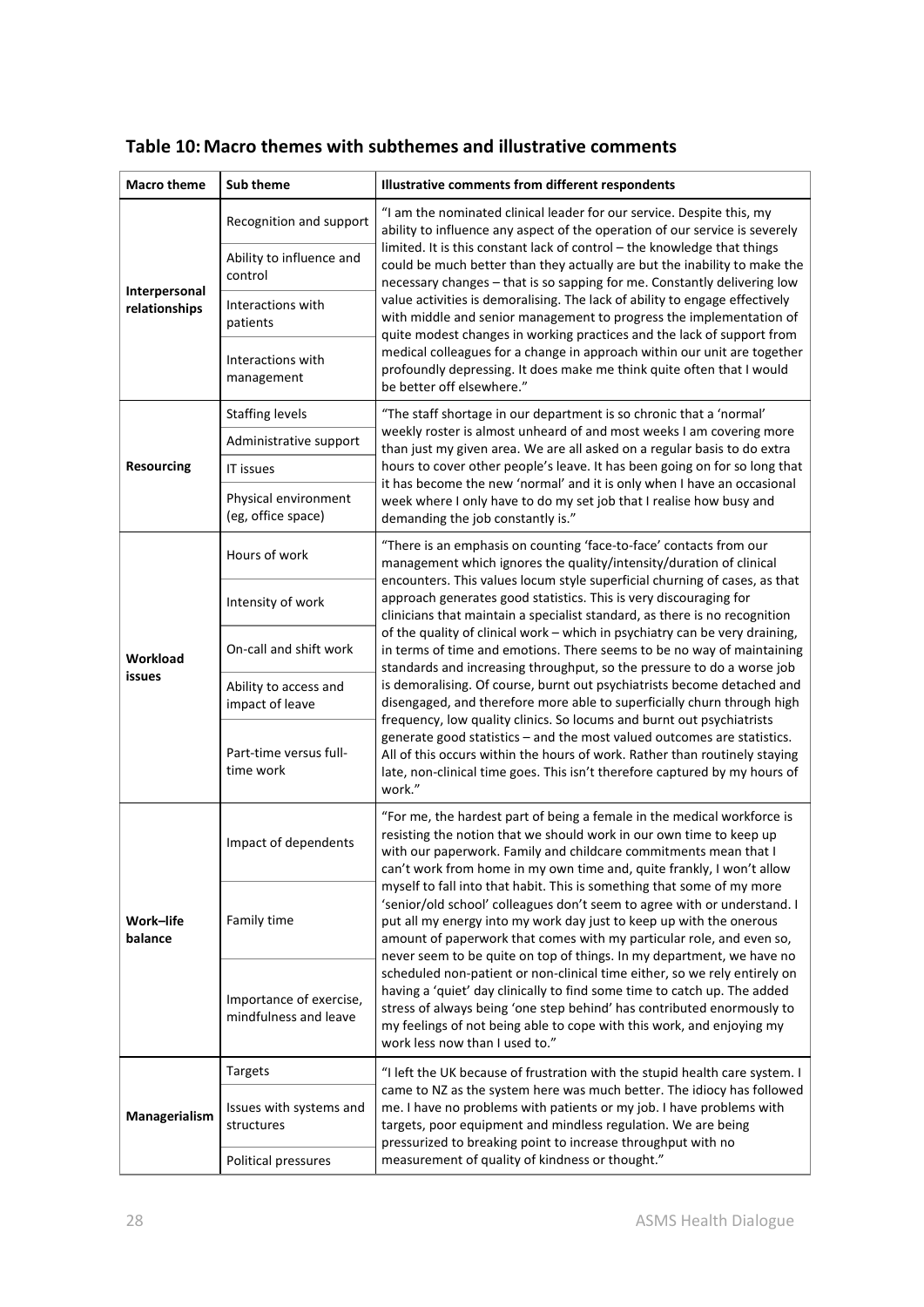## Table 10: Macro themes with subthemes and illustrative comments

| Macro theme | Sub theme | Illustrative comments from different respondents |
|---|---|---|
| **Interpersonal relationships** | Recognition and support<br>Ability to influence and control<br>Interactions with patients<br>Interactions with management | "I am the nominated clinical leader for our service. Despite this, my ability to influence any aspect of the operation of our service is severely limited. It is this constant lack of control – the knowledge that things could be much better than they actually are but the inability to make the necessary changes – that is so sapping for me. Constantly delivering low value activities is demoralising. The lack of ability to engage effectively with middle and senior management to progress the implementation of quite modest changes in working practices and the lack of support from medical colleagues for a change in approach within our unit are together profoundly depressing. It does make me think quite often that I would be better off elsewhere." |
| **Resourcing** | Staffing levels<br>Administrative support<br>IT issues<br>Physical environment (eg, office space) | "The staff shortage in our department is so chronic that a 'normal' weekly roster is almost unheard of and most weeks I am covering more than just my given area. We are all asked on a regular basis to do extra hours to cover other people's leave. It has been going on for so long that it has become the new 'normal' and it is only when I have an occasional week where I only have to do my set job that I realise how busy and demanding the job constantly is." |
| **Workload issues** | Hours of work<br>Intensity of work<br>On-call and shift work<br>Ability to access and impact of leave<br>Part-time versus full-time work | "There is an emphasis on counting 'face-to-face' contacts from our management which ignores the quality/intensity/duration of clinical encounters. This values locum style superficial churning of cases, as that approach generates good statistics. This is very discouraging for clinicians that maintain a specialist standard, as there is no recognition of the quality of clinical work – which in psychiatry can be very draining, in terms of time and emotions. There seems to be no way of maintaining standards and increasing throughput, so the pressure to do a worse job is demoralising. Of course, burnt out psychiatrists become detached and disengaged, and therefore more able to superficially churn through high frequency, low quality clinics. So locums and burnt out psychiatrists generate good statistics – and the most valued outcomes are statistics. All of this occurs within the hours of work. Rather than routinely staying late, non-clinical time goes. This isn't therefore captured by my hours of work." |
| **Work–life balance** | Impact of dependents<br>Family time<br>Importance of exercise, mindfulness and leave | "For me, the hardest part of being a female in the medical workforce is resisting the notion that we should work in our own time to keep up with our paperwork. Family and childcare commitments mean that I can't work from home in my own time and, quite frankly, I won't allow myself to fall into that habit. This is something that some of my more 'senior/old school' colleagues don't seem to agree with or understand. I put all my energy into my work day just to keep up with the onerous amount of paperwork that comes with my particular role, and even so, never seem to be quite on top of things. In my department, we have no scheduled non-patient or non-clinical time either, so we rely entirely on having a 'quiet' day clinically to find some time to catch up. The added stress of always being 'one step behind' has contributed enormously to my feelings of not being able to cope with this work, and enjoying my work less now than I used to." |
| **Managerialism** | Targets<br>Issues with systems and structures<br>Political pressures | "I left the UK because of frustration with the stupid health care system. I came to NZ as the system here was much better. The idiocy has followed me. I have no problems with patients or my job. I have problems with targets, poor equipment and mindless regulation. We are being pressurized to breaking point to increase throughput with no measurement of quality of kindness or thought." |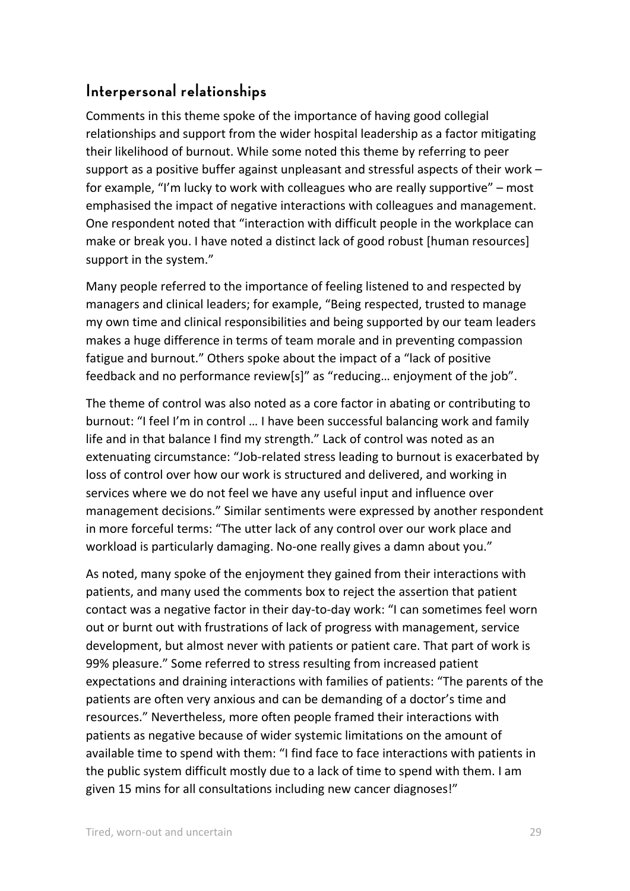## Interpersonal relationships

Comments in this theme spoke of the importance of having good collegial relationships and support from the wider hospital leadership as a factor mitigating their likelihood of burnout. While some noted this theme by referring to peer support as a positive buffer against unpleasant and stressful aspects of their work – for example, "I'm lucky to work with colleagues who are really supportive" – most emphasised the impact of negative interactions with colleagues and management. One respondent noted that "interaction with difficult people in the workplace can make or break you. I have noted a distinct lack of good robust [human resources] support in the system."

Many people referred to the importance of feeling listened to and respected by managers and clinical leaders; for example, "Being respected, trusted to manage my own time and clinical responsibilities and being supported by our team leaders makes a huge difference in terms of team morale and in preventing compassion fatigue and burnout." Others spoke about the impact of a "lack of positive feedback and no performance review[s]" as "reducing… enjoyment of the job".

The theme of control was also noted as a core factor in abating or contributing to burnout: "I feel I'm in control … I have been successful balancing work and family life and in that balance I find my strength." Lack of control was noted as an extenuating circumstance: "Job-related stress leading to burnout is exacerbated by loss of control over how our work is structured and delivered, and working in services where we do not feel we have any useful input and influence over management decisions." Similar sentiments were expressed by another respondent in more forceful terms: "The utter lack of any control over our work place and workload is particularly damaging. No-one really gives a damn about you."

As noted, many spoke of the enjoyment they gained from their interactions with patients, and many used the comments box to reject the assertion that patient contact was a negative factor in their day-to-day work: "I can sometimes feel worn out or burnt out with frustrations of lack of progress with management, service development, but almost never with patients or patient care. That part of work is 99% pleasure." Some referred to stress resulting from increased patient expectations and draining interactions with families of patients: "The parents of the patients are often very anxious and can be demanding of a doctor's time and resources." Nevertheless, more often people framed their interactions with patients as negative because of wider systemic limitations on the amount of available time to spend with them: "I find face to face interactions with patients in the public system difficult mostly due to a lack of time to spend with them. I am given 15 mins for all consultations including new cancer diagnoses!"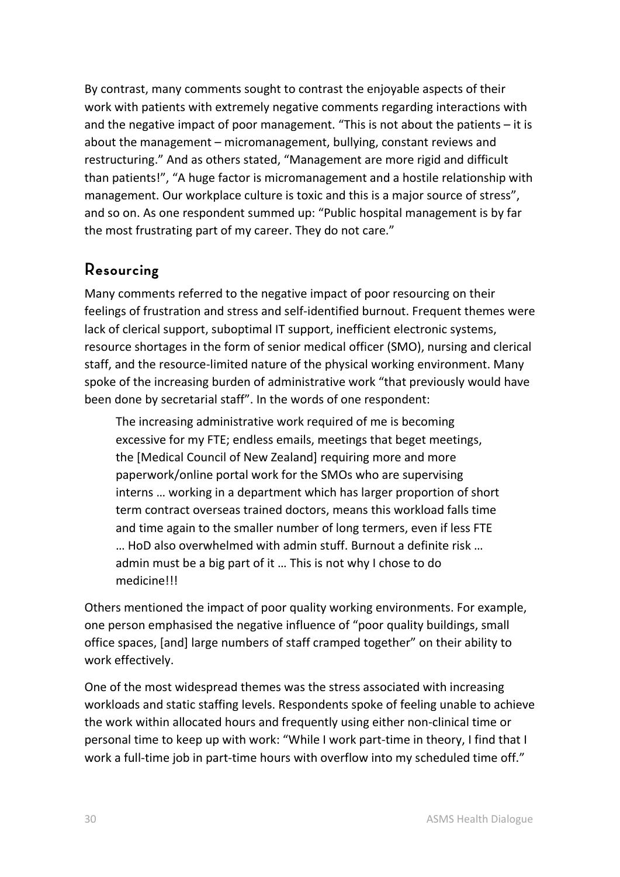By contrast, many comments sought to contrast the enjoyable aspects of their work with patients with extremely negative comments regarding interactions with and the negative impact of poor management. "This is not about the patients – it is about the management – micromanagement, bullying, constant reviews and restructuring." And as others stated, "Management are more rigid and difficult than patients!", "A huge factor is micromanagement and a hostile relationship with management. Our workplace culture is toxic and this is a major source of stress", and so on. As one respondent summed up: "Public hospital management is by far the most frustrating part of my career. They do not care."

## Resourcing

Many comments referred to the negative impact of poor resourcing on their feelings of frustration and stress and self-identified burnout. Frequent themes were lack of clerical support, suboptimal IT support, inefficient electronic systems, resource shortages in the form of senior medical officer (SMO), nursing and clerical staff, and the resource-limited nature of the physical working environment. Many spoke of the increasing burden of administrative work "that previously would have been done by secretarial staff". In the words of one respondent:

> The increasing administrative work required of me is becoming excessive for my FTE; endless emails, meetings that beget meetings, the [Medical Council of New Zealand] requiring more and more paperwork/online portal work for the SMOs who are supervising interns … working in a department which has larger proportion of short term contract overseas trained doctors, means this workload falls time and time again to the smaller number of long termers, even if less FTE … HoD also overwhelmed with admin stuff. Burnout a definite risk … admin must be a big part of it … This is not why I chose to do medicine!!!

Others mentioned the impact of poor quality working environments. For example, one person emphasised the negative influence of "poor quality buildings, small office spaces, [and] large numbers of staff cramped together" on their ability to work effectively.

One of the most widespread themes was the stress associated with increasing workloads and static staffing levels. Respondents spoke of feeling unable to achieve the work within allocated hours and frequently using either non-clinical time or personal time to keep up with work: "While I work part-time in theory, I find that I work a full-time job in part-time hours with overflow into my scheduled time off."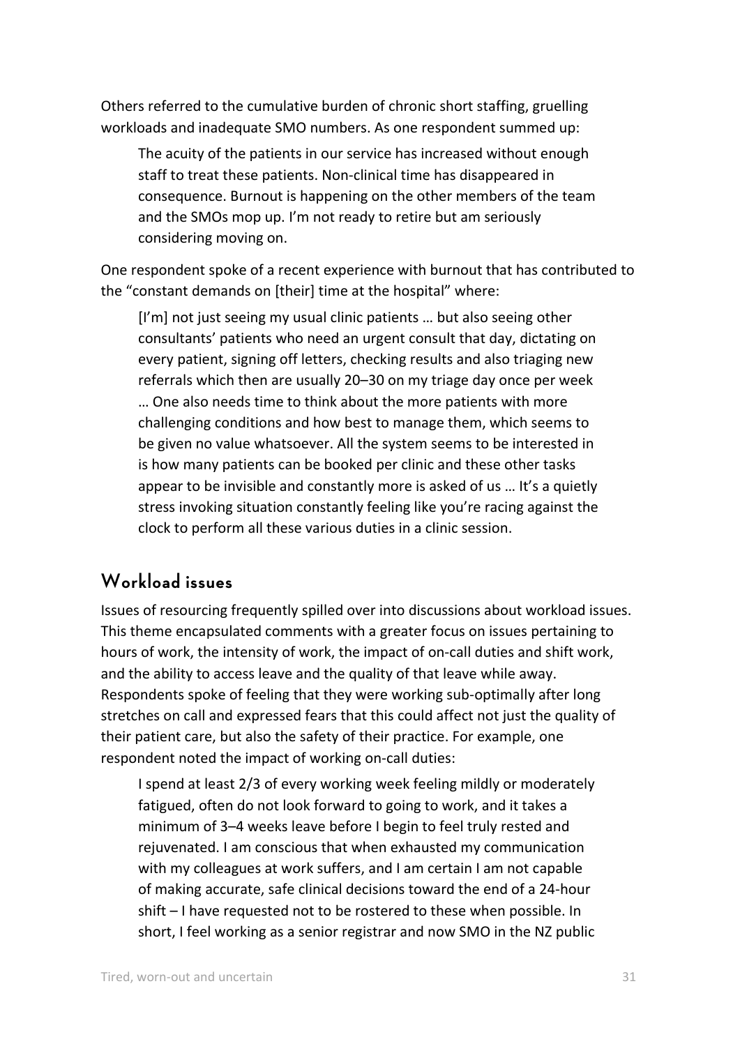Others referred to the cumulative burden of chronic short staffing, gruelling workloads and inadequate SMO numbers. As one respondent summed up:

> The acuity of the patients in our service has increased without enough staff to treat these patients. Non-clinical time has disappeared in consequence. Burnout is happening on the other members of the team and the SMOs mop up. I'm not ready to retire but am seriously considering moving on.

One respondent spoke of a recent experience with burnout that has contributed to the "constant demands on [their] time at the hospital" where:

> [I'm] not just seeing my usual clinic patients … but also seeing other consultants' patients who need an urgent consult that day, dictating on every patient, signing off letters, checking results and also triaging new referrals which then are usually 20–30 on my triage day once per week … One also needs time to think about the more patients with more challenging conditions and how best to manage them, which seems to be given no value whatsoever. All the system seems to be interested in is how many patients can be booked per clinic and these other tasks appear to be invisible and constantly more is asked of us … It's a quietly stress invoking situation constantly feeling like you're racing against the clock to perform all these various duties in a clinic session.

## Workload issues

Issues of resourcing frequently spilled over into discussions about workload issues. This theme encapsulated comments with a greater focus on issues pertaining to hours of work, the intensity of work, the impact of on-call duties and shift work, and the ability to access leave and the quality of that leave while away. Respondents spoke of feeling that they were working sub-optimally after long stretches on call and expressed fears that this could affect not just the quality of their patient care, but also the safety of their practice. For example, one respondent noted the impact of working on-call duties:

> I spend at least 2/3 of every working week feeling mildly or moderately fatigued, often do not look forward to going to work, and it takes a minimum of 3–4 weeks leave before I begin to feel truly rested and rejuvenated. I am conscious that when exhausted my communication with my colleagues at work suffers, and I am certain I am not capable of making accurate, safe clinical decisions toward the end of a 24-hour shift – I have requested not to be rostered to these when possible. In short, I feel working as a senior registrar and now SMO in the NZ public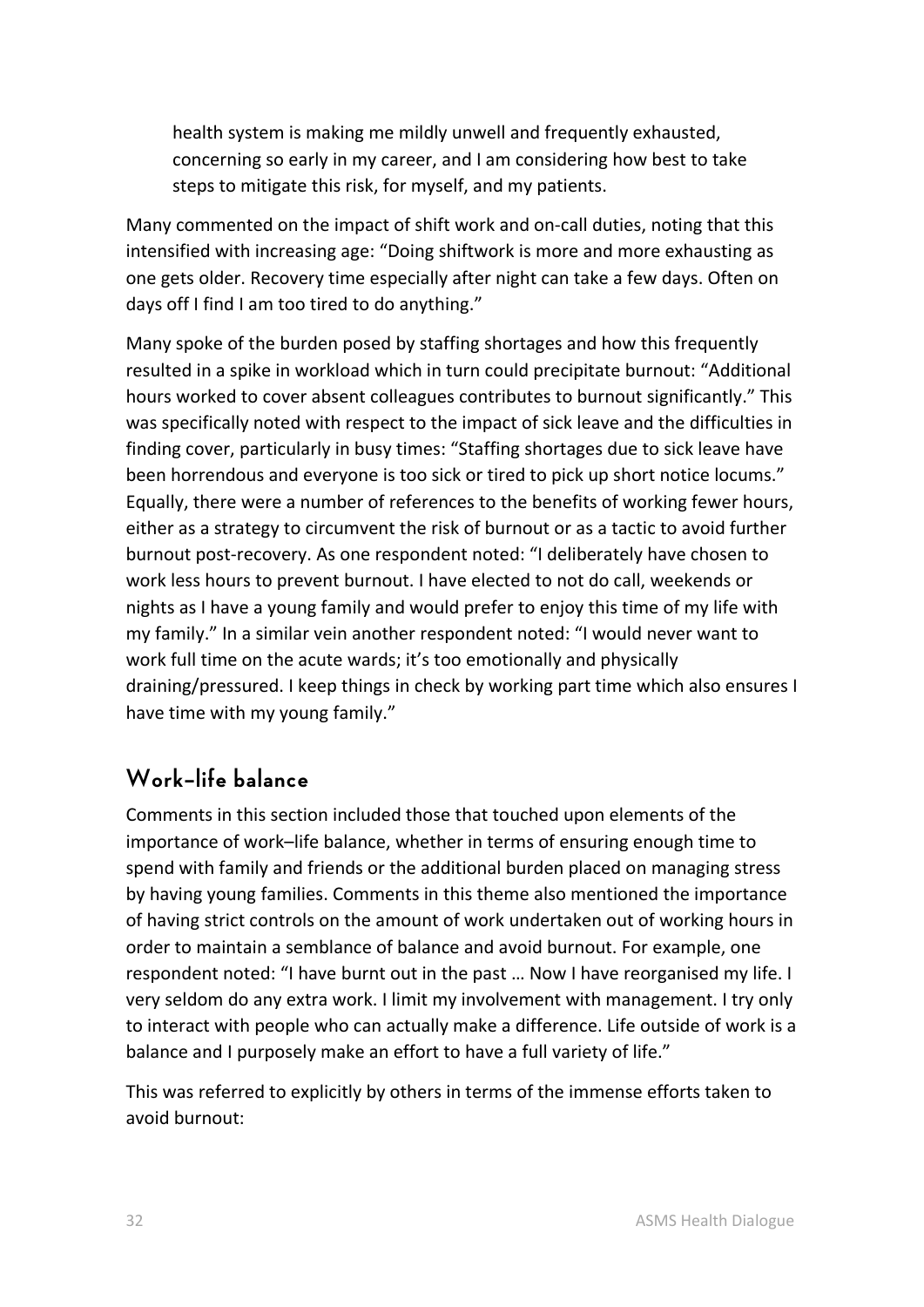> health system is making me mildly unwell and frequently exhausted, concerning so early in my career, and I am considering how best to take steps to mitigate this risk, for myself, and my patients.

Many commented on the impact of shift work and on-call duties, noting that this intensified with increasing age: "Doing shiftwork is more and more exhausting as one gets older. Recovery time especially after night can take a few days. Often on days off I find I am too tired to do anything."

Many spoke of the burden posed by staffing shortages and how this frequently resulted in a spike in workload which in turn could precipitate burnout: "Additional hours worked to cover absent colleagues contributes to burnout significantly." This was specifically noted with respect to the impact of sick leave and the difficulties in finding cover, particularly in busy times: "Staffing shortages due to sick leave have been horrendous and everyone is too sick or tired to pick up short notice locums." Equally, there were a number of references to the benefits of working fewer hours, either as a strategy to circumvent the risk of burnout or as a tactic to avoid further burnout post-recovery. As one respondent noted: "I deliberately have chosen to work less hours to prevent burnout. I have elected to not do call, weekends or nights as I have a young family and would prefer to enjoy this time of my life with my family." In a similar vein another respondent noted: "I would never want to work full time on the acute wards; it's too emotionally and physically draining/pressured. I keep things in check by working part time which also ensures I have time with my young family."

## Work–life balance

Comments in this section included those that touched upon elements of the importance of work–life balance, whether in terms of ensuring enough time to spend with family and friends or the additional burden placed on managing stress by having young families. Comments in this theme also mentioned the importance of having strict controls on the amount of work undertaken out of working hours in order to maintain a semblance of balance and avoid burnout. For example, one respondent noted: "I have burnt out in the past … Now I have reorganised my life. I very seldom do any extra work. I limit my involvement with management. I try only to interact with people who can actually make a difference. Life outside of work is a balance and I purposely make an effort to have a full variety of life."

This was referred to explicitly by others in terms of the immense efforts taken to avoid burnout: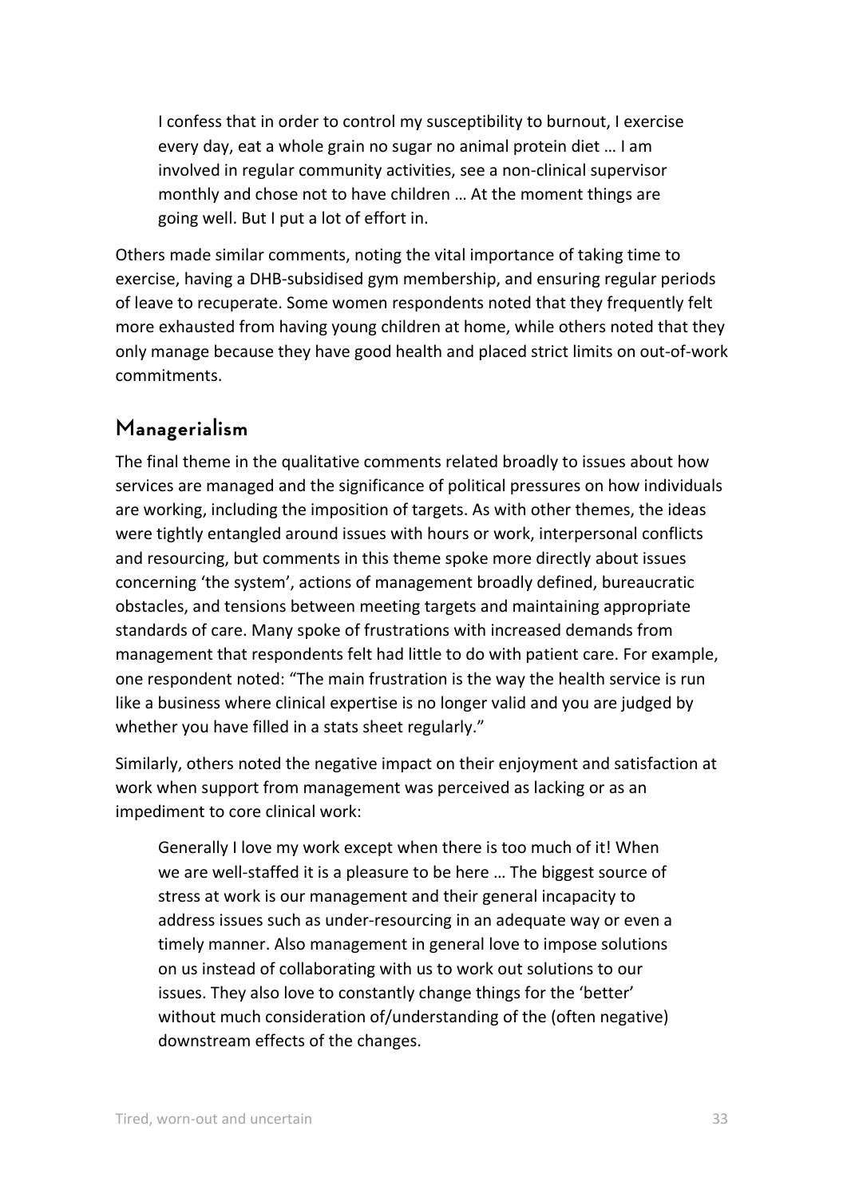> I confess that in order to control my susceptibility to burnout, I exercise every day, eat a whole grain no sugar no animal protein diet … I am involved in regular community activities, see a non-clinical supervisor monthly and chose not to have children … At the moment things are going well. But I put a lot of effort in.

Others made similar comments, noting the vital importance of taking time to exercise, having a DHB-subsidised gym membership, and ensuring regular periods of leave to recuperate. Some women respondents noted that they frequently felt more exhausted from having young children at home, while others noted that they only manage because they have good health and placed strict limits on out-of-work commitments.

## Managerialism

The final theme in the qualitative comments related broadly to issues about how services are managed and the significance of political pressures on how individuals are working, including the imposition of targets. As with other themes, the ideas were tightly entangled around issues with hours or work, interpersonal conflicts and resourcing, but comments in this theme spoke more directly about issues concerning 'the system', actions of management broadly defined, bureaucratic obstacles, and tensions between meeting targets and maintaining appropriate standards of care. Many spoke of frustrations with increased demands from management that respondents felt had little to do with patient care. For example, one respondent noted: "The main frustration is the way the health service is run like a business where clinical expertise is no longer valid and you are judged by whether you have filled in a stats sheet regularly."

Similarly, others noted the negative impact on their enjoyment and satisfaction at work when support from management was perceived as lacking or as an impediment to core clinical work:

> Generally I love my work except when there is too much of it! When we are well-staffed it is a pleasure to be here … The biggest source of stress at work is our management and their general incapacity to address issues such as under-resourcing in an adequate way or even a timely manner. Also management in general love to impose solutions on us instead of collaborating with us to work out solutions to our issues. They also love to constantly change things for the 'better' without much consideration of/understanding of the (often negative) downstream effects of the changes.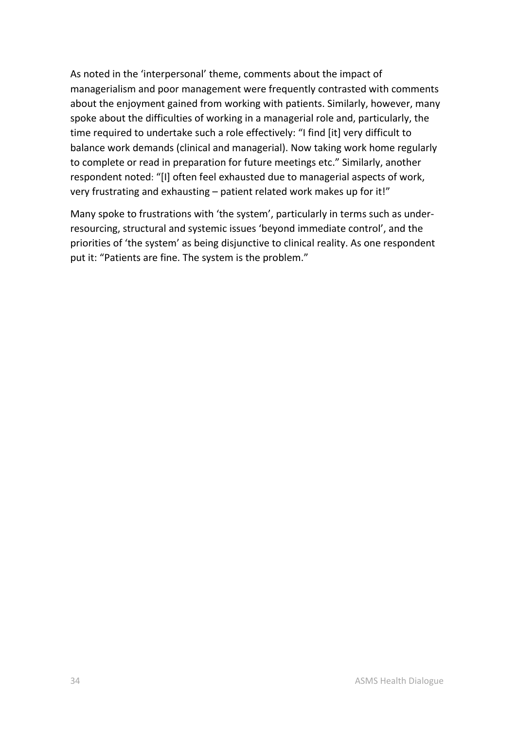As noted in the 'interpersonal' theme, comments about the impact of managerialism and poor management were frequently contrasted with comments about the enjoyment gained from working with patients. Similarly, however, many spoke about the difficulties of working in a managerial role and, particularly, the time required to undertake such a role effectively: "I find [it] very difficult to balance work demands (clinical and managerial). Now taking work home regularly to complete or read in preparation for future meetings etc." Similarly, another respondent noted: "[I] often feel exhausted due to managerial aspects of work, very frustrating and exhausting – patient related work makes up for it!"

Many spoke to frustrations with 'the system', particularly in terms such as under-resourcing, structural and systemic issues 'beyond immediate control', and the priorities of 'the system' as being disjunctive to clinical reality. As one respondent put it: "Patients are fine. The system is the problem."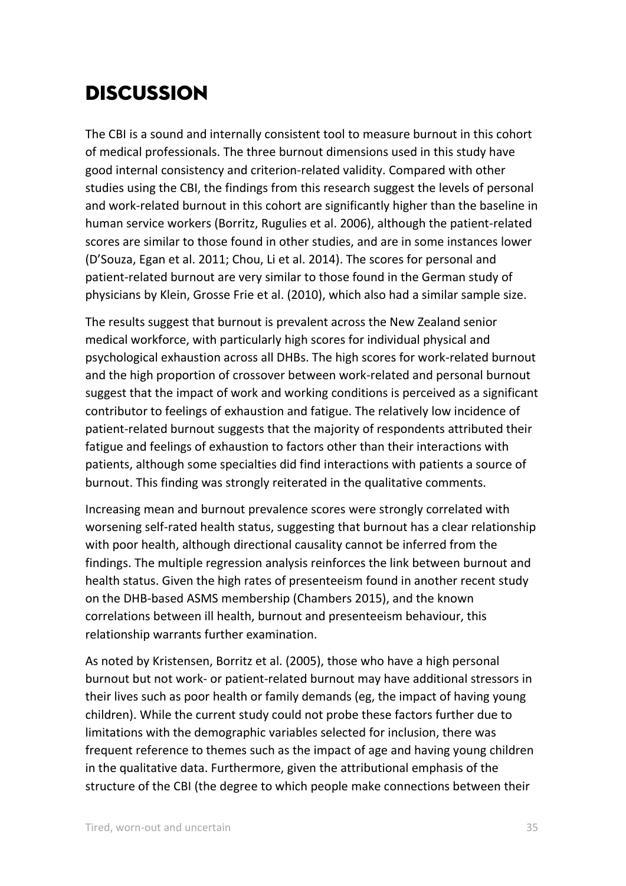# DISCUSSION

The CBI is a sound and internally consistent tool to measure burnout in this cohort of medical professionals. The three burnout dimensions used in this study have good internal consistency and criterion-related validity. Compared with other studies using the CBI, the findings from this research suggest the levels of personal and work-related burnout in this cohort are significantly higher than the baseline in human service workers (Borritz, Rugulies et al. 2006), although the patient-related scores are similar to those found in other studies, and are in some instances lower (D'Souza, Egan et al. 2011; Chou, Li et al. 2014). The scores for personal and patient-related burnout are very similar to those found in the German study of physicians by Klein, Grosse Frie et al. (2010), which also had a similar sample size.

The results suggest that burnout is prevalent across the New Zealand senior medical workforce, with particularly high scores for individual physical and psychological exhaustion across all DHBs. The high scores for work-related burnout and the high proportion of crossover between work-related and personal burnout suggest that the impact of work and working conditions is perceived as a significant contributor to feelings of exhaustion and fatigue. The relatively low incidence of patient-related burnout suggests that the majority of respondents attributed their fatigue and feelings of exhaustion to factors other than their interactions with patients, although some specialties did find interactions with patients a source of burnout. This finding was strongly reiterated in the qualitative comments.

Increasing mean and burnout prevalence scores were strongly correlated with worsening self-rated health status, suggesting that burnout has a clear relationship with poor health, although directional causality cannot be inferred from the findings. The multiple regression analysis reinforces the link between burnout and health status. Given the high rates of presenteeism found in another recent study on the DHB-based ASMS membership (Chambers 2015), and the known correlations between ill health, burnout and presenteeism behaviour, this relationship warrants further examination.

As noted by Kristensen, Borritz et al. (2005), those who have a high personal burnout but not work- or patient-related burnout may have additional stressors in their lives such as poor health or family demands (eg, the impact of having young children). While the current study could not probe these factors further due to limitations with the demographic variables selected for inclusion, there was frequent reference to themes such as the impact of age and having young children in the qualitative data. Furthermore, given the attributional emphasis of the structure of the CBI (the degree to which people make connections between their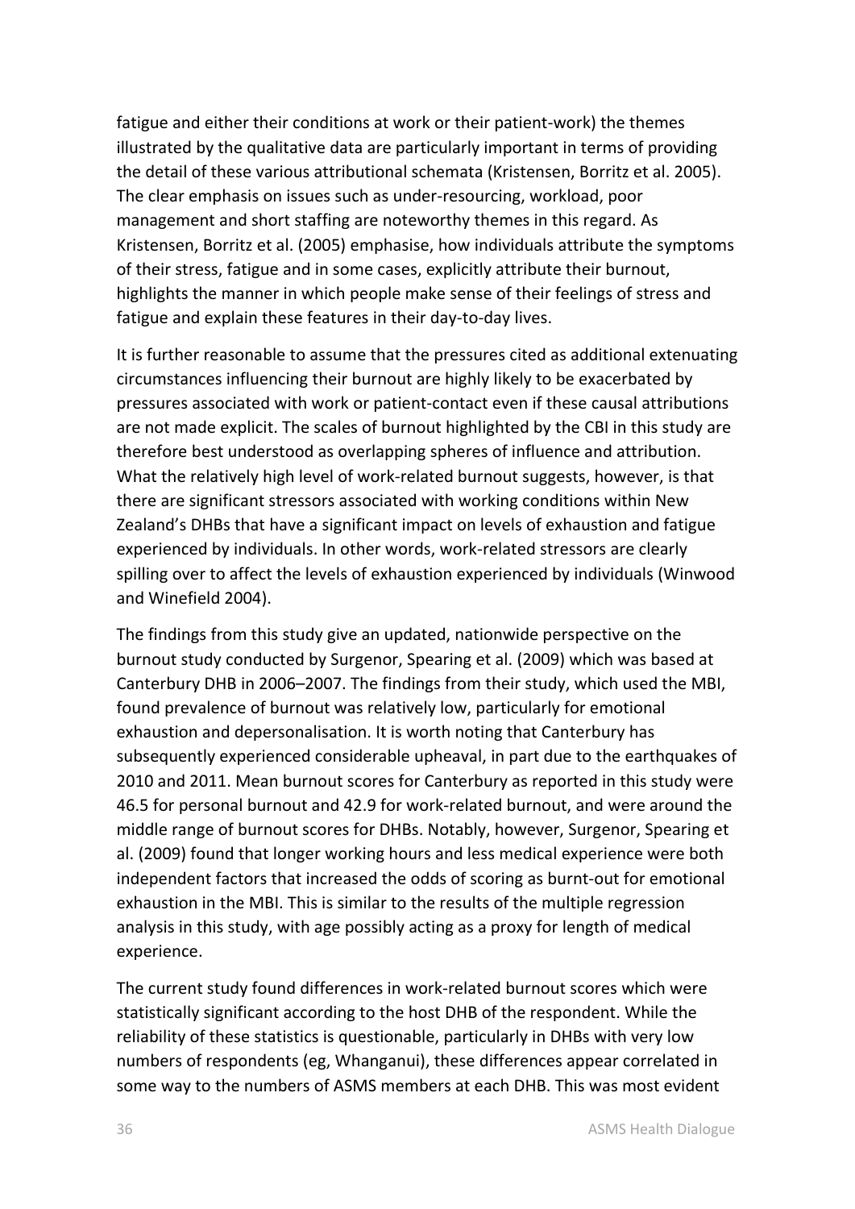fatigue and either their conditions at work or their patient-work) the themes illustrated by the qualitative data are particularly important in terms of providing the detail of these various attributional schemata (Kristensen, Borritz et al. 2005). The clear emphasis on issues such as under-resourcing, workload, poor management and short staffing are noteworthy themes in this regard. As Kristensen, Borritz et al. (2005) emphasise, how individuals attribute the symptoms of their stress, fatigue and in some cases, explicitly attribute their burnout, highlights the manner in which people make sense of their feelings of stress and fatigue and explain these features in their day-to-day lives.

It is further reasonable to assume that the pressures cited as additional extenuating circumstances influencing their burnout are highly likely to be exacerbated by pressures associated with work or patient-contact even if these causal attributions are not made explicit. The scales of burnout highlighted by the CBI in this study are therefore best understood as overlapping spheres of influence and attribution. What the relatively high level of work-related burnout suggests, however, is that there are significant stressors associated with working conditions within New Zealand's DHBs that have a significant impact on levels of exhaustion and fatigue experienced by individuals. In other words, work-related stressors are clearly spilling over to affect the levels of exhaustion experienced by individuals (Winwood and Winefield 2004).

The findings from this study give an updated, nationwide perspective on the burnout study conducted by Surgenor, Spearing et al. (2009) which was based at Canterbury DHB in 2006–2007. The findings from their study, which used the MBI, found prevalence of burnout was relatively low, particularly for emotional exhaustion and depersonalisation. It is worth noting that Canterbury has subsequently experienced considerable upheaval, in part due to the earthquakes of 2010 and 2011. Mean burnout scores for Canterbury as reported in this study were 46.5 for personal burnout and 42.9 for work-related burnout, and were around the middle range of burnout scores for DHBs. Notably, however, Surgenor, Spearing et al. (2009) found that longer working hours and less medical experience were both independent factors that increased the odds of scoring as burnt-out for emotional exhaustion in the MBI. This is similar to the results of the multiple regression analysis in this study, with age possibly acting as a proxy for length of medical experience.

The current study found differences in work-related burnout scores which were statistically significant according to the host DHB of the respondent. While the reliability of these statistics is questionable, particularly in DHBs with very low numbers of respondents (eg, Whanganui), these differences appear correlated in some way to the numbers of ASMS members at each DHB. This was most evident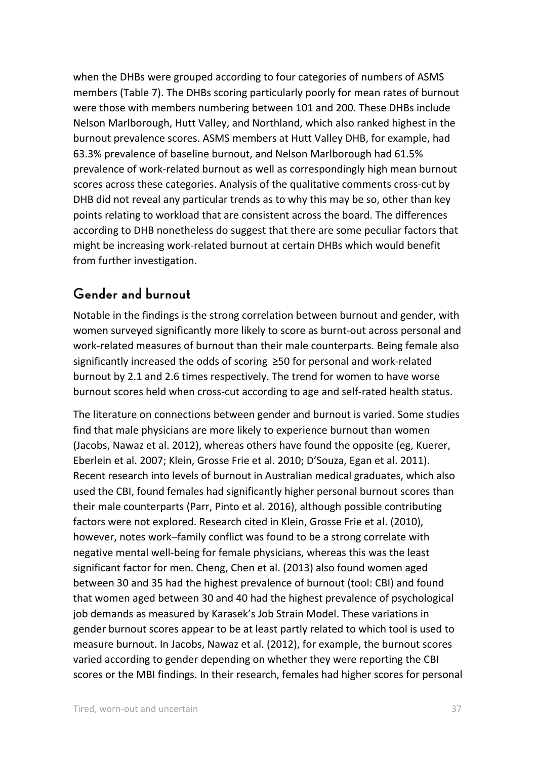when the DHBs were grouped according to four categories of numbers of ASMS members (Table 7). The DHBs scoring particularly poorly for mean rates of burnout were those with members numbering between 101 and 200. These DHBs include Nelson Marlborough, Hutt Valley, and Northland, which also ranked highest in the burnout prevalence scores. ASMS members at Hutt Valley DHB, for example, had 63.3% prevalence of baseline burnout, and Nelson Marlborough had 61.5% prevalence of work-related burnout as well as correspondingly high mean burnout scores across these categories. Analysis of the qualitative comments cross-cut by DHB did not reveal any particular trends as to why this may be so, other than key points relating to workload that are consistent across the board. The differences according to DHB nonetheless do suggest that there are some peculiar factors that might be increasing work-related burnout at certain DHBs which would benefit from further investigation.

## Gender and burnout

Notable in the findings is the strong correlation between burnout and gender, with women surveyed significantly more likely to score as burnt-out across personal and work-related measures of burnout than their male counterparts. Being female also significantly increased the odds of scoring ≥50 for personal and work-related burnout by 2.1 and 2.6 times respectively. The trend for women to have worse burnout scores held when cross-cut according to age and self-rated health status.

The literature on connections between gender and burnout is varied. Some studies find that male physicians are more likely to experience burnout than women (Jacobs, Nawaz et al. 2012), whereas others have found the opposite (eg, Kuerer, Eberlein et al. 2007; Klein, Grosse Frie et al. 2010; D'Souza, Egan et al. 2011). Recent research into levels of burnout in Australian medical graduates, which also used the CBI, found females had significantly higher personal burnout scores than their male counterparts (Parr, Pinto et al. 2016), although possible contributing factors were not explored. Research cited in Klein, Grosse Frie et al. (2010), however, notes work–family conflict was found to be a strong correlate with negative mental well-being for female physicians, whereas this was the least significant factor for men. Cheng, Chen et al. (2013) also found women aged between 30 and 35 had the highest prevalence of burnout (tool: CBI) and found that women aged between 30 and 40 had the highest prevalence of psychological job demands as measured by Karasek's Job Strain Model. These variations in gender burnout scores appear to be at least partly related to which tool is used to measure burnout. In Jacobs, Nawaz et al. (2012), for example, the burnout scores varied according to gender depending on whether they were reporting the CBI scores or the MBI findings. In their research, females had higher scores for personal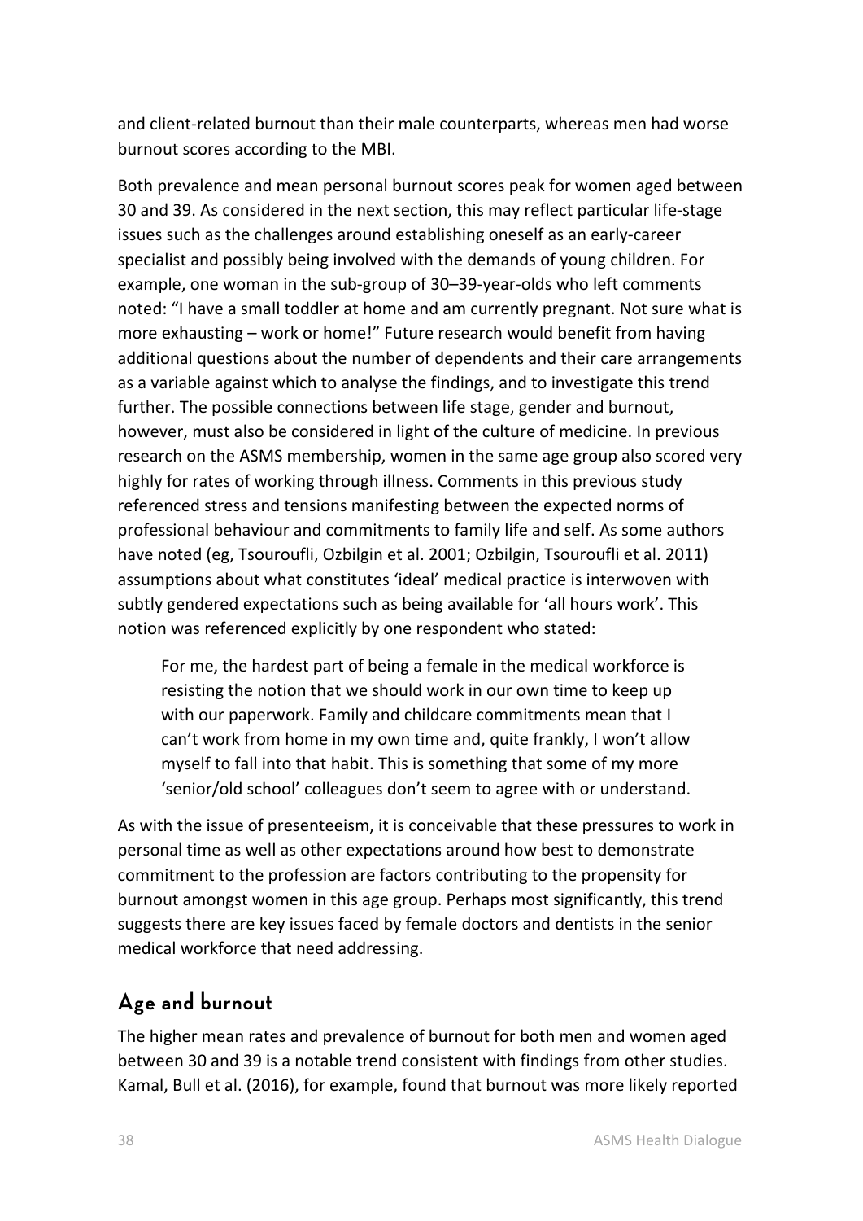and client-related burnout than their male counterparts, whereas men had worse burnout scores according to the MBI.

Both prevalence and mean personal burnout scores peak for women aged between 30 and 39. As considered in the next section, this may reflect particular life-stage issues such as the challenges around establishing oneself as an early-career specialist and possibly being involved with the demands of young children. For example, one woman in the sub-group of 30–39-year-olds who left comments noted: "I have a small toddler at home and am currently pregnant. Not sure what is more exhausting – work or home!" Future research would benefit from having additional questions about the number of dependents and their care arrangements as a variable against which to analyse the findings, and to investigate this trend further. The possible connections between life stage, gender and burnout, however, must also be considered in light of the culture of medicine. In previous research on the ASMS membership, women in the same age group also scored very highly for rates of working through illness. Comments in this previous study referenced stress and tensions manifesting between the expected norms of professional behaviour and commitments to family life and self. As some authors have noted (eg, Tsouroufli, Ozbilgin et al. 2001; Ozbilgin, Tsouroufli et al. 2011) assumptions about what constitutes 'ideal' medical practice is interwoven with subtly gendered expectations such as being available for 'all hours work'. This notion was referenced explicitly by one respondent who stated:

> For me, the hardest part of being a female in the medical workforce is resisting the notion that we should work in our own time to keep up with our paperwork. Family and childcare commitments mean that I can't work from home in my own time and, quite frankly, I won't allow myself to fall into that habit. This is something that some of my more 'senior/old school' colleagues don't seem to agree with or understand.

As with the issue of presenteeism, it is conceivable that these pressures to work in personal time as well as other expectations around how best to demonstrate commitment to the profession are factors contributing to the propensity for burnout amongst women in this age group. Perhaps most significantly, this trend suggests there are key issues faced by female doctors and dentists in the senior medical workforce that need addressing.

## Age and burnout

The higher mean rates and prevalence of burnout for both men and women aged between 30 and 39 is a notable trend consistent with findings from other studies. Kamal, Bull et al. (2016), for example, found that burnout was more likely reported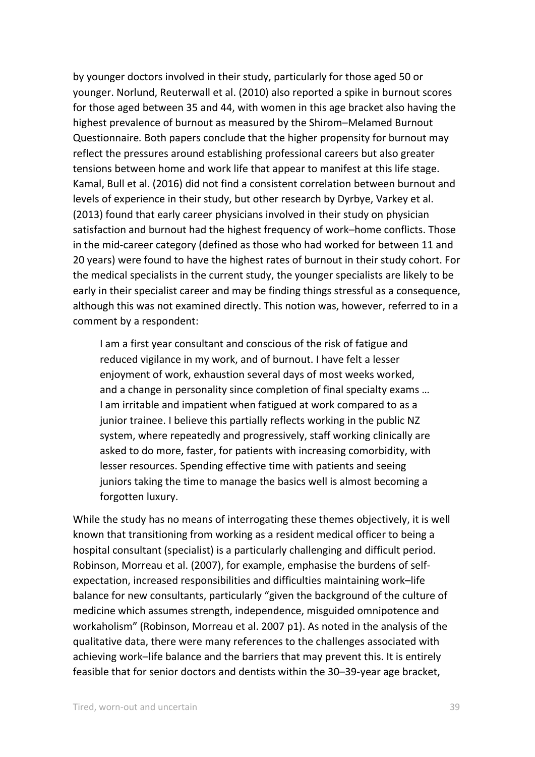by younger doctors involved in their study, particularly for those aged 50 or younger. Norlund, Reuterwall et al. (2010) also reported a spike in burnout scores for those aged between 35 and 44, with women in this age bracket also having the highest prevalence of burnout as measured by the Shirom–Melamed Burnout Questionnaire. Both papers conclude that the higher propensity for burnout may reflect the pressures around establishing professional careers but also greater tensions between home and work life that appear to manifest at this life stage. Kamal, Bull et al. (2016) did not find a consistent correlation between burnout and levels of experience in their study, but other research by Dyrbye, Varkey et al. (2013) found that early career physicians involved in their study on physician satisfaction and burnout had the highest frequency of work–home conflicts. Those in the mid-career category (defined as those who had worked for between 11 and 20 years) were found to have the highest rates of burnout in their study cohort. For the medical specialists in the current study, the younger specialists are likely to be early in their specialist career and may be finding things stressful as a consequence, although this was not examined directly. This notion was, however, referred to in a comment by a respondent:

> I am a first year consultant and conscious of the risk of fatigue and reduced vigilance in my work, and of burnout. I have felt a lesser enjoyment of work, exhaustion several days of most weeks worked, and a change in personality since completion of final specialty exams … I am irritable and impatient when fatigued at work compared to as a junior trainee. I believe this partially reflects working in the public NZ system, where repeatedly and progressively, staff working clinically are asked to do more, faster, for patients with increasing comorbidity, with lesser resources. Spending effective time with patients and seeing juniors taking the time to manage the basics well is almost becoming a forgotten luxury.

While the study has no means of interrogating these themes objectively, it is well known that transitioning from working as a resident medical officer to being a hospital consultant (specialist) is a particularly challenging and difficult period. Robinson, Morreau et al. (2007), for example, emphasise the burdens of self-expectation, increased responsibilities and difficulties maintaining work–life balance for new consultants, particularly "given the background of the culture of medicine which assumes strength, independence, misguided omnipotence and workaholism" (Robinson, Morreau et al. 2007 p1). As noted in the analysis of the qualitative data, there were many references to the challenges associated with achieving work–life balance and the barriers that may prevent this. It is entirely feasible that for senior doctors and dentists within the 30–39-year age bracket,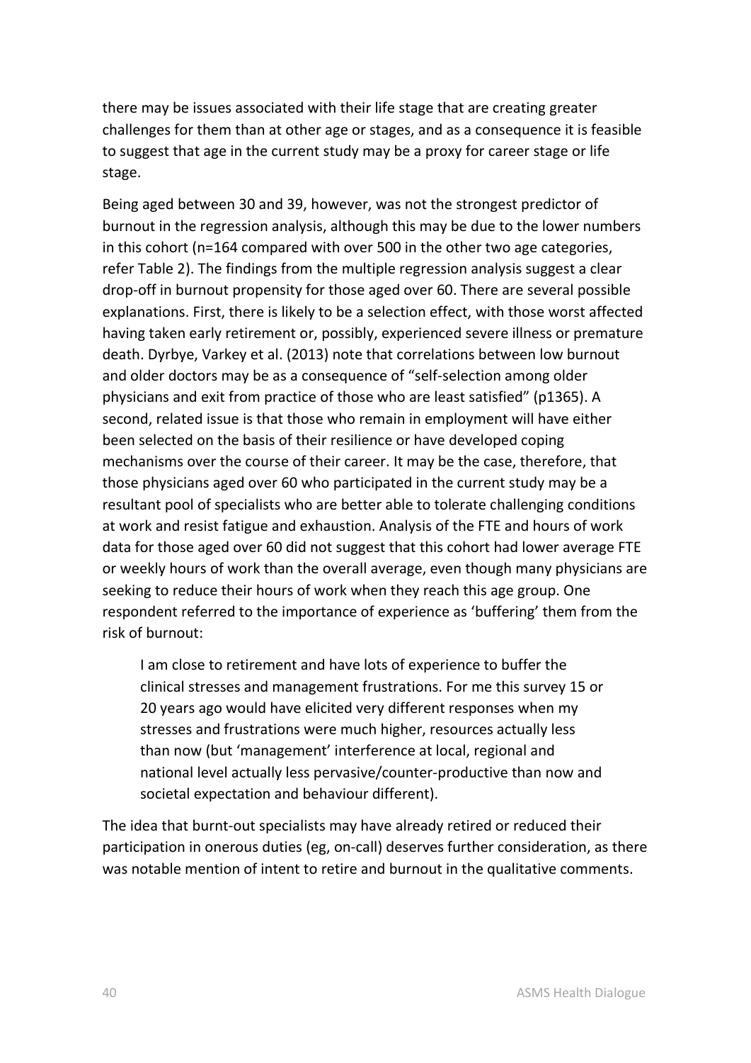there may be issues associated with their life stage that are creating greater challenges for them than at other age or stages, and as a consequence it is feasible to suggest that age in the current study may be a proxy for career stage or life stage.

Being aged between 30 and 39, however, was not the strongest predictor of burnout in the regression analysis, although this may be due to the lower numbers in this cohort (n=164 compared with over 500 in the other two age categories, refer Table 2). The findings from the multiple regression analysis suggest a clear drop-off in burnout propensity for those aged over 60. There are several possible explanations. First, there is likely to be a selection effect, with those worst affected having taken early retirement or, possibly, experienced severe illness or premature death. Dyrbye, Varkey et al. (2013) note that correlations between low burnout and older doctors may be as a consequence of "self-selection among older physicians and exit from practice of those who are least satisfied" (p1365). A second, related issue is that those who remain in employment will have either been selected on the basis of their resilience or have developed coping mechanisms over the course of their career. It may be the case, therefore, that those physicians aged over 60 who participated in the current study may be a resultant pool of specialists who are better able to tolerate challenging conditions at work and resist fatigue and exhaustion. Analysis of the FTE and hours of work data for those aged over 60 did not suggest that this cohort had lower average FTE or weekly hours of work than the overall average, even though many physicians are seeking to reduce their hours of work when they reach this age group. One respondent referred to the importance of experience as 'buffering' them from the risk of burnout:

> I am close to retirement and have lots of experience to buffer the clinical stresses and management frustrations. For me this survey 15 or 20 years ago would have elicited very different responses when my stresses and frustrations were much higher, resources actually less than now (but 'management' interference at local, regional and national level actually less pervasive/counter-productive than now and societal expectation and behaviour different).

The idea that burnt-out specialists may have already retired or reduced their participation in onerous duties (eg, on-call) deserves further consideration, as there was notable mention of intent to retire and burnout in the qualitative comments.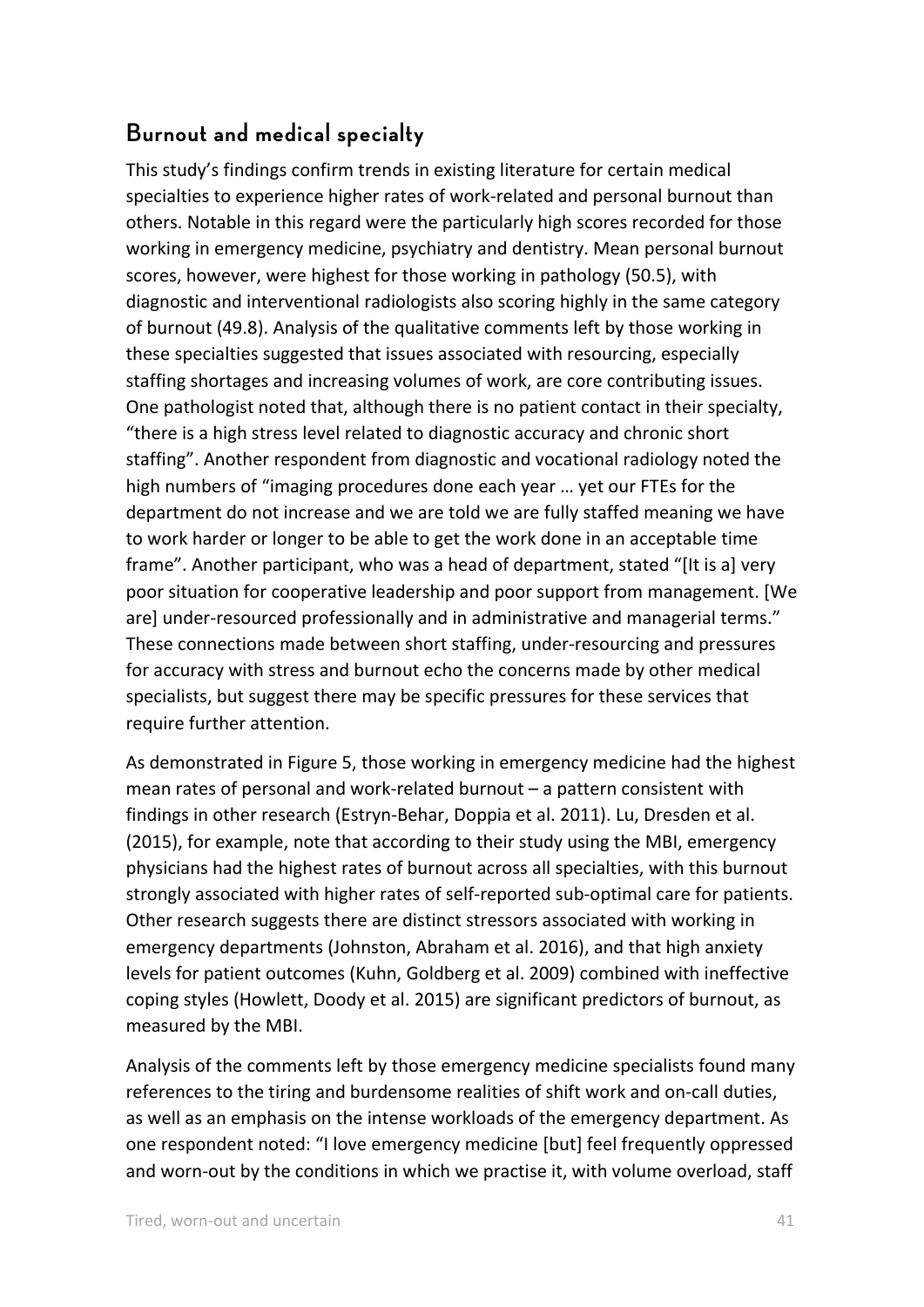## Burnout and medical specialty

This study's findings confirm trends in existing literature for certain medical specialties to experience higher rates of work-related and personal burnout than others. Notable in this regard were the particularly high scores recorded for those working in emergency medicine, psychiatry and dentistry. Mean personal burnout scores, however, were highest for those working in pathology (50.5), with diagnostic and interventional radiologists also scoring highly in the same category of burnout (49.8). Analysis of the qualitative comments left by those working in these specialties suggested that issues associated with resourcing, especially staffing shortages and increasing volumes of work, are core contributing issues. One pathologist noted that, although there is no patient contact in their specialty, "there is a high stress level related to diagnostic accuracy and chronic short staffing". Another respondent from diagnostic and vocational radiology noted the high numbers of "imaging procedures done each year … yet our FTEs for the department do not increase and we are told we are fully staffed meaning we have to work harder or longer to be able to get the work done in an acceptable time frame". Another participant, who was a head of department, stated "[It is a] very poor situation for cooperative leadership and poor support from management. [We are] under-resourced professionally and in administrative and managerial terms." These connections made between short staffing, under-resourcing and pressures for accuracy with stress and burnout echo the concerns made by other medical specialists, but suggest there may be specific pressures for these services that require further attention.

As demonstrated in Figure 5, those working in emergency medicine had the highest mean rates of personal and work-related burnout – a pattern consistent with findings in other research (Estryn-Behar, Doppia et al. 2011). Lu, Dresden et al. (2015), for example, note that according to their study using the MBI, emergency physicians had the highest rates of burnout across all specialties, with this burnout strongly associated with higher rates of self-reported sub-optimal care for patients. Other research suggests there are distinct stressors associated with working in emergency departments (Johnston, Abraham et al. 2016), and that high anxiety levels for patient outcomes (Kuhn, Goldberg et al. 2009) combined with ineffective coping styles (Howlett, Doody et al. 2015) are significant predictors of burnout, as measured by the MBI.

Analysis of the comments left by those emergency medicine specialists found many references to the tiring and burdensome realities of shift work and on-call duties, as well as an emphasis on the intense workloads of the emergency department. As one respondent noted: "I love emergency medicine [but] feel frequently oppressed and worn-out by the conditions in which we practise it, with volume overload, staff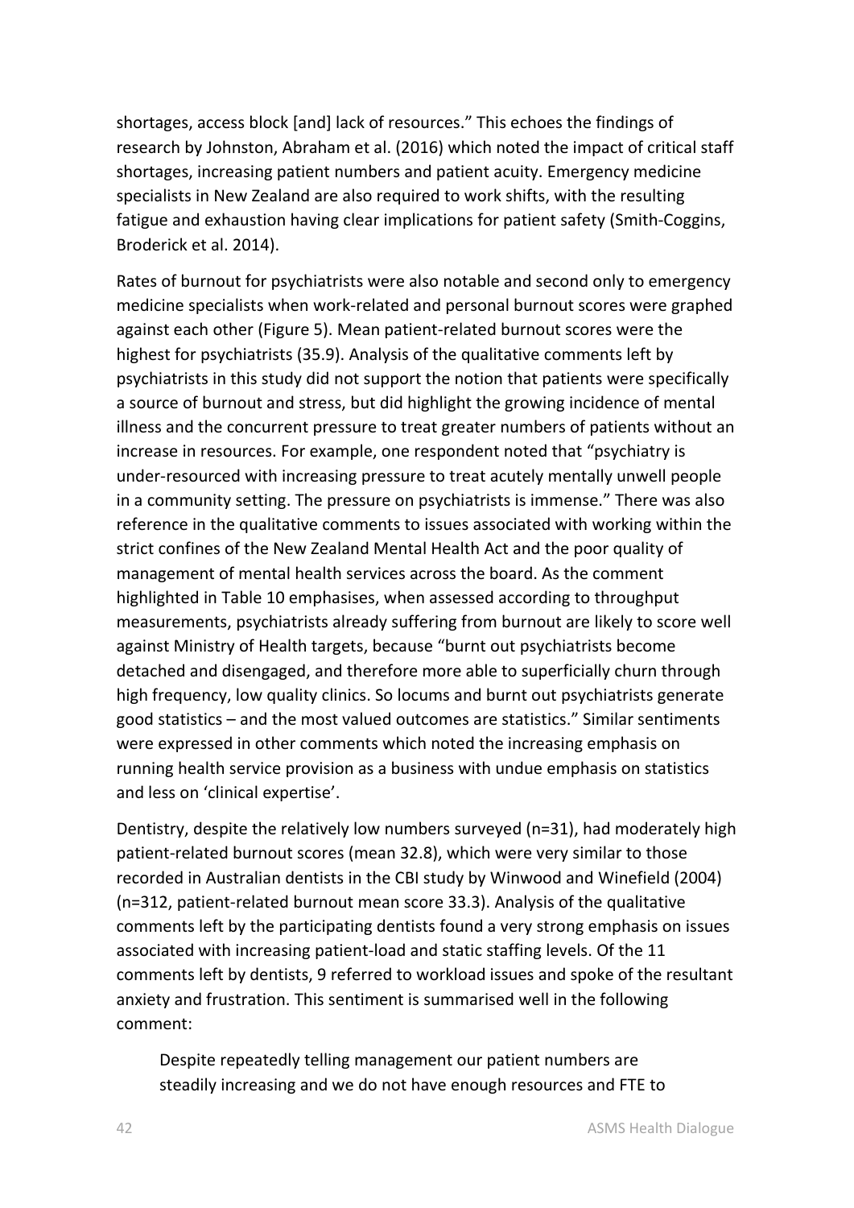shortages, access block [and] lack of resources." This echoes the findings of research by Johnston, Abraham et al. (2016) which noted the impact of critical staff shortages, increasing patient numbers and patient acuity. Emergency medicine specialists in New Zealand are also required to work shifts, with the resulting fatigue and exhaustion having clear implications for patient safety (Smith-Coggins, Broderick et al. 2014).

Rates of burnout for psychiatrists were also notable and second only to emergency medicine specialists when work-related and personal burnout scores were graphed against each other (Figure 5). Mean patient-related burnout scores were the highest for psychiatrists (35.9). Analysis of the qualitative comments left by psychiatrists in this study did not support the notion that patients were specifically a source of burnout and stress, but did highlight the growing incidence of mental illness and the concurrent pressure to treat greater numbers of patients without an increase in resources. For example, one respondent noted that "psychiatry is under-resourced with increasing pressure to treat acutely mentally unwell people in a community setting. The pressure on psychiatrists is immense." There was also reference in the qualitative comments to issues associated with working within the strict confines of the New Zealand Mental Health Act and the poor quality of management of mental health services across the board. As the comment highlighted in Table 10 emphasises, when assessed according to throughput measurements, psychiatrists already suffering from burnout are likely to score well against Ministry of Health targets, because "burnt out psychiatrists become detached and disengaged, and therefore more able to superficially churn through high frequency, low quality clinics. So locums and burnt out psychiatrists generate good statistics – and the most valued outcomes are statistics." Similar sentiments were expressed in other comments which noted the increasing emphasis on running health service provision as a business with undue emphasis on statistics and less on 'clinical expertise'.

Dentistry, despite the relatively low numbers surveyed (n=31), had moderately high patient-related burnout scores (mean 32.8), which were very similar to those recorded in Australian dentists in the CBI study by Winwood and Winefield (2004) (n=312, patient-related burnout mean score 33.3). Analysis of the qualitative comments left by the participating dentists found a very strong emphasis on issues associated with increasing patient-load and static staffing levels. Of the 11 comments left by dentists, 9 referred to workload issues and spoke of the resultant anxiety and frustration. This sentiment is summarised well in the following comment:

> Despite repeatedly telling management our patient numbers are steadily increasing and we do not have enough resources and FTE to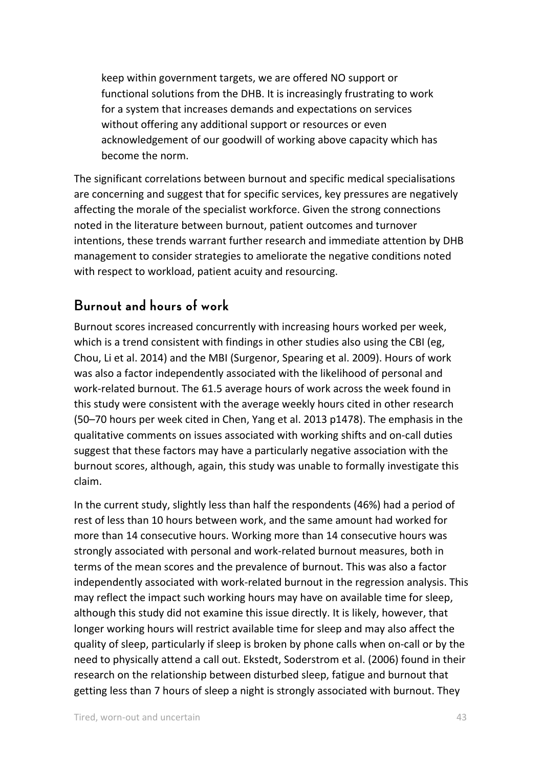> keep within government targets, we are offered NO support or functional solutions from the DHB. It is increasingly frustrating to work for a system that increases demands and expectations on services without offering any additional support or resources or even acknowledgement of our goodwill of working above capacity which has become the norm.

The significant correlations between burnout and specific medical specialisations are concerning and suggest that for specific services, key pressures are negatively affecting the morale of the specialist workforce. Given the strong connections noted in the literature between burnout, patient outcomes and turnover intentions, these trends warrant further research and immediate attention by DHB management to consider strategies to ameliorate the negative conditions noted with respect to workload, patient acuity and resourcing.

## Burnout and hours of work

Burnout scores increased concurrently with increasing hours worked per week, which is a trend consistent with findings in other studies also using the CBI (eg, Chou, Li et al. 2014) and the MBI (Surgenor, Spearing et al. 2009). Hours of work was also a factor independently associated with the likelihood of personal and work-related burnout. The 61.5 average hours of work across the week found in this study were consistent with the average weekly hours cited in other research (50–70 hours per week cited in Chen, Yang et al. 2013 p1478). The emphasis in the qualitative comments on issues associated with working shifts and on-call duties suggest that these factors may have a particularly negative association with the burnout scores, although, again, this study was unable to formally investigate this claim.

In the current study, slightly less than half the respondents (46%) had a period of rest of less than 10 hours between work, and the same amount had worked for more than 14 consecutive hours. Working more than 14 consecutive hours was strongly associated with personal and work-related burnout measures, both in terms of the mean scores and the prevalence of burnout. This was also a factor independently associated with work-related burnout in the regression analysis. This may reflect the impact such working hours may have on available time for sleep, although this study did not examine this issue directly. It is likely, however, that longer working hours will restrict available time for sleep and may also affect the quality of sleep, particularly if sleep is broken by phone calls when on-call or by the need to physically attend a call out. Ekstedt, Soderstrom et al. (2006) found in their research on the relationship between disturbed sleep, fatigue and burnout that getting less than 7 hours of sleep a night is strongly associated with burnout. They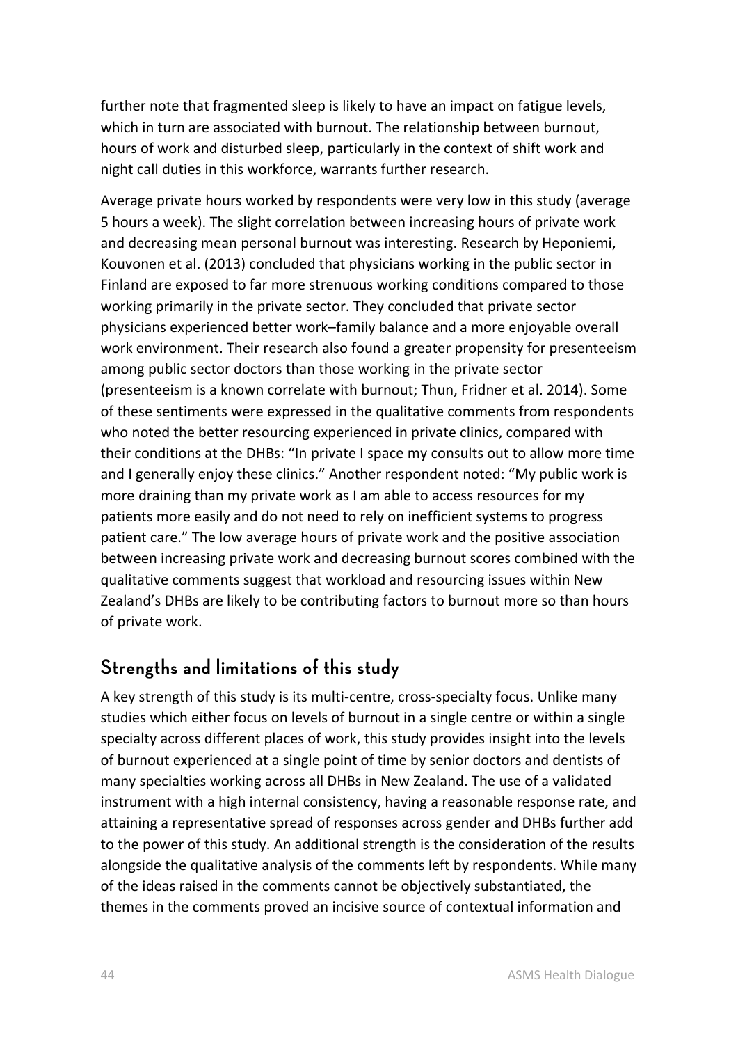further note that fragmented sleep is likely to have an impact on fatigue levels, which in turn are associated with burnout. The relationship between burnout, hours of work and disturbed sleep, particularly in the context of shift work and night call duties in this workforce, warrants further research.

Average private hours worked by respondents were very low in this study (average 5 hours a week). The slight correlation between increasing hours of private work and decreasing mean personal burnout was interesting. Research by Heponiemi, Kouvonen et al. (2013) concluded that physicians working in the public sector in Finland are exposed to far more strenuous working conditions compared to those working primarily in the private sector. They concluded that private sector physicians experienced better work–family balance and a more enjoyable overall work environment. Their research also found a greater propensity for presenteeism among public sector doctors than those working in the private sector (presenteeism is a known correlate with burnout; Thun, Fridner et al. 2014). Some of these sentiments were expressed in the qualitative comments from respondents who noted the better resourcing experienced in private clinics, compared with their conditions at the DHBs: "In private I space my consults out to allow more time and I generally enjoy these clinics." Another respondent noted: "My public work is more draining than my private work as I am able to access resources for my patients more easily and do not need to rely on inefficient systems to progress patient care." The low average hours of private work and the positive association between increasing private work and decreasing burnout scores combined with the qualitative comments suggest that workload and resourcing issues within New Zealand's DHBs are likely to be contributing factors to burnout more so than hours of private work.

## Strengths and limitations of this study

A key strength of this study is its multi-centre, cross-specialty focus. Unlike many studies which either focus on levels of burnout in a single centre or within a single specialty across different places of work, this study provides insight into the levels of burnout experienced at a single point of time by senior doctors and dentists of many specialties working across all DHBs in New Zealand. The use of a validated instrument with a high internal consistency, having a reasonable response rate, and attaining a representative spread of responses across gender and DHBs further add to the power of this study. An additional strength is the consideration of the results alongside the qualitative analysis of the comments left by respondents. While many of the ideas raised in the comments cannot be objectively substantiated, the themes in the comments proved an incisive source of contextual information and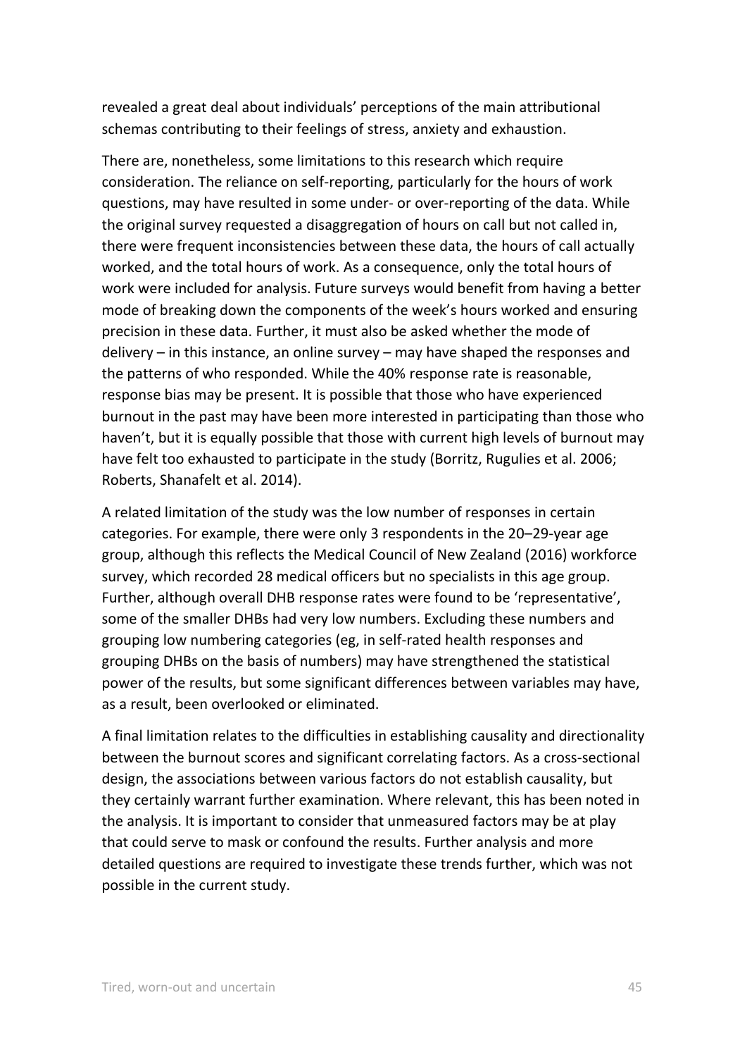revealed a great deal about individuals' perceptions of the main attributional schemas contributing to their feelings of stress, anxiety and exhaustion.

There are, nonetheless, some limitations to this research which require consideration. The reliance on self-reporting, particularly for the hours of work questions, may have resulted in some under- or over-reporting of the data. While the original survey requested a disaggregation of hours on call but not called in, there were frequent inconsistencies between these data, the hours of call actually worked, and the total hours of work. As a consequence, only the total hours of work were included for analysis. Future surveys would benefit from having a better mode of breaking down the components of the week's hours worked and ensuring precision in these data. Further, it must also be asked whether the mode of delivery – in this instance, an online survey – may have shaped the responses and the patterns of who responded. While the 40% response rate is reasonable, response bias may be present. It is possible that those who have experienced burnout in the past may have been more interested in participating than those who haven't, but it is equally possible that those with current high levels of burnout may have felt too exhausted to participate in the study (Borritz, Rugulies et al. 2006; Roberts, Shanafelt et al. 2014).

A related limitation of the study was the low number of responses in certain categories. For example, there were only 3 respondents in the 20–29-year age group, although this reflects the Medical Council of New Zealand (2016) workforce survey, which recorded 28 medical officers but no specialists in this age group. Further, although overall DHB response rates were found to be 'representative', some of the smaller DHBs had very low numbers. Excluding these numbers and grouping low numbering categories (eg, in self-rated health responses and grouping DHBs on the basis of numbers) may have strengthened the statistical power of the results, but some significant differences between variables may have, as a result, been overlooked or eliminated.

A final limitation relates to the difficulties in establishing causality and directionality between the burnout scores and significant correlating factors. As a cross-sectional design, the associations between various factors do not establish causality, but they certainly warrant further examination. Where relevant, this has been noted in the analysis. It is important to consider that unmeasured factors may be at play that could serve to mask or confound the results. Further analysis and more detailed questions are required to investigate these trends further, which was not possible in the current study.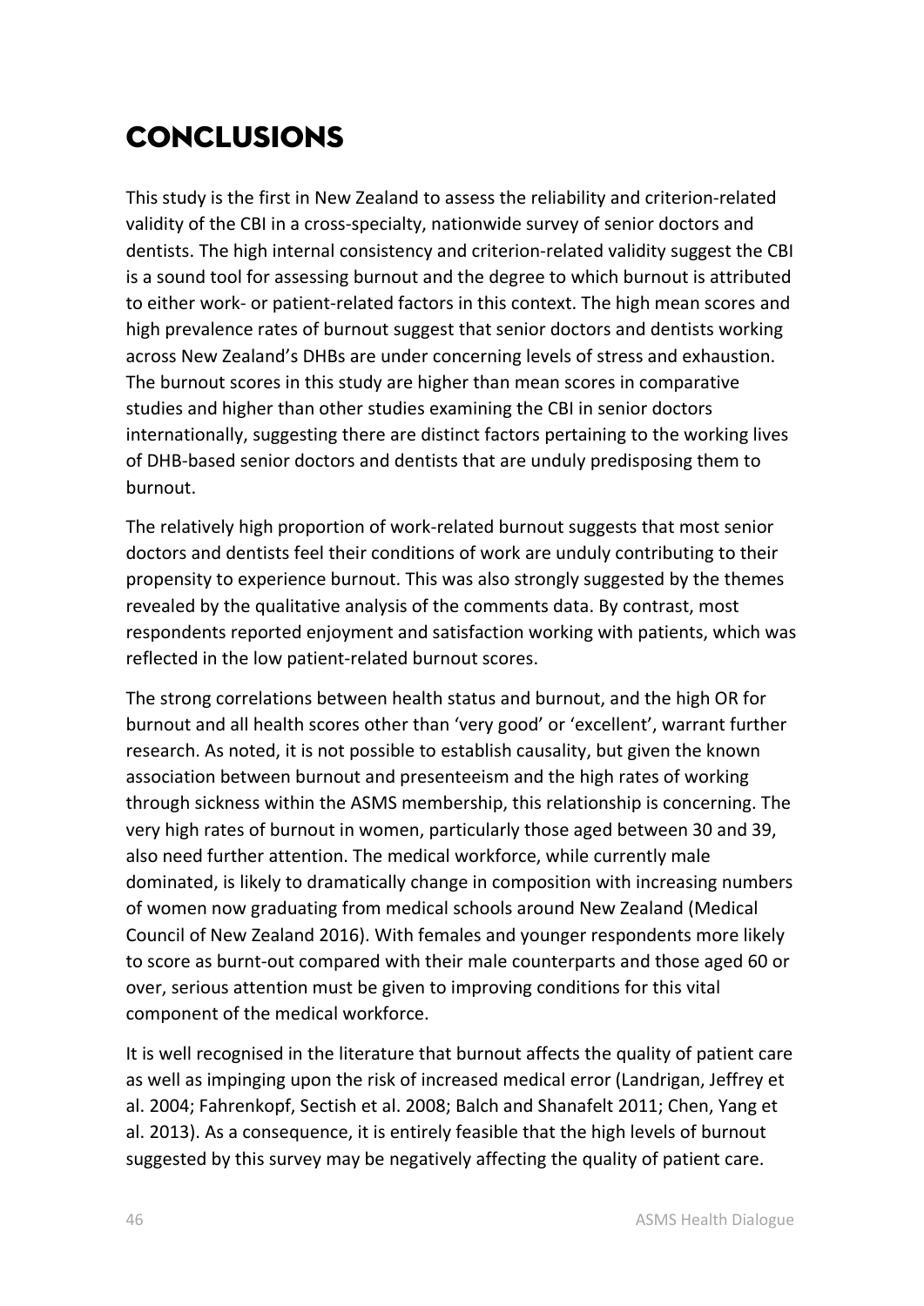# CONCLUSIONS

This study is the first in New Zealand to assess the reliability and criterion-related validity of the CBI in a cross-specialty, nationwide survey of senior doctors and dentists. The high internal consistency and criterion-related validity suggest the CBI is a sound tool for assessing burnout and the degree to which burnout is attributed to either work- or patient-related factors in this context. The high mean scores and high prevalence rates of burnout suggest that senior doctors and dentists working across New Zealand's DHBs are under concerning levels of stress and exhaustion. The burnout scores in this study are higher than mean scores in comparative studies and higher than other studies examining the CBI in senior doctors internationally, suggesting there are distinct factors pertaining to the working lives of DHB-based senior doctors and dentists that are unduly predisposing them to burnout.

The relatively high proportion of work-related burnout suggests that most senior doctors and dentists feel their conditions of work are unduly contributing to their propensity to experience burnout. This was also strongly suggested by the themes revealed by the qualitative analysis of the comments data. By contrast, most respondents reported enjoyment and satisfaction working with patients, which was reflected in the low patient-related burnout scores.

The strong correlations between health status and burnout, and the high OR for burnout and all health scores other than 'very good' or 'excellent', warrant further research. As noted, it is not possible to establish causality, but given the known association between burnout and presenteeism and the high rates of working through sickness within the ASMS membership, this relationship is concerning. The very high rates of burnout in women, particularly those aged between 30 and 39, also need further attention. The medical workforce, while currently male dominated, is likely to dramatically change in composition with increasing numbers of women now graduating from medical schools around New Zealand (Medical Council of New Zealand 2016). With females and younger respondents more likely to score as burnt-out compared with their male counterparts and those aged 60 or over, serious attention must be given to improving conditions for this vital component of the medical workforce.

It is well recognised in the literature that burnout affects the quality of patient care as well as impinging upon the risk of increased medical error (Landrigan, Jeffrey et al. 2004; Fahrenkopf, Sectish et al. 2008; Balch and Shanafelt 2011; Chen, Yang et al. 2013). As a consequence, it is entirely feasible that the high levels of burnout suggested by this survey may be negatively affecting the quality of patient care.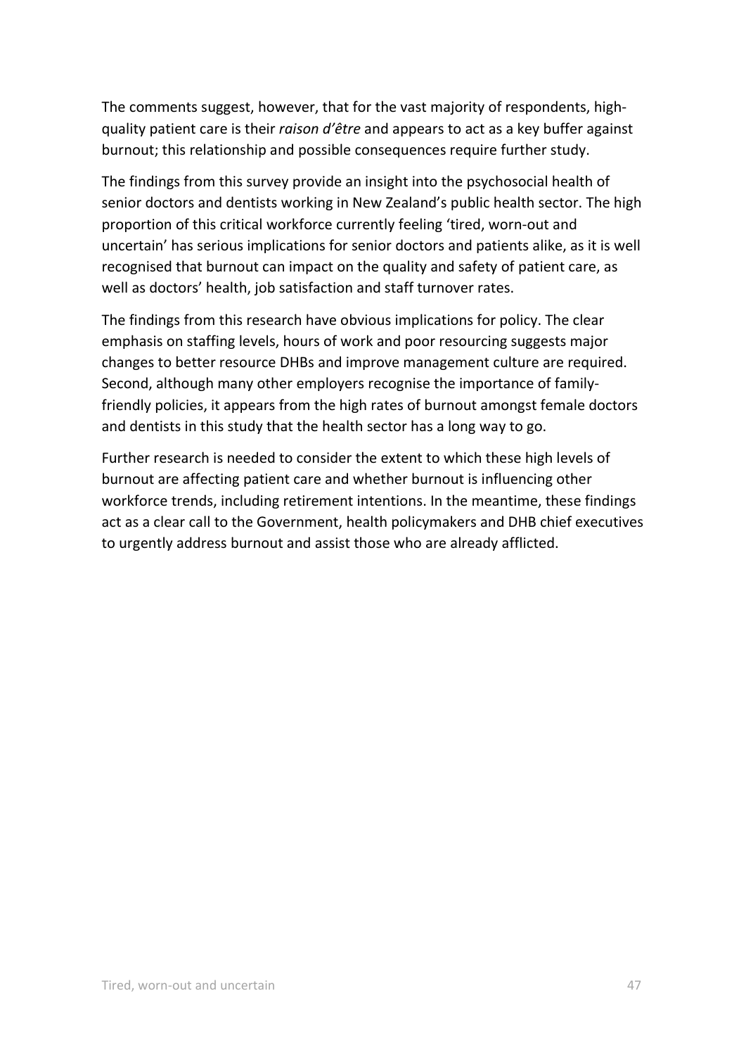The comments suggest, however, that for the vast majority of respondents, high-quality patient care is their *raison d'être* and appears to act as a key buffer against burnout; this relationship and possible consequences require further study.

The findings from this survey provide an insight into the psychosocial health of senior doctors and dentists working in New Zealand's public health sector. The high proportion of this critical workforce currently feeling 'tired, worn-out and uncertain' has serious implications for senior doctors and patients alike, as it is well recognised that burnout can impact on the quality and safety of patient care, as well as doctors' health, job satisfaction and staff turnover rates.

The findings from this research have obvious implications for policy. The clear emphasis on staffing levels, hours of work and poor resourcing suggests major changes to better resource DHBs and improve management culture are required. Second, although many other employers recognise the importance of family-friendly policies, it appears from the high rates of burnout amongst female doctors and dentists in this study that the health sector has a long way to go.

Further research is needed to consider the extent to which these high levels of burnout are affecting patient care and whether burnout is influencing other workforce trends, including retirement intentions. In the meantime, these findings act as a clear call to the Government, health policymakers and DHB chief executives to urgently address burnout and assist those who are already afflicted.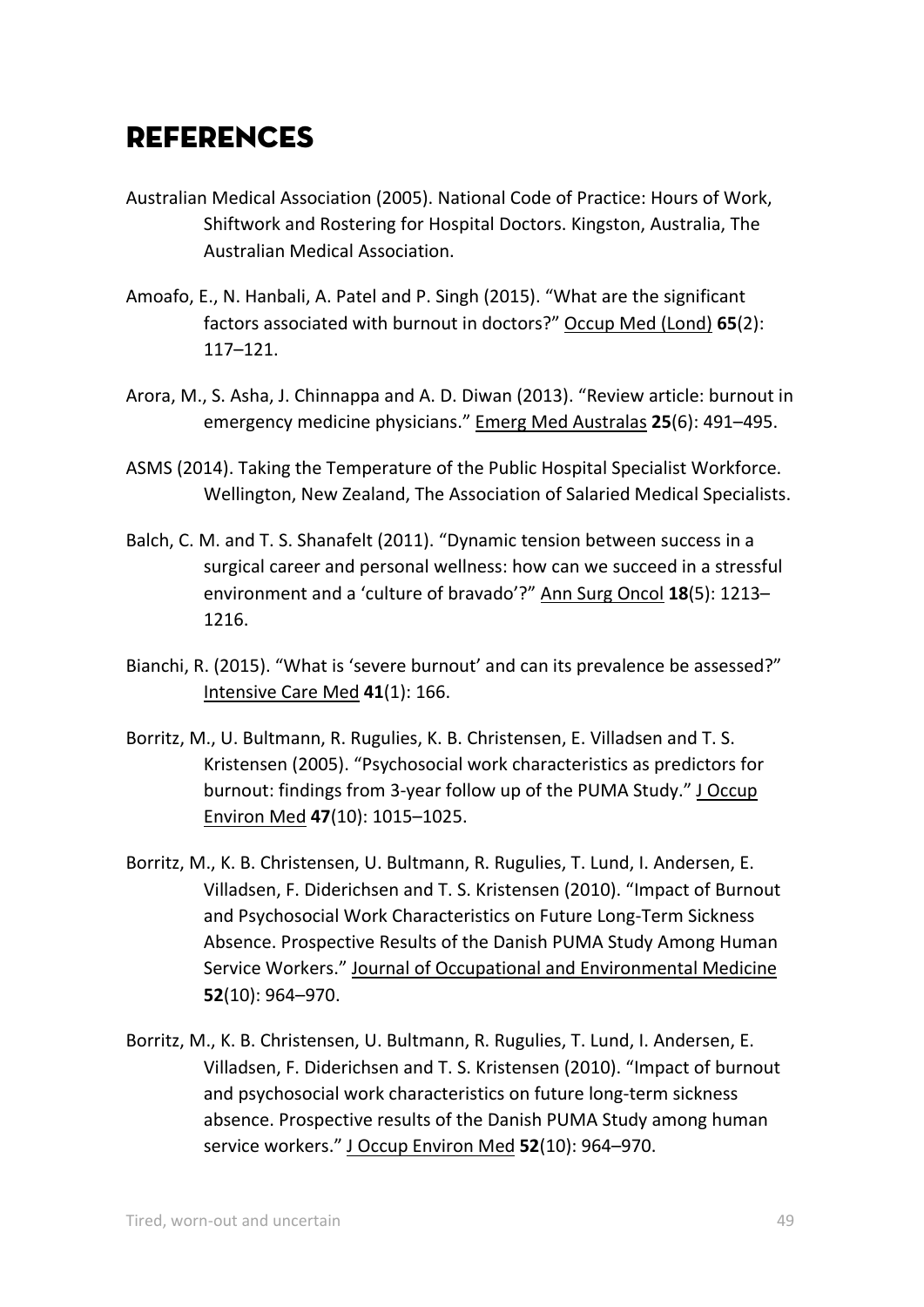# REFERENCES

Australian Medical Association (2005). National Code of Practice: Hours of Work, Shiftwork and Rostering for Hospital Doctors. Kingston, Australia, The Australian Medical Association.

Amoafo, E., N. Hanbali, A. Patel and P. Singh (2015). "What are the significant factors associated with burnout in doctors?" Occup Med (Lond) **65**(2): 117–121.

Arora, M., S. Asha, J. Chinnappa and A. D. Diwan (2013). "Review article: burnout in emergency medicine physicians." Emerg Med Australas **25**(6): 491–495.

ASMS (2014). Taking the Temperature of the Public Hospital Specialist Workforce. Wellington, New Zealand, The Association of Salaried Medical Specialists.

Balch, C. M. and T. S. Shanafelt (2011). "Dynamic tension between success in a surgical career and personal wellness: how can we succeed in a stressful environment and a 'culture of bravado'?" Ann Surg Oncol **18**(5): 1213–1216.

Bianchi, R. (2015). "What is 'severe burnout' and can its prevalence be assessed?" Intensive Care Med **41**(1): 166.

Borritz, M., U. Bultmann, R. Rugulies, K. B. Christensen, E. Villadsen and T. S. Kristensen (2005). "Psychosocial work characteristics as predictors for burnout: findings from 3-year follow up of the PUMA Study." J Occup Environ Med **47**(10): 1015–1025.

Borritz, M., K. B. Christensen, U. Bultmann, R. Rugulies, T. Lund, I. Andersen, E. Villadsen, F. Diderichsen and T. S. Kristensen (2010). "Impact of Burnout and Psychosocial Work Characteristics on Future Long-Term Sickness Absence. Prospective Results of the Danish PUMA Study Among Human Service Workers." Journal of Occupational and Environmental Medicine **52**(10): 964–970.

Borritz, M., K. B. Christensen, U. Bultmann, R. Rugulies, T. Lund, I. Andersen, E. Villadsen, F. Diderichsen and T. S. Kristensen (2010). "Impact of burnout and psychosocial work characteristics on future long-term sickness absence. Prospective results of the Danish PUMA Study among human service workers." J Occup Environ Med **52**(10): 964–970.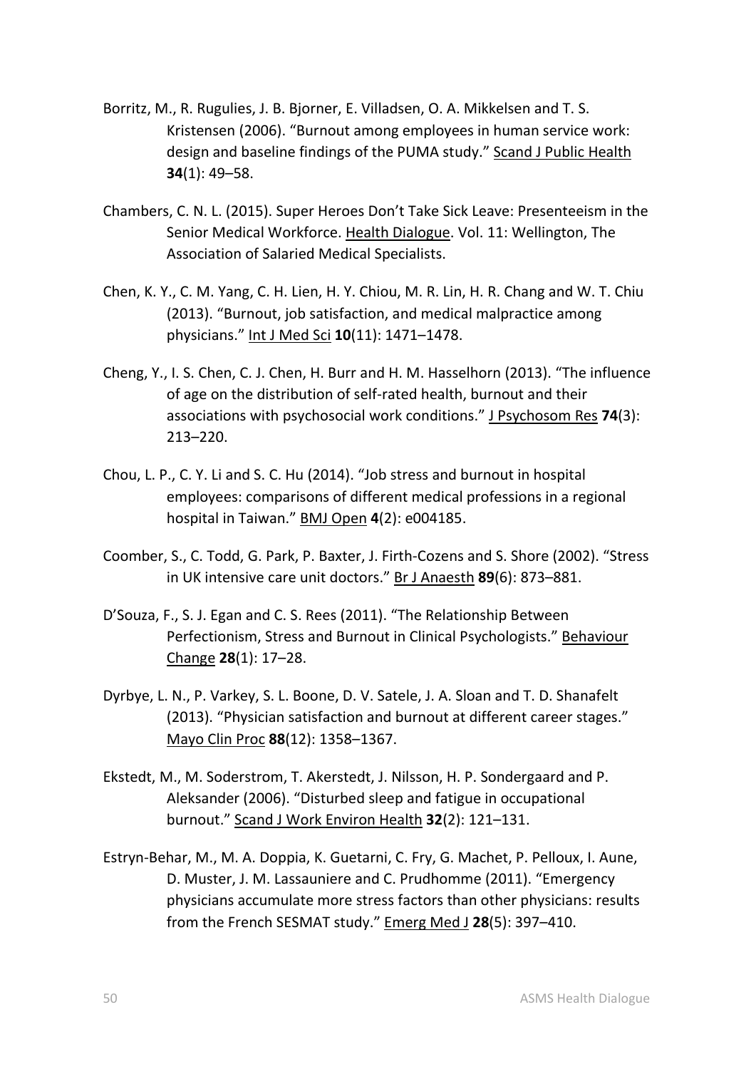Borritz, M., R. Rugulies, J. B. Bjorner, E. Villadsen, O. A. Mikkelsen and T. S. Kristensen (2006). "Burnout among employees in human service work: design and baseline findings of the PUMA study." Scand J Public Health **34**(1): 49–58.

Chambers, C. N. L. (2015). Super Heroes Don't Take Sick Leave: Presenteeism in the Senior Medical Workforce. Health Dialogue. Vol. 11: Wellington, The Association of Salaried Medical Specialists.

Chen, K. Y., C. M. Yang, C. H. Lien, H. Y. Chiou, M. R. Lin, H. R. Chang and W. T. Chiu (2013). "Burnout, job satisfaction, and medical malpractice among physicians." Int J Med Sci **10**(11): 1471–1478.

Cheng, Y., I. S. Chen, C. J. Chen, H. Burr and H. M. Hasselhorn (2013). "The influence of age on the distribution of self-rated health, burnout and their associations with psychosocial work conditions." J Psychosom Res **74**(3): 213–220.

Chou, L. P., C. Y. Li and S. C. Hu (2014). "Job stress and burnout in hospital employees: comparisons of different medical professions in a regional hospital in Taiwan." BMJ Open **4**(2): e004185.

Coomber, S., C. Todd, G. Park, P. Baxter, J. Firth-Cozens and S. Shore (2002). "Stress in UK intensive care unit doctors." Br J Anaesth **89**(6): 873–881.

D'Souza, F., S. J. Egan and C. S. Rees (2011). "The Relationship Between Perfectionism, Stress and Burnout in Clinical Psychologists." Behaviour Change **28**(1): 17–28.

Dyrbye, L. N., P. Varkey, S. L. Boone, D. V. Satele, J. A. Sloan and T. D. Shanafelt (2013). "Physician satisfaction and burnout at different career stages." Mayo Clin Proc **88**(12): 1358–1367.

Ekstedt, M., M. Soderstrom, T. Akerstedt, J. Nilsson, H. P. Sondergaard and P. Aleksander (2006). "Disturbed sleep and fatigue in occupational burnout." Scand J Work Environ Health **32**(2): 121–131.

Estryn-Behar, M., M. A. Doppia, K. Guetarni, C. Fry, G. Machet, P. Pelloux, I. Aune, D. Muster, J. M. Lassauniere and C. Prudhomme (2011). "Emergency physicians accumulate more stress factors than other physicians: results from the French SESMAT study." Emerg Med J **28**(5): 397–410.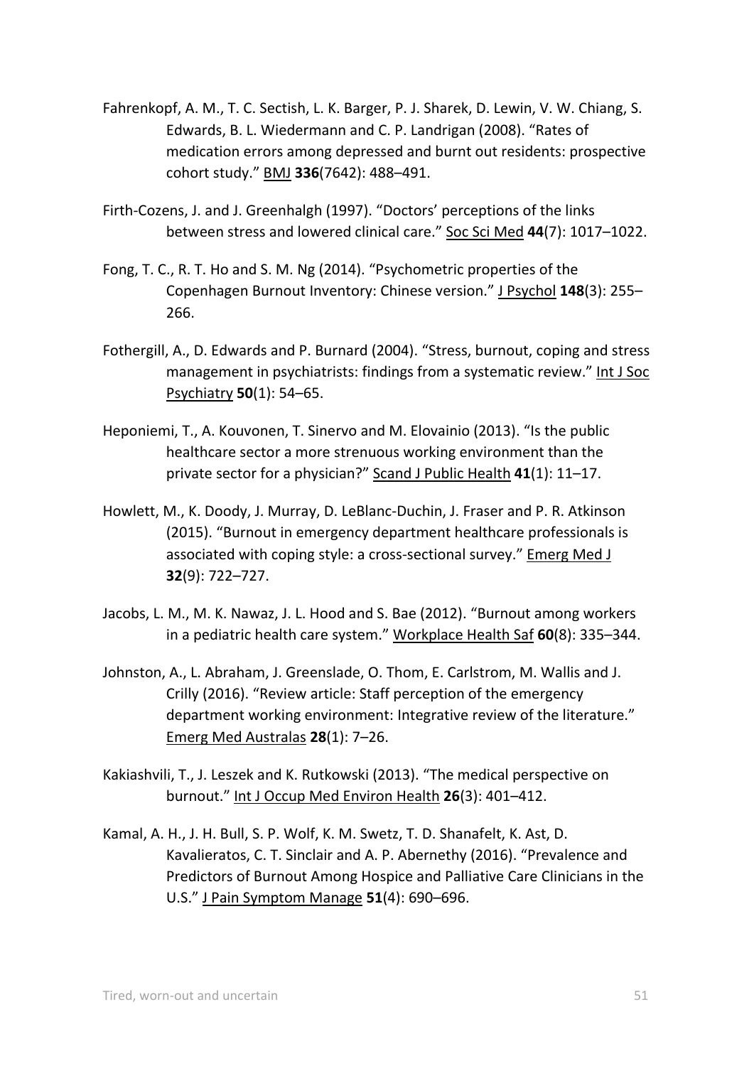Fahrenkopf, A. M., T. C. Sectish, L. K. Barger, P. J. Sharek, D. Lewin, V. W. Chiang, S. Edwards, B. L. Wiedermann and C. P. Landrigan (2008). “Rates of medication errors among depressed and burnt out residents: prospective cohort study.” BMJ **336**(7642): 488–491.

Firth-Cozens, J. and J. Greenhalgh (1997). “Doctors’ perceptions of the links between stress and lowered clinical care.” Soc Sci Med **44**(7): 1017–1022.

Fong, T. C., R. T. Ho and S. M. Ng (2014). “Psychometric properties of the Copenhagen Burnout Inventory: Chinese version.” J Psychol **148**(3): 255–266.

Fothergill, A., D. Edwards and P. Burnard (2004). “Stress, burnout, coping and stress management in psychiatrists: findings from a systematic review.” Int J Soc Psychiatry **50**(1): 54–65.

Heponiemi, T., A. Kouvonen, T. Sinervo and M. Elovainio (2013). “Is the public healthcare sector a more strenuous working environment than the private sector for a physician?” Scand J Public Health **41**(1): 11–17.

Howlett, M., K. Doody, J. Murray, D. LeBlanc-Duchin, J. Fraser and P. R. Atkinson (2015). “Burnout in emergency department healthcare professionals is associated with coping style: a cross-sectional survey.” Emerg Med J **32**(9): 722–727.

Jacobs, L. M., M. K. Nawaz, J. L. Hood and S. Bae (2012). “Burnout among workers in a pediatric health care system.” Workplace Health Saf **60**(8): 335–344.

Johnston, A., L. Abraham, J. Greenslade, O. Thom, E. Carlstrom, M. Wallis and J. Crilly (2016). “Review article: Staff perception of the emergency department working environment: Integrative review of the literature.” Emerg Med Australas **28**(1): 7–26.

Kakiashvili, T., J. Leszek and K. Rutkowski (2013). “The medical perspective on burnout.” Int J Occup Med Environ Health **26**(3): 401–412.

Kamal, A. H., J. H. Bull, S. P. Wolf, K. M. Swetz, T. D. Shanafelt, K. Ast, D. Kavalieratos, C. T. Sinclair and A. P. Abernethy (2016). “Prevalence and Predictors of Burnout Among Hospice and Palliative Care Clinicians in the U.S.” J Pain Symptom Manage **51**(4): 690–696.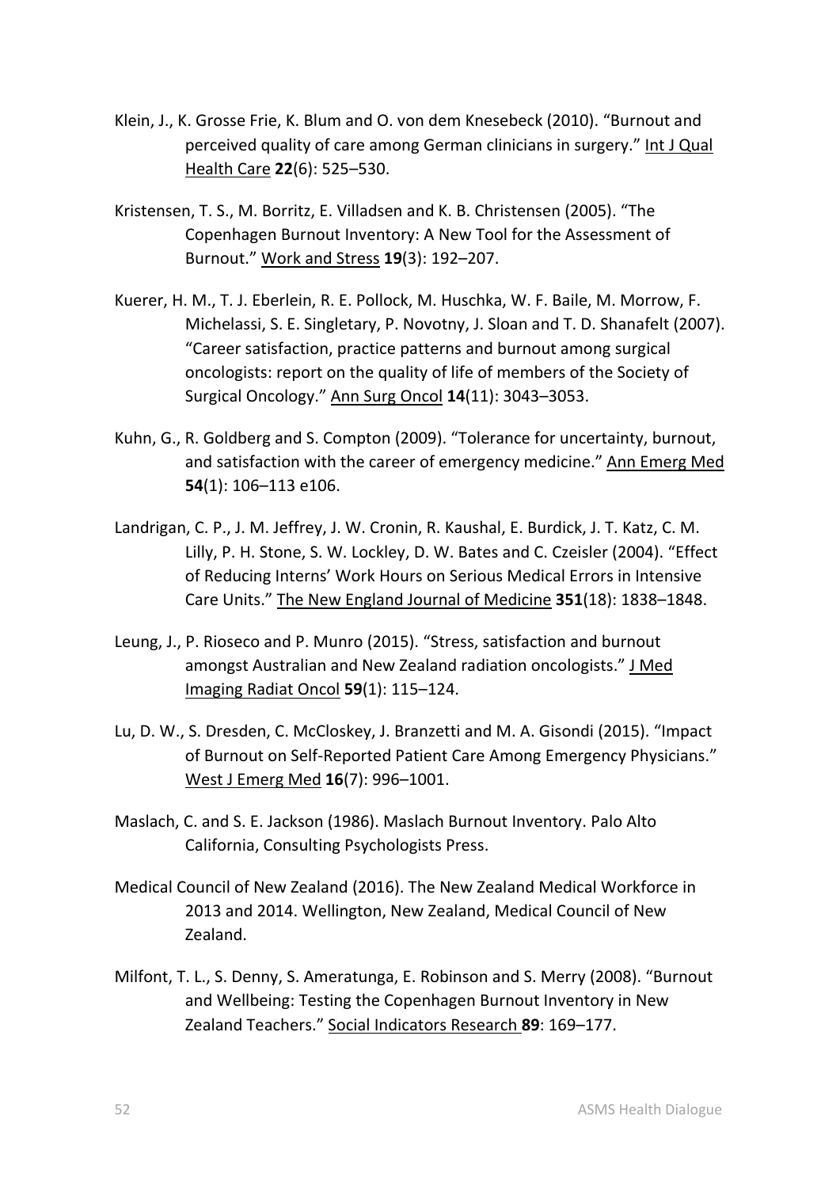Klein, J., K. Grosse Frie, K. Blum and O. von dem Knesebeck (2010). "Burnout and perceived quality of care among German clinicians in surgery." Int J Qual Health Care **22**(6): 525–530.

Kristensen, T. S., M. Borritz, E. Villadsen and K. B. Christensen (2005). "The Copenhagen Burnout Inventory: A New Tool for the Assessment of Burnout." Work and Stress **19**(3): 192–207.

Kuerer, H. M., T. J. Eberlein, R. E. Pollock, M. Huschka, W. F. Baile, M. Morrow, F. Michelassi, S. E. Singletary, P. Novotny, J. Sloan and T. D. Shanafelt (2007). "Career satisfaction, practice patterns and burnout among surgical oncologists: report on the quality of life of members of the Society of Surgical Oncology." Ann Surg Oncol **14**(11): 3043–3053.

Kuhn, G., R. Goldberg and S. Compton (2009). "Tolerance for uncertainty, burnout, and satisfaction with the career of emergency medicine." Ann Emerg Med **54**(1): 106–113 e106.

Landrigan, C. P., J. M. Jeffrey, J. W. Cronin, R. Kaushal, E. Burdick, J. T. Katz, C. M. Lilly, P. H. Stone, S. W. Lockley, D. W. Bates and C. Czeisler (2004). "Effect of Reducing Interns' Work Hours on Serious Medical Errors in Intensive Care Units." The New England Journal of Medicine **351**(18): 1838–1848.

Leung, J., P. Rioseco and P. Munro (2015). "Stress, satisfaction and burnout amongst Australian and New Zealand radiation oncologists." J Med Imaging Radiat Oncol **59**(1): 115–124.

Lu, D. W., S. Dresden, C. McCloskey, J. Branzetti and M. A. Gisondi (2015). "Impact of Burnout on Self-Reported Patient Care Among Emergency Physicians." West J Emerg Med **16**(7): 996–1001.

Maslach, C. and S. E. Jackson (1986). Maslach Burnout Inventory. Palo Alto California, Consulting Psychologists Press.

Medical Council of New Zealand (2016). The New Zealand Medical Workforce in 2013 and 2014. Wellington, New Zealand, Medical Council of New Zealand.

Milfont, T. L., S. Denny, S. Ameratunga, E. Robinson and S. Merry (2008). "Burnout and Wellbeing: Testing the Copenhagen Burnout Inventory in New Zealand Teachers." Social Indicators Research **89**: 169–177.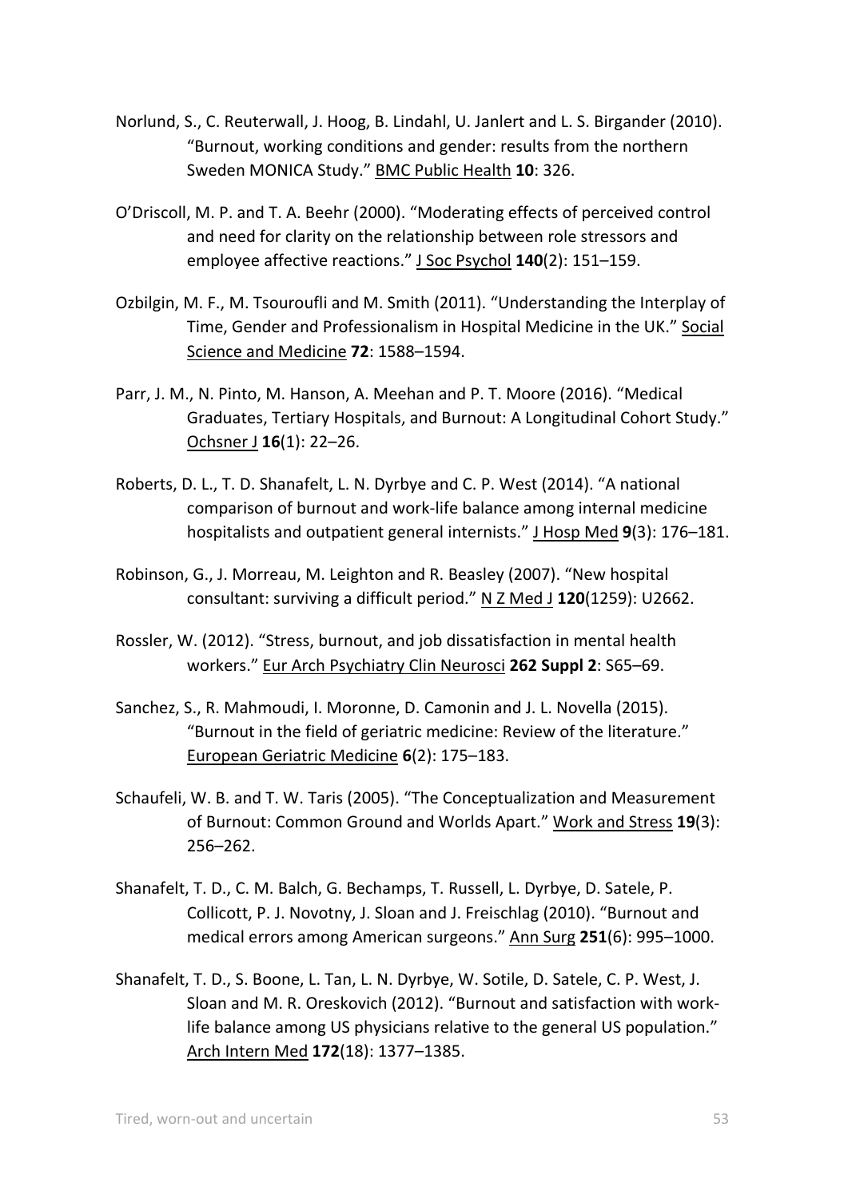Norlund, S., C. Reuterwall, J. Hoog, B. Lindahl, U. Janlert and L. S. Birgander (2010). "Burnout, working conditions and gender: results from the northern Sweden MONICA Study." BMC Public Health **10**: 326.

O'Driscoll, M. P. and T. A. Beehr (2000). "Moderating effects of perceived control and need for clarity on the relationship between role stressors and employee affective reactions." J Soc Psychol **140**(2): 151–159.

Ozbilgin, M. F., M. Tsouroufli and M. Smith (2011). "Understanding the Interplay of Time, Gender and Professionalism in Hospital Medicine in the UK." Social Science and Medicine **72**: 1588–1594.

Parr, J. M., N. Pinto, M. Hanson, A. Meehan and P. T. Moore (2016). "Medical Graduates, Tertiary Hospitals, and Burnout: A Longitudinal Cohort Study." Ochsner J **16**(1): 22–26.

Roberts, D. L., T. D. Shanafelt, L. N. Dyrbye and C. P. West (2014). "A national comparison of burnout and work-life balance among internal medicine hospitalists and outpatient general internists." J Hosp Med **9**(3): 176–181.

Robinson, G., J. Morreau, M. Leighton and R. Beasley (2007). "New hospital consultant: surviving a difficult period." N Z Med J **120**(1259): U2662.

Rossler, W. (2012). "Stress, burnout, and job dissatisfaction in mental health workers." Eur Arch Psychiatry Clin Neurosci **262 Suppl 2**: S65–69.

Sanchez, S., R. Mahmoudi, I. Moronne, D. Camonin and J. L. Novella (2015). "Burnout in the field of geriatric medicine: Review of the literature." European Geriatric Medicine **6**(2): 175–183.

Schaufeli, W. B. and T. W. Taris (2005). "The Conceptualization and Measurement of Burnout: Common Ground and Worlds Apart." Work and Stress **19**(3): 256–262.

Shanafelt, T. D., C. M. Balch, G. Bechamps, T. Russell, L. Dyrbye, D. Satele, P. Collicott, P. J. Novotny, J. Sloan and J. Freischlag (2010). "Burnout and medical errors among American surgeons." Ann Surg **251**(6): 995–1000.

Shanafelt, T. D., S. Boone, L. Tan, L. N. Dyrbye, W. Sotile, D. Satele, C. P. West, J. Sloan and M. R. Oreskovich (2012). "Burnout and satisfaction with work-life balance among US physicians relative to the general US population." Arch Intern Med **172**(18): 1377–1385.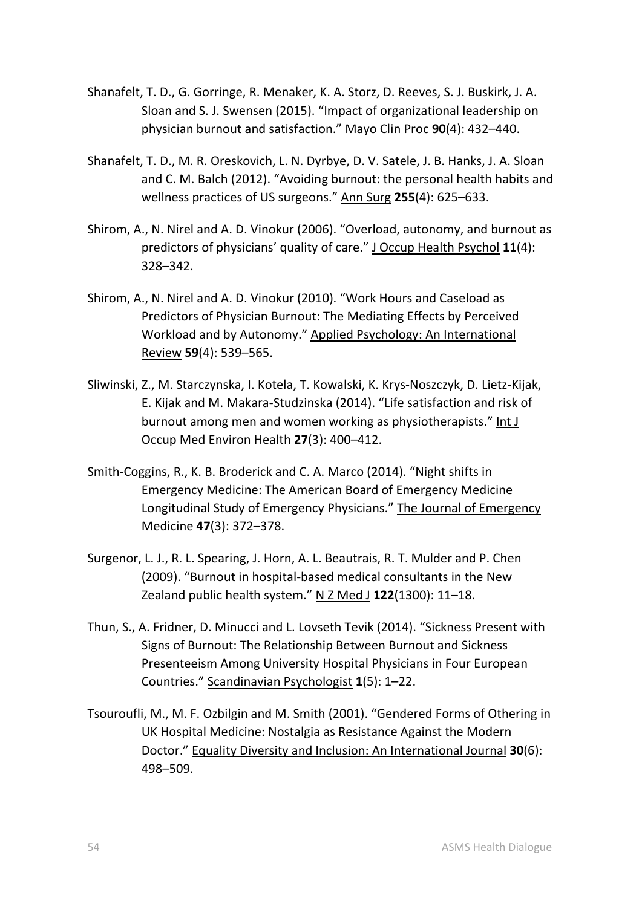Shanafelt, T. D., G. Gorringe, R. Menaker, K. A. Storz, D. Reeves, S. J. Buskirk, J. A. Sloan and S. J. Swensen (2015). "Impact of organizational leadership on physician burnout and satisfaction." Mayo Clin Proc **90**(4): 432–440.

Shanafelt, T. D., M. R. Oreskovich, L. N. Dyrbye, D. V. Satele, J. B. Hanks, J. A. Sloan and C. M. Balch (2012). "Avoiding burnout: the personal health habits and wellness practices of US surgeons." Ann Surg **255**(4): 625–633.

Shirom, A., N. Nirel and A. D. Vinokur (2006). "Overload, autonomy, and burnout as predictors of physicians' quality of care." J Occup Health Psychol **11**(4): 328–342.

Shirom, A., N. Nirel and A. D. Vinokur (2010). "Work Hours and Caseload as Predictors of Physician Burnout: The Mediating Effects by Perceived Workload and by Autonomy." Applied Psychology: An International Review **59**(4): 539–565.

Sliwinski, Z., M. Starczynska, I. Kotela, T. Kowalski, K. Krys-Noszczyk, D. Lietz-Kijak, E. Kijak and M. Makara-Studzinska (2014). "Life satisfaction and risk of burnout among men and women working as physiotherapists." Int J Occup Med Environ Health **27**(3): 400–412.

Smith-Coggins, R., K. B. Broderick and C. A. Marco (2014). "Night shifts in Emergency Medicine: The American Board of Emergency Medicine Longitudinal Study of Emergency Physicians." The Journal of Emergency Medicine **47**(3): 372–378.

Surgenor, L. J., R. L. Spearing, J. Horn, A. L. Beautrais, R. T. Mulder and P. Chen (2009). "Burnout in hospital-based medical consultants in the New Zealand public health system." N Z Med J **122**(1300): 11–18.

Thun, S., A. Fridner, D. Minucci and L. Lovseth Tevik (2014). "Sickness Present with Signs of Burnout: The Relationship Between Burnout and Sickness Presenteeism Among University Hospital Physicians in Four European Countries." Scandinavian Psychologist **1**(5): 1–22.

Tsouroufli, M., M. F. Ozbilgin and M. Smith (2001). "Gendered Forms of Othering in UK Hospital Medicine: Nostalgia as Resistance Against the Modern Doctor." Equality Diversity and Inclusion: An International Journal **30**(6): 498–509.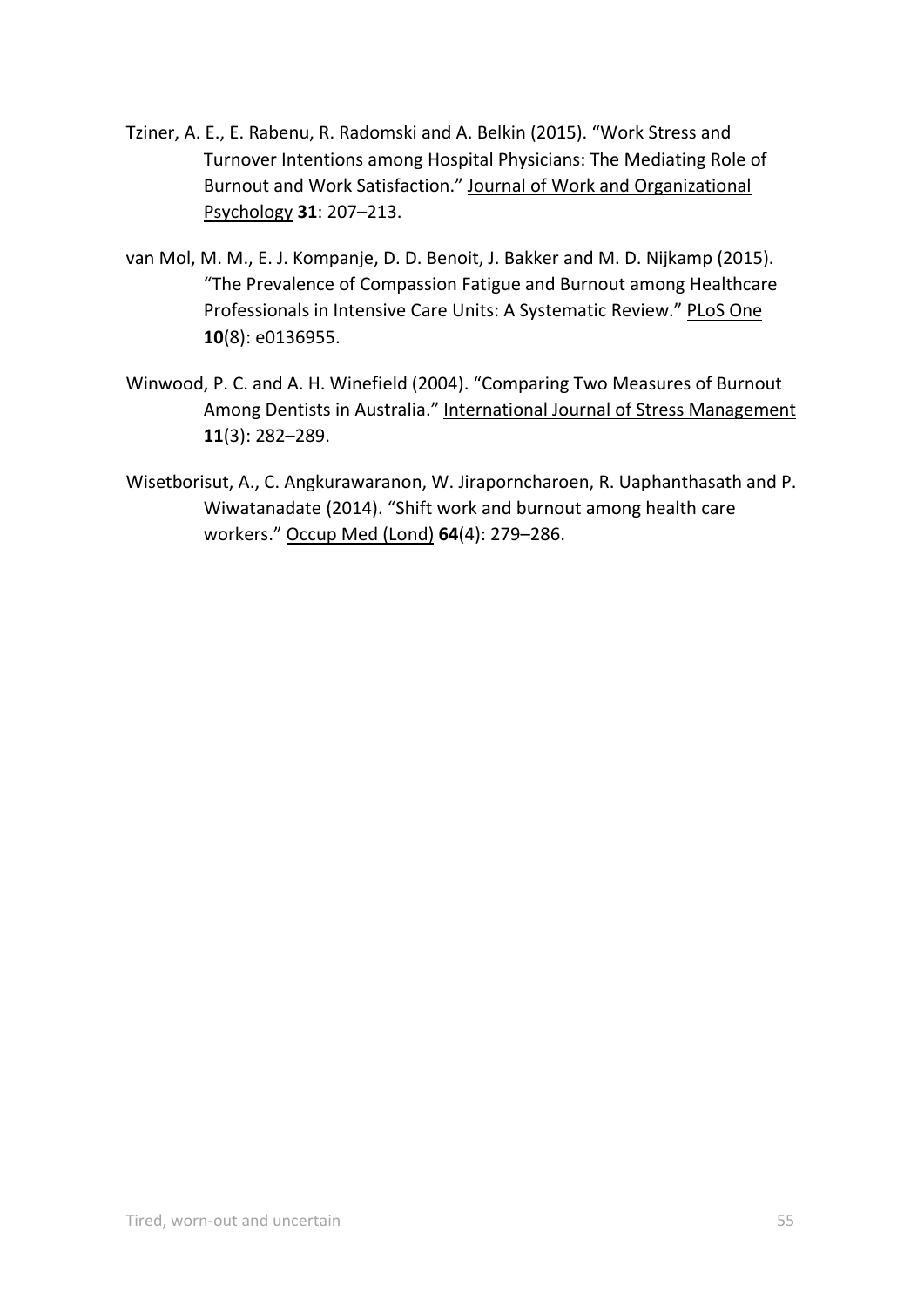Tziner, A. E., E. Rabenu, R. Radomski and A. Belkin (2015). "Work Stress and Turnover Intentions among Hospital Physicians: The Mediating Role of Burnout and Work Satisfaction." Journal of Work and Organizational Psychology **31**: 207–213.

van Mol, M. M., E. J. Kompanje, D. D. Benoit, J. Bakker and M. D. Nijkamp (2015). "The Prevalence of Compassion Fatigue and Burnout among Healthcare Professionals in Intensive Care Units: A Systematic Review." PLoS One **10**(8): e0136955.

Winwood, P. C. and A. H. Winefield (2004). "Comparing Two Measures of Burnout Among Dentists in Australia." International Journal of Stress Management **11**(3): 282–289.

Wisetborisut, A., C. Angkurawaranon, W. Jiraporncharoen, R. Uaphanthasath and P. Wiwatanadate (2014). "Shift work and burnout among health care workers." Occup Med (Lond) **64**(4): 279–286.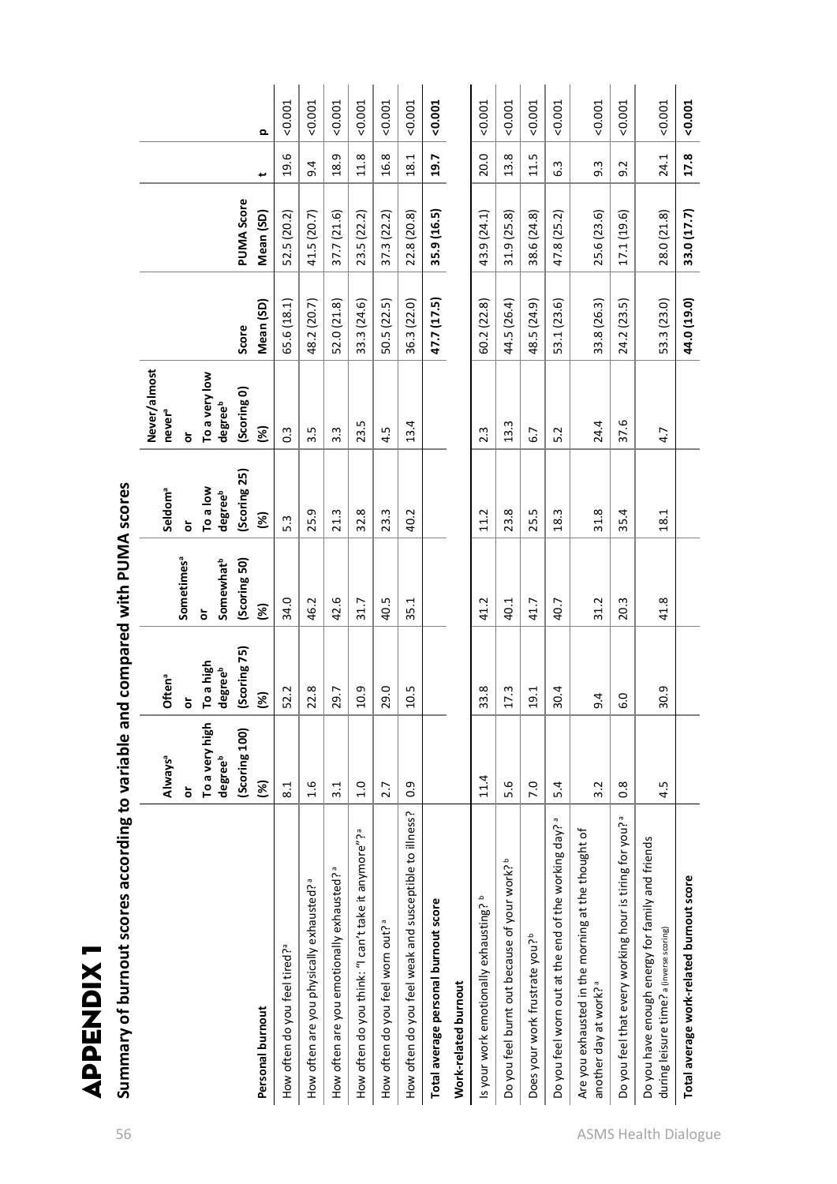# APPENDIX 1

## Summary of burnout scores according to variable and compared with PUMA scores

| Personal burnout | Always[a] or To a very high degree[b] (Scoring 100) (%) | Often[a] or To a high degree[b] (Scoring 75) (%) | Sometimes[a] or Somewhat[b] (Scoring 50) (%) | Seldom[a] or To a low degree[b] (Scoring 25) (%) | Never/almost never[a] or To a very low degree[b] (Scoring 0) (%) | Score Mean (SD) | PUMA Score Mean (SD) | t | p |
|---|---|---|---|---|---|---|---|---|---|
| How often do you feel tired?[a] | 8.1 | 52.2 | 34.0 | 5.3 | 0.3 | 65.6 (18.1) | 52.5 (20.2) | 19.6 | <0.001 |
| How often are you physically exhausted?[a] | 1.6 | 22.8 | 46.2 | 25.9 | 3.5 | 48.2 (20.7) | 41.5 (20.7) | 9.4 | <0.001 |
| How often are you emotionally exhausted?[a] | 3.1 | 29.7 | 42.6 | 21.3 | 3.3 | 52.0 (21.8) | 37.7 (21.6) | 18.9 | <0.001 |
| How often do you think: "I can't take it anymore"?[a] | 1.0 | 10.9 | 31.7 | 32.8 | 23.5 | 33.3 (24.6) | 23.5 (22.2) | 11.8 | <0.001 |
| How often do you feel worn out?[a] | 2.7 | 29.0 | 40.5 | 23.3 | 4.5 | 50.5 (22.5) | 37.3 (22.2) | 16.8 | <0.001 |
| How often do you feel weak and susceptible to illness?[a] | 0.9 | 10.5 | 35.1 | 40.2 | 13.4 | 36.3 (22.0) | 22.8 (20.8) | 18.1 | <0.001 |
| **Total average personal burnout score** | | | | | | **47.7 (17.5)** | **35.9 (16.5)** | **19.7** | **<0.001** |
| **Work-related burnout** | | | | | | | | | |
| Is your work emotionally exhausting?[b] | 11.4 | 33.8 | 41.2 | 11.2 | 2.3 | 60.2 (22.8) | 43.9 (24.1) | 20.0 | <0.001 |
| Do you feel burnt out because of your work?[b] | 5.6 | 17.3 | 40.1 | 23.8 | 13.3 | 44.5 (26.4) | 31.9 (25.8) | 13.8 | <0.001 |
| Does your work frustrate you?[b] | 7.0 | 19.1 | 41.7 | 25.5 | 6.7 | 48.5 (24.9) | 38.6 (24.8) | 11.5 | <0.001 |
| Do you feel worn out at the end of the working day?[a] | 5.4 | 30.4 | 40.7 | 18.3 | 5.2 | 53.1 (23.6) | 47.8 (25.2) | 6.3 | <0.001 |
| Are you exhausted in the morning at the thought of another day at work?[a] | 3.2 | 9.4 | 31.2 | 31.8 | 24.4 | 33.8 (26.3) | 25.6 (23.6) | 9.3 | <0.001 |
| Do you feel that every working hour is tiring for you?[a] | 0.8 | 6.0 | 20.3 | 35.4 | 37.6 | 24.2 (23.5) | 17.1 (19.6) | 9.2 | <0.001 |
| Do you have enough energy for family and friends during leisure time?[a] (inverse scoring) | 4.5 | 30.9 | 41.8 | 18.1 | 4.7 | 53.3 (23.0) | 28.0 (21.8) | 24.1 | <0.001 |
| **Total average work-related burnout score** | | | | | | **44.0 (19.0)** | **33.0 (17.7)** | **17.8** | **<0.001** |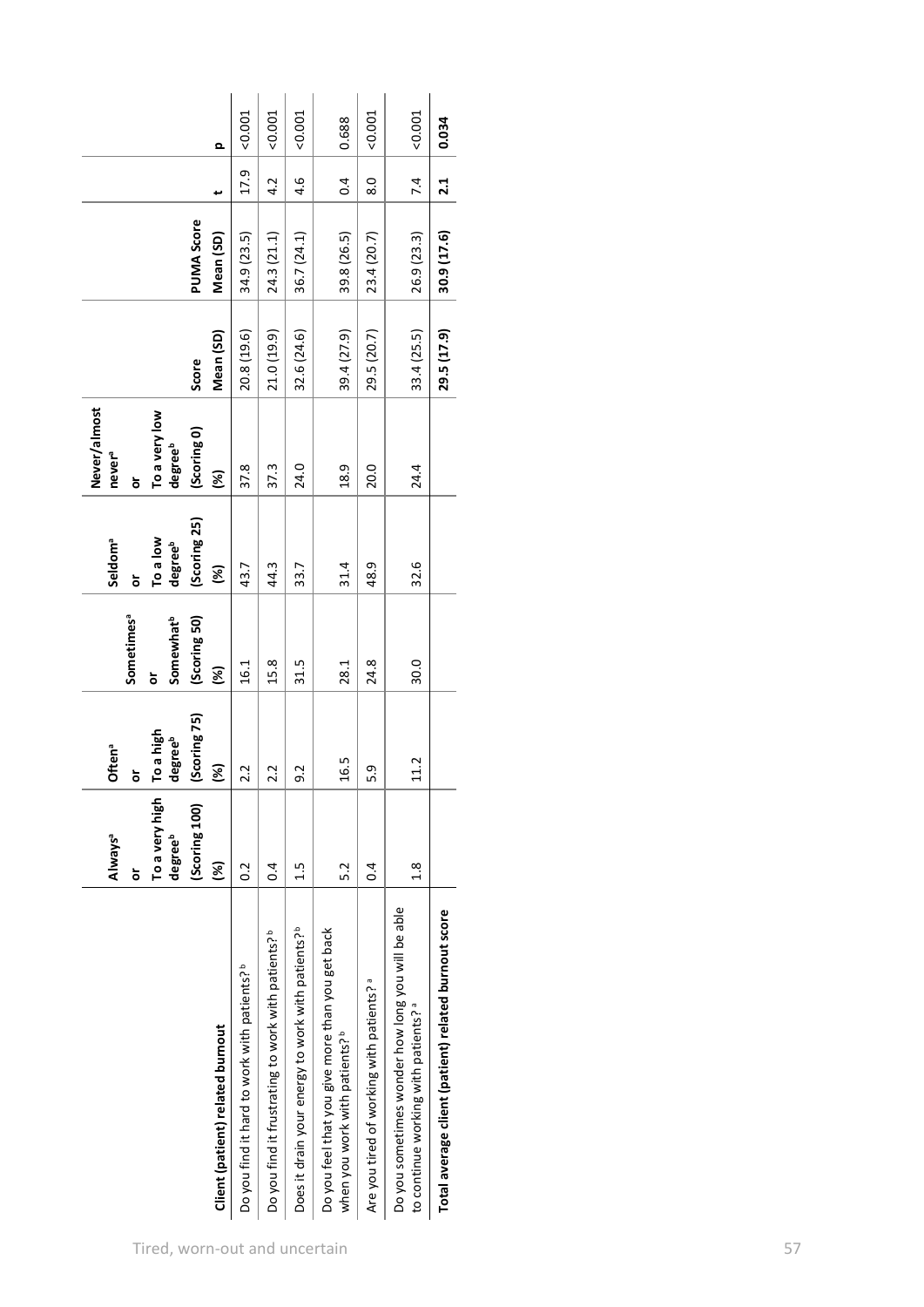| Client (patient) related burnout | Always[a] or To a very high degree[b] (Scoring 100) (%) | Often[a] or To a high degree[b] (Scoring 75) (%) | Sometimes[a] or Somewhat[b] (Scoring 50) (%) | Seldom[a] or To a low degree[b] (Scoring 25) (%) | Never/almost never[a] or To a very low degree[b] (Scoring 0) (%) | Score Mean (SD) | PUMA Score Mean (SD) | t | p |
|---|---|---|---|---|---|---|---|---|---|
| Do you find it hard to work with patients?[b] | 0.2 | 2.2 | 16.1 | 43.7 | 37.8 | 20.8 (19.6) | 34.9 (23.5) | 17.9 | <0.001 |
| Do you find it frustrating to work with patients?[b] | 0.4 | 2.2 | 15.8 | 44.3 | 37.3 | 21.0 (19.9) | 24.3 (21.1) | 4.2 | <0.001 |
| Does it drain your energy to work with patients?[b] | 1.5 | 9.2 | 31.5 | 33.7 | 24.0 | 32.6 (24.6) | 36.7 (24.1) | 4.6 | <0.001 |
| Do you feel that you give more than you get back when you work with patients?[b] | 5.2 | 16.5 | 28.1 | 31.4 | 18.9 | 39.4 (27.9) | 39.8 (26.5) | 0.4 | 0.688 |
| Are you tired of working with patients?[a] | 0.4 | 5.9 | 24.8 | 48.9 | 20.0 | 29.5 (20.7) | 23.4 (20.7) | 8.0 | <0.001 |
| Do you sometimes wonder how long you will be able to continue working with patients?[a] | 1.8 | 11.2 | 30.0 | 32.6 | 24.4 | 33.4 (25.5) | 26.9 (23.3) | 7.4 | <0.001 |
| **Total average client (patient) related burnout score** | | | | | | **29.5 (17.9)** | **30.9 (17.6)** | **2.1** | **0.034** |